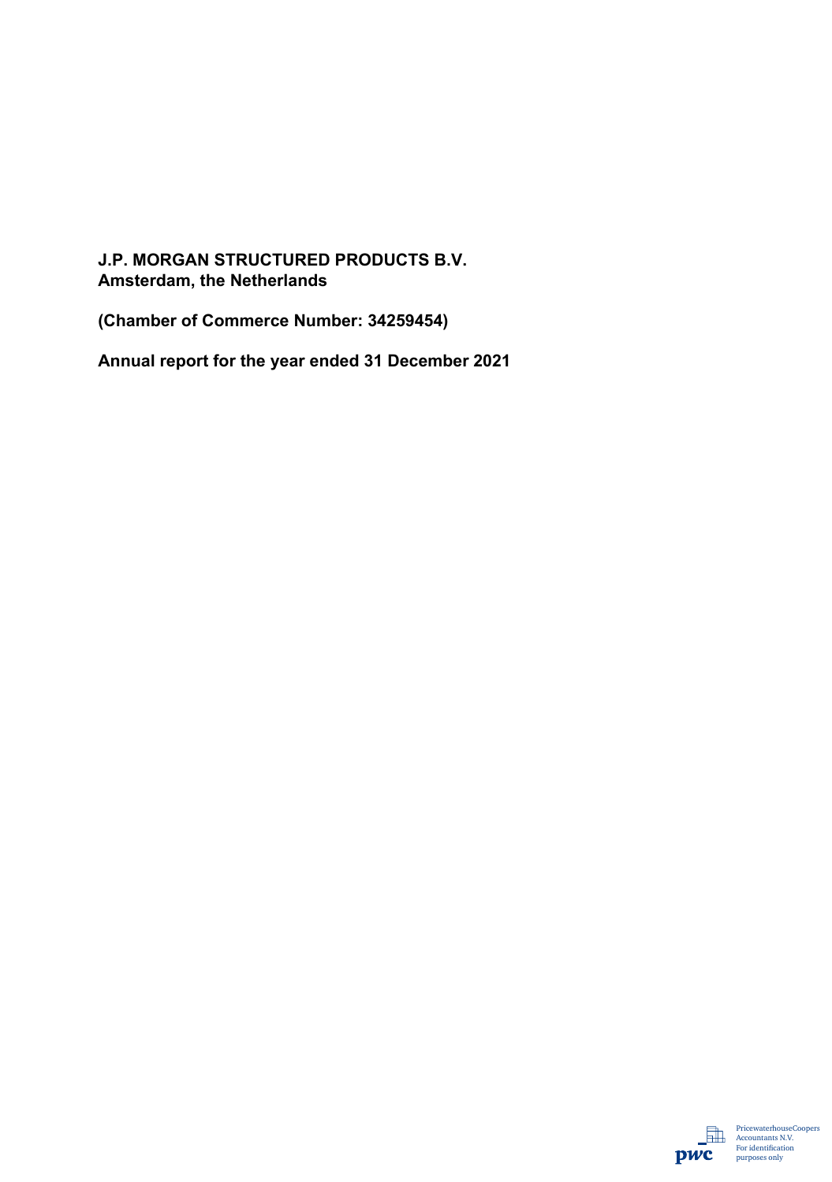**J.P. MORGAN STRUCTURED PRODUCTS B.V.**
**Amsterdam, the Netherlands**

**(Chamber of Commerce Number: 34259454)**

**Annual report for the year ended 31 December 2021**

PricewaterhouseCoopers Accountants N.V.
For identification purposes only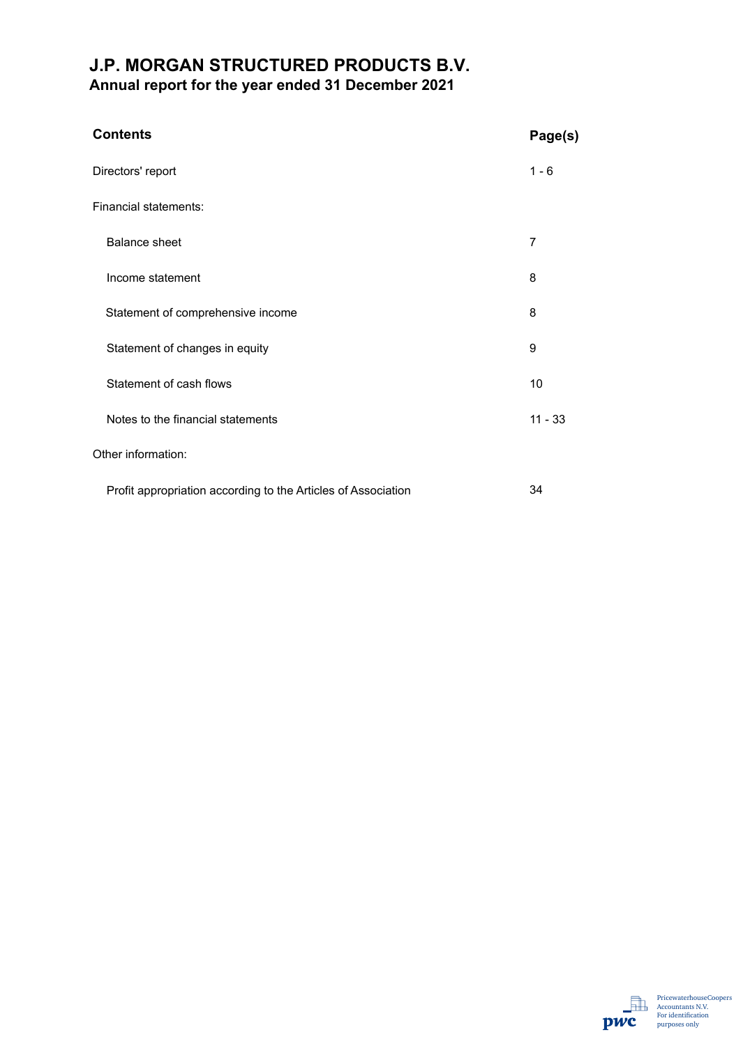# J.P. MORGAN STRUCTURED PRODUCTS B.V.
## Annual report for the year ended 31 December 2021

| Contents | Page(s) |
|---|---|
| Directors' report | 1 - 6 |
| Financial statements: | |
| Balance sheet | 7 |
| Income statement | 8 |
| Statement of comprehensive income | 8 |
| Statement of changes in equity | 9 |
| Statement of cash flows | 10 |
| Notes to the financial statements | 11 - 33 |
| Other information: | |
| Profit appropriation according to the Articles of Association | 34 |

PricewaterhouseCoopers Accountants N.V.
For identification purposes only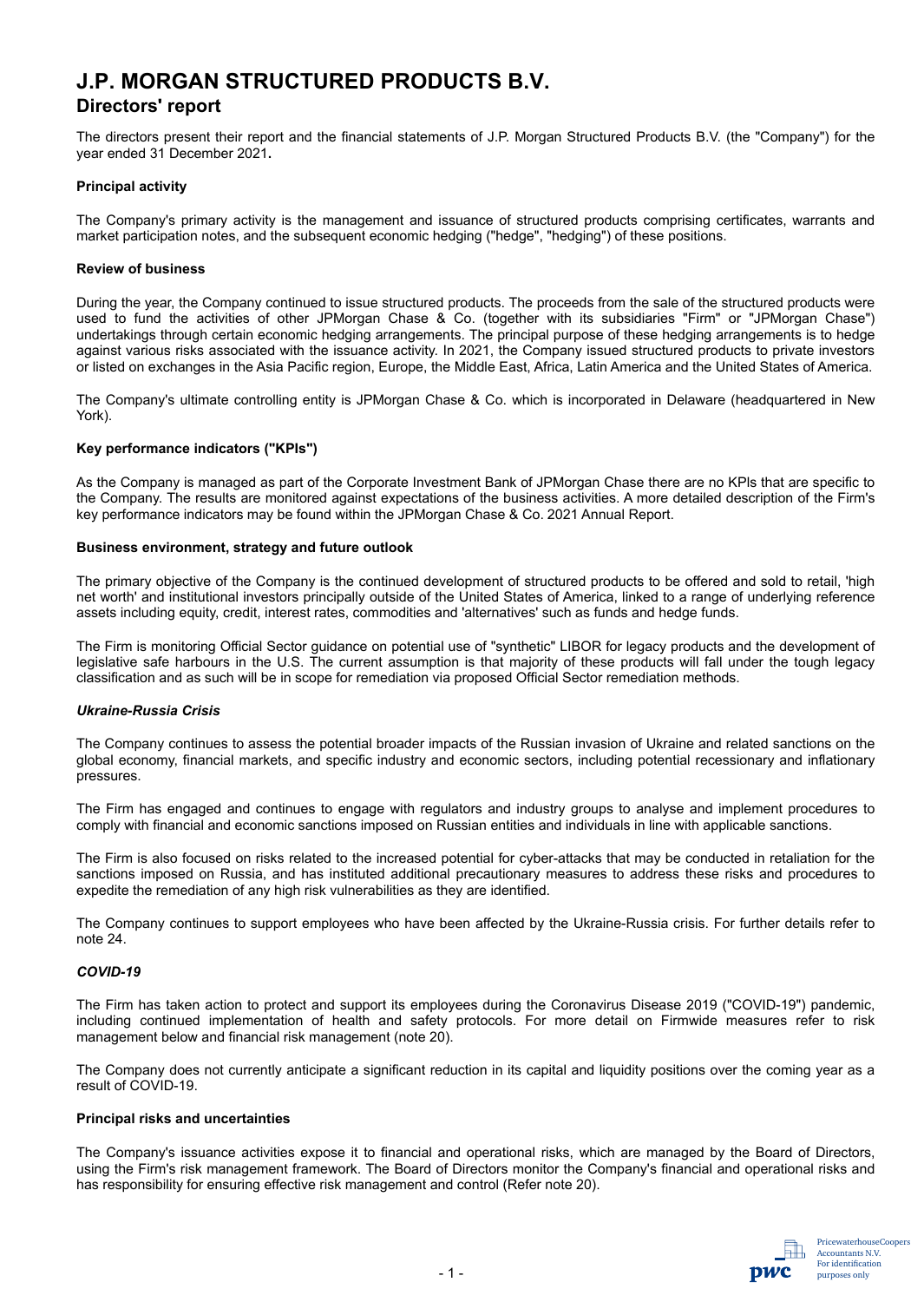# J.P. MORGAN STRUCTURED PRODUCTS B.V.

## Directors' report

The directors present their report and the financial statements of J.P. Morgan Structured Products B.V. (the "Company") for the year ended 31 December 2021**.**

**Principal activity**

The Company's primary activity is the management and issuance of structured products comprising certificates, warrants and market participation notes, and the subsequent economic hedging ("hedge", "hedging") of these positions.

**Review of business**

During the year, the Company continued to issue structured products. The proceeds from the sale of the structured products were used to fund the activities of other JPMorgan Chase & Co. (together with its subsidiaries "Firm" or "JPMorgan Chase") undertakings through certain economic hedging arrangements. The principal purpose of these hedging arrangements is to hedge against various risks associated with the issuance activity. In 2021, the Company issued structured products to private investors or listed on exchanges in the Asia Pacific region, Europe, the Middle East, Africa, Latin America and the United States of America.

The Company's ultimate controlling entity is JPMorgan Chase & Co. which is incorporated in Delaware (headquartered in New York).

**Key performance indicators ("KPIs")**

As the Company is managed as part of the Corporate Investment Bank of JPMorgan Chase there are no KPIs that are specific to the Company. The results are monitored against expectations of the business activities. A more detailed description of the Firm's key performance indicators may be found within the JPMorgan Chase & Co. 2021 Annual Report.

**Business environment, strategy and future outlook**

The primary objective of the Company is the continued development of structured products to be offered and sold to retail, 'high net worth' and institutional investors principally outside of the United States of America, linked to a range of underlying reference assets including equity, credit, interest rates, commodities and 'alternatives' such as funds and hedge funds.

The Firm is monitoring Official Sector guidance on potential use of "synthetic" LIBOR for legacy products and the development of legislative safe harbours in the U.S. The current assumption is that majority of these products will fall under the tough legacy classification and as such will be in scope for remediation via proposed Official Sector remediation methods.

***Ukraine-Russia Crisis***

The Company continues to assess the potential broader impacts of the Russian invasion of Ukraine and related sanctions on the global economy, financial markets, and specific industry and economic sectors, including potential recessionary and inflationary pressures.

The Firm has engaged and continues to engage with regulators and industry groups to analyse and implement procedures to comply with financial and economic sanctions imposed on Russian entities and individuals in line with applicable sanctions.

The Firm is also focused on risks related to the increased potential for cyber-attacks that may be conducted in retaliation for the sanctions imposed on Russia, and has instituted additional precautionary measures to address these risks and procedures to expedite the remediation of any high risk vulnerabilities as they are identified.

The Company continues to support employees who have been affected by the Ukraine-Russia crisis. For further details refer to note 24.

***COVID-19***

The Firm has taken action to protect and support its employees during the Coronavirus Disease 2019 ("COVID-19") pandemic, including continued implementation of health and safety protocols. For more detail on Firmwide measures refer to risk management below and financial risk management (note 20).

The Company does not currently anticipate a significant reduction in its capital and liquidity positions over the coming year as a result of COVID-19.

**Principal risks and uncertainties**

The Company's issuance activities expose it to financial and operational risks, which are managed by the Board of Directors, using the Firm's risk management framework. The Board of Directors monitor the Company's financial and operational risks and has responsibility for ensuring effective risk management and control (Refer note 20).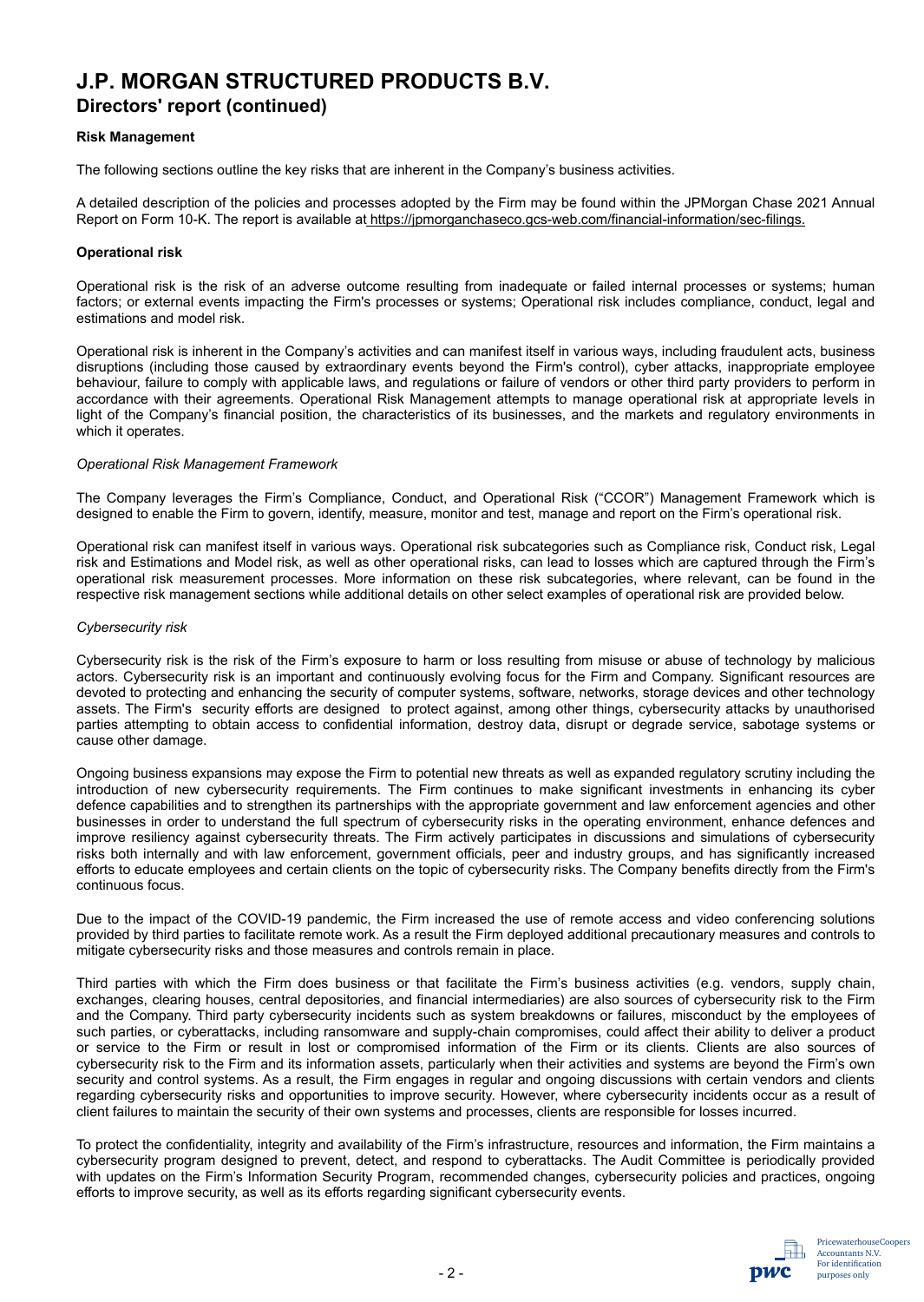# J.P. MORGAN STRUCTURED PRODUCTS B.V.

## Directors' report (continued)

### Risk Management

The following sections outline the key risks that are inherent in the Company's business activities.

A detailed description of the policies and processes adopted by the Firm may be found within the JPMorgan Chase 2021 Annual Report on Form 10-K. The report is available at https://jpmorganchaseco.gcs-web.com/financial-information/sec-filings.

### Operational risk

Operational risk is the risk of an adverse outcome resulting from inadequate or failed internal processes or systems; human factors; or external events impacting the Firm's processes or systems; Operational risk includes compliance, conduct, legal and estimations and model risk.

Operational risk is inherent in the Company's activities and can manifest itself in various ways, including fraudulent acts, business disruptions (including those caused by extraordinary events beyond the Firm's control), cyber attacks, inappropriate employee behaviour, failure to comply with applicable laws, and regulations or failure of vendors or other third party providers to perform in accordance with their agreements. Operational Risk Management attempts to manage operational risk at appropriate levels in light of the Company's financial position, the characteristics of its businesses, and the markets and regulatory environments in which it operates.

*Operational Risk Management Framework*

The Company leverages the Firm's Compliance, Conduct, and Operational Risk ("CCOR") Management Framework which is designed to enable the Firm to govern, identify, measure, monitor and test, manage and report on the Firm's operational risk.

Operational risk can manifest itself in various ways. Operational risk subcategories such as Compliance risk, Conduct risk, Legal risk and Estimations and Model risk, as well as other operational risks, can lead to losses which are captured through the Firm's operational risk measurement processes. More information on these risk subcategories, where relevant, can be found in the respective risk management sections while additional details on other select examples of operational risk are provided below.

*Cybersecurity risk*

Cybersecurity risk is the risk of the Firm's exposure to harm or loss resulting from misuse or abuse of technology by malicious actors. Cybersecurity risk is an important and continuously evolving focus for the Firm and Company. Significant resources are devoted to protecting and enhancing the security of computer systems, software, networks, storage devices and other technology assets. The Firm's security efforts are designed to protect against, among other things, cybersecurity attacks by unauthorised parties attempting to obtain access to confidential information, destroy data, disrupt or degrade service, sabotage systems or cause other damage.

Ongoing business expansions may expose the Firm to potential new threats as well as expanded regulatory scrutiny including the introduction of new cybersecurity requirements. The Firm continues to make significant investments in enhancing its cyber defence capabilities and to strengthen its partnerships with the appropriate government and law enforcement agencies and other businesses in order to understand the full spectrum of cybersecurity risks in the operating environment, enhance defences and improve resiliency against cybersecurity threats. The Firm actively participates in discussions and simulations of cybersecurity risks both internally and with law enforcement, government officials, peer and industry groups, and has significantly increased efforts to educate employees and certain clients on the topic of cybersecurity risks. The Company benefits directly from the Firm's continuous focus.

Due to the impact of the COVID-19 pandemic, the Firm increased the use of remote access and video conferencing solutions provided by third parties to facilitate remote work. As a result the Firm deployed additional precautionary measures and controls to mitigate cybersecurity risks and those measures and controls remain in place.

Third parties with which the Firm does business or that facilitate the Firm's business activities (e.g. vendors, supply chain, exchanges, clearing houses, central depositories, and financial intermediaries) are also sources of cybersecurity risk to the Firm and the Company. Third party cybersecurity incidents such as system breakdowns or failures, misconduct by the employees of such parties, or cyberattacks, including ransomware and supply-chain compromises, could affect their ability to deliver a product or service to the Firm or result in lost or compromised information of the Firm or its clients. Clients are also sources of cybersecurity risk to the Firm and its information assets, particularly when their activities and systems are beyond the Firm's own security and control systems. As a result, the Firm engages in regular and ongoing discussions with certain vendors and clients regarding cybersecurity risks and opportunities to improve security. However, where cybersecurity incidents occur as a result of client failures to maintain the security of their own systems and processes, clients are responsible for losses incurred.

To protect the confidentiality, integrity and availability of the Firm's infrastructure, resources and information, the Firm maintains a cybersecurity program designed to prevent, detect, and respond to cyberattacks. The Audit Committee is periodically provided with updates on the Firm's Information Security Program, recommended changes, cybersecurity policies and practices, ongoing efforts to improve security, as well as its efforts regarding significant cybersecurity events.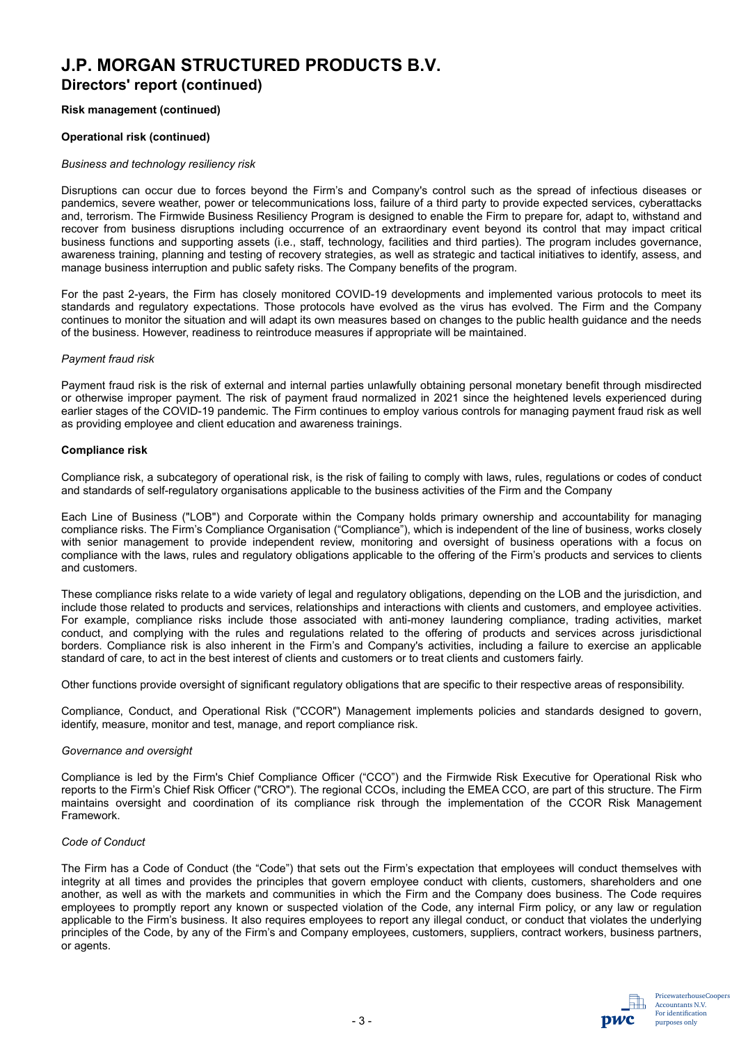# J.P. MORGAN STRUCTURED PRODUCTS B.V.

## Directors' report (continued)

**Risk management (continued)**

**Operational risk (continued)**

*Business and technology resiliency risk*

Disruptions can occur due to forces beyond the Firm's and Company's control such as the spread of infectious diseases or pandemics, severe weather, power or telecommunications loss, failure of a third party to provide expected services, cyberattacks and, terrorism. The Firmwide Business Resiliency Program is designed to enable the Firm to prepare for, adapt to, withstand and recover from business disruptions including occurrence of an extraordinary event beyond its control that may impact critical business functions and supporting assets (i.e., staff, technology, facilities and third parties). The program includes governance, awareness training, planning and testing of recovery strategies, as well as strategic and tactical initiatives to identify, assess, and manage business interruption and public safety risks. The Company benefits of the program.

For the past 2-years, the Firm has closely monitored COVID-19 developments and implemented various protocols to meet its standards and regulatory expectations. Those protocols have evolved as the virus has evolved. The Firm and the Company continues to monitor the situation and will adapt its own measures based on changes to the public health guidance and the needs of the business. However, readiness to reintroduce measures if appropriate will be maintained.

*Payment fraud risk*

Payment fraud risk is the risk of external and internal parties unlawfully obtaining personal monetary benefit through misdirected or otherwise improper payment. The risk of payment fraud normalized in 2021 since the heightened levels experienced during earlier stages of the COVID-19 pandemic. The Firm continues to employ various controls for managing payment fraud risk as well as providing employee and client education and awareness trainings.

**Compliance risk**

Compliance risk, a subcategory of operational risk, is the risk of failing to comply with laws, rules, regulations or codes of conduct and standards of self-regulatory organisations applicable to the business activities of the Firm and the Company

Each Line of Business ("LOB") and Corporate within the Company holds primary ownership and accountability for managing compliance risks. The Firm's Compliance Organisation ("Compliance"), which is independent of the line of business, works closely with senior management to provide independent review, monitoring and oversight of business operations with a focus on compliance with the laws, rules and regulatory obligations applicable to the offering of the Firm's products and services to clients and customers.

These compliance risks relate to a wide variety of legal and regulatory obligations, depending on the LOB and the jurisdiction, and include those related to products and services, relationships and interactions with clients and customers, and employee activities. For example, compliance risks include those associated with anti-money laundering compliance, trading activities, market conduct, and complying with the rules and regulations related to the offering of products and services across jurisdictional borders. Compliance risk is also inherent in the Firm's and Company's activities, including a failure to exercise an applicable standard of care, to act in the best interest of clients and customers or to treat clients and customers fairly.

Other functions provide oversight of significant regulatory obligations that are specific to their respective areas of responsibility.

Compliance, Conduct, and Operational Risk ("CCOR") Management implements policies and standards designed to govern, identify, measure, monitor and test, manage, and report compliance risk.

*Governance and oversight*

Compliance is led by the Firm's Chief Compliance Officer ("CCO") and the Firmwide Risk Executive for Operational Risk who reports to the Firm's Chief Risk Officer ("CRO"). The regional CCOs, including the EMEA CCO, are part of this structure. The Firm maintains oversight and coordination of its compliance risk through the implementation of the CCOR Risk Management Framework.

*Code of Conduct*

The Firm has a Code of Conduct (the "Code") that sets out the Firm's expectation that employees will conduct themselves with integrity at all times and provides the principles that govern employee conduct with clients, customers, shareholders and one another, as well as with the markets and communities in which the Firm and the Company does business. The Code requires employees to promptly report any known or suspected violation of the Code, any internal Firm policy, or any law or regulation applicable to the Firm's business. It also requires employees to report any illegal conduct, or conduct that violates the underlying principles of the Code, by any of the Firm's and Company employees, customers, suppliers, contract workers, business partners, or agents.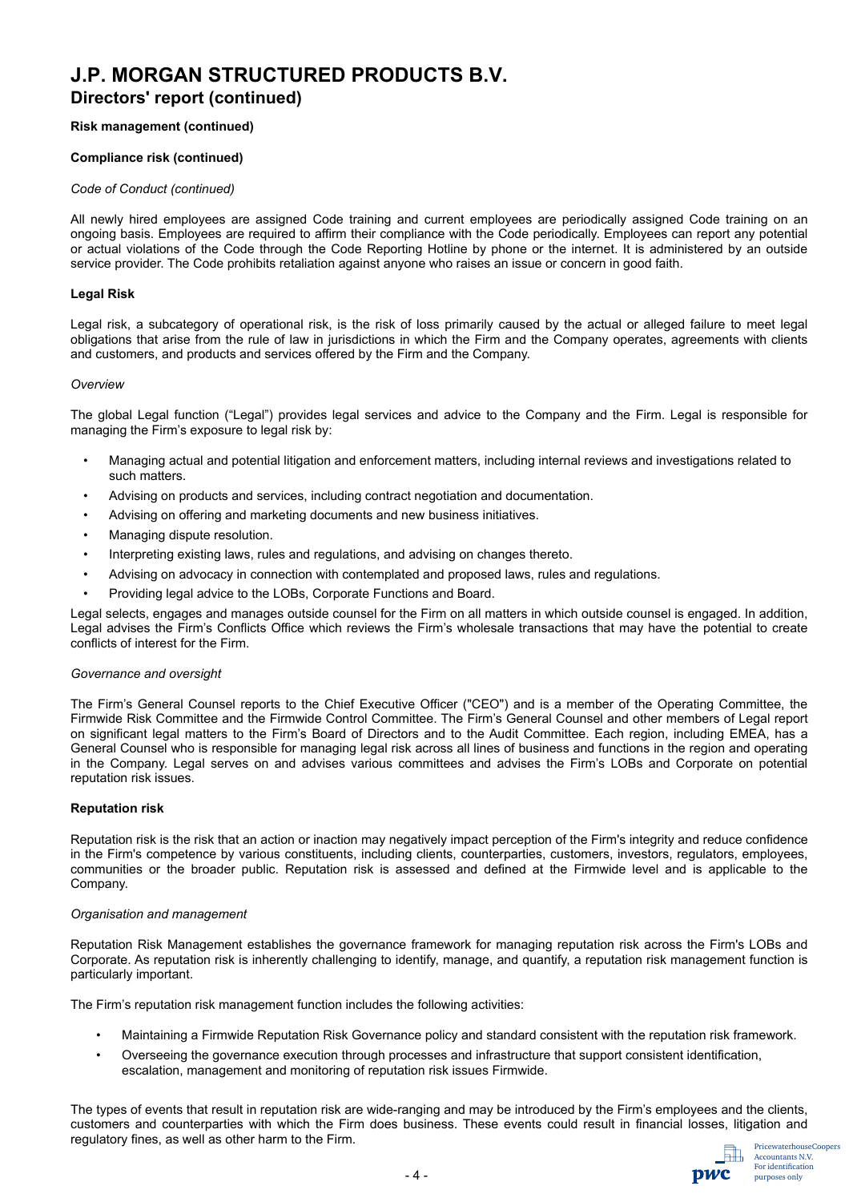# J.P. MORGAN STRUCTURED PRODUCTS B.V.

## Directors' report (continued)

**Risk management (continued)**

**Compliance risk (continued)**

*Code of Conduct (continued)*

All newly hired employees are assigned Code training and current employees are periodically assigned Code training on an ongoing basis. Employees are required to affirm their compliance with the Code periodically. Employees can report any potential or actual violations of the Code through the Code Reporting Hotline by phone or the internet. It is administered by an outside service provider. The Code prohibits retaliation against anyone who raises an issue or concern in good faith.

**Legal Risk**

Legal risk, a subcategory of operational risk, is the risk of loss primarily caused by the actual or alleged failure to meet legal obligations that arise from the rule of law in jurisdictions in which the Firm and the Company operates, agreements with clients and customers, and products and services offered by the Firm and the Company.

*Overview*

The global Legal function ("Legal") provides legal services and advice to the Company and the Firm. Legal is responsible for managing the Firm's exposure to legal risk by:

- Managing actual and potential litigation and enforcement matters, including internal reviews and investigations related to such matters.
- Advising on products and services, including contract negotiation and documentation.
- Advising on offering and marketing documents and new business initiatives.
- Managing dispute resolution.
- Interpreting existing laws, rules and regulations, and advising on changes thereto.
- Advising on advocacy in connection with contemplated and proposed laws, rules and regulations.
- Providing legal advice to the LOBs, Corporate Functions and Board.

Legal selects, engages and manages outside counsel for the Firm on all matters in which outside counsel is engaged. In addition, Legal advises the Firm's Conflicts Office which reviews the Firm's wholesale transactions that may have the potential to create conflicts of interest for the Firm.

*Governance and oversight*

The Firm's General Counsel reports to the Chief Executive Officer ("CEO") and is a member of the Operating Committee, the Firmwide Risk Committee and the Firmwide Control Committee. The Firm's General Counsel and other members of Legal report on significant legal matters to the Firm's Board of Directors and to the Audit Committee. Each region, including EMEA, has a General Counsel who is responsible for managing legal risk across all lines of business and functions in the region and operating in the Company. Legal serves on and advises various committees and advises the Firm's LOBs and Corporate on potential reputation risk issues.

**Reputation risk**

Reputation risk is the risk that an action or inaction may negatively impact perception of the Firm's integrity and reduce confidence in the Firm's competence by various constituents, including clients, counterparties, customers, investors, regulators, employees, communities or the broader public. Reputation risk is assessed and defined at the Firmwide level and is applicable to the Company.

*Organisation and management*

Reputation Risk Management establishes the governance framework for managing reputation risk across the Firm's LOBs and Corporate. As reputation risk is inherently challenging to identify, manage, and quantify, a reputation risk management function is particularly important.

The Firm's reputation risk management function includes the following activities:

- Maintaining a Firmwide Reputation Risk Governance policy and standard consistent with the reputation risk framework.
- Overseeing the governance execution through processes and infrastructure that support consistent identification, escalation, management and monitoring of reputation risk issues Firmwide.

The types of events that result in reputation risk are wide-ranging and may be introduced by the Firm's employees and the clients, customers and counterparties with which the Firm does business. These events could result in financial losses, litigation and regulatory fines, as well as other harm to the Firm.

PricewaterhouseCoopers Accountants N.V. For identification purposes only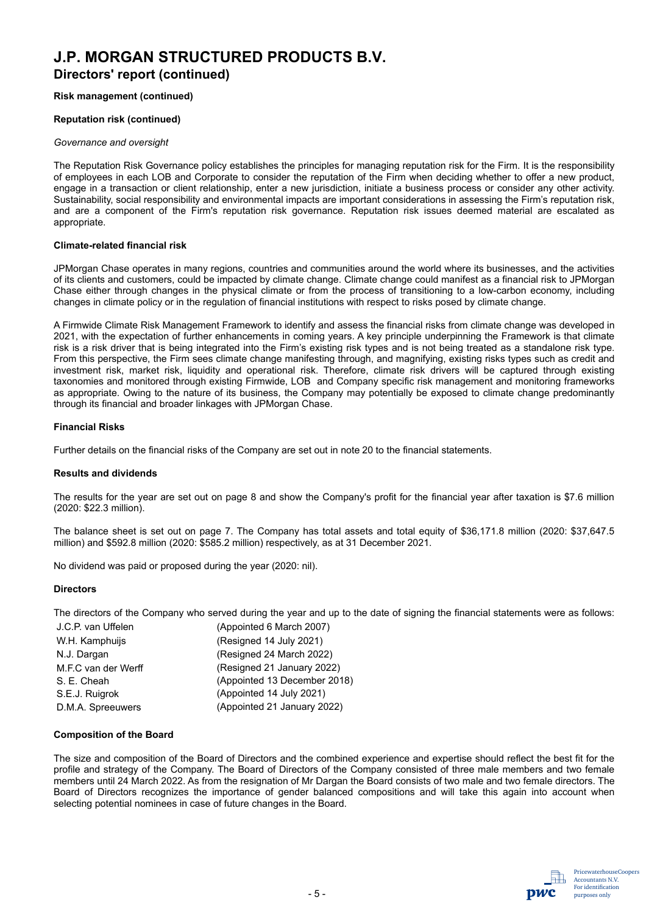# J.P. MORGAN STRUCTURED PRODUCTS B.V.

## Directors' report (continued)

**Risk management (continued)**

**Reputation risk (continued)**

*Governance and oversight*

The Reputation Risk Governance policy establishes the principles for managing reputation risk for the Firm. It is the responsibility of employees in each LOB and Corporate to consider the reputation of the Firm when deciding whether to offer a new product, engage in a transaction or client relationship, enter a new jurisdiction, initiate a business process or consider any other activity. Sustainability, social responsibility and environmental impacts are important considerations in assessing the Firm's reputation risk, and are a component of the Firm's reputation risk governance. Reputation risk issues deemed material are escalated as appropriate.

**Climate-related financial risk**

JPMorgan Chase operates in many regions, countries and communities around the world where its businesses, and the activities of its clients and customers, could be impacted by climate change. Climate change could manifest as a financial risk to JPMorgan Chase either through changes in the physical climate or from the process of transitioning to a low-carbon economy, including changes in climate policy or in the regulation of financial institutions with respect to risks posed by climate change.

A Firmwide Climate Risk Management Framework to identify and assess the financial risks from climate change was developed in 2021, with the expectation of further enhancements in coming years. A key principle underpinning the Framework is that climate risk is a risk driver that is being integrated into the Firm's existing risk types and is not being treated as a standalone risk type. From this perspective, the Firm sees climate change manifesting through, and magnifying, existing risks types such as credit and investment risk, market risk, liquidity and operational risk. Therefore, climate risk drivers will be captured through existing taxonomies and monitored through existing Firmwide, LOB and Company specific risk management and monitoring frameworks as appropriate. Owing to the nature of its business, the Company may potentially be exposed to climate change predominantly through its financial and broader linkages with JPMorgan Chase.

**Financial Risks**

Further details on the financial risks of the Company are set out in note 20 to the financial statements.

**Results and dividends**

The results for the year are set out on page 8 and show the Company's profit for the financial year after taxation is $7.6 million (2020: $22.3 million).

The balance sheet is set out on page 7. The Company has total assets and total equity of $36,171.8 million (2020: $37,647.5 million) and $592.8 million (2020: $585.2 million) respectively, as at 31 December 2021.

No dividend was paid or proposed during the year (2020: nil).

**Directors**

The directors of the Company who served during the year and up to the date of signing the financial statements were as follows:

| | |
|---|---|
| J.C.P. van Uffelen | (Appointed 6 March 2007) |
| W.H. Kamphuijs | (Resigned 14 July 2021) |
| N.J. Dargan | (Resigned 24 March 2022) |
| M.F.C van der Werff | (Resigned 21 January 2022) |
| S. E. Cheah | (Appointed 13 December 2018) |
| S.E.J. Ruigrok | (Appointed 14 July 2021) |
| D.M.A. Spreeuwers | (Appointed 21 January 2022) |

**Composition of the Board**

The size and composition of the Board of Directors and the combined experience and expertise should reflect the best fit for the profile and strategy of the Company. The Board of Directors of the Company consisted of three male members and two female members until 24 March 2022. As from the resignation of Mr Dargan the Board consists of two male and two female directors. The Board of Directors recognizes the importance of gender balanced compositions and will take this again into account when selecting potential nominees in case of future changes in the Board.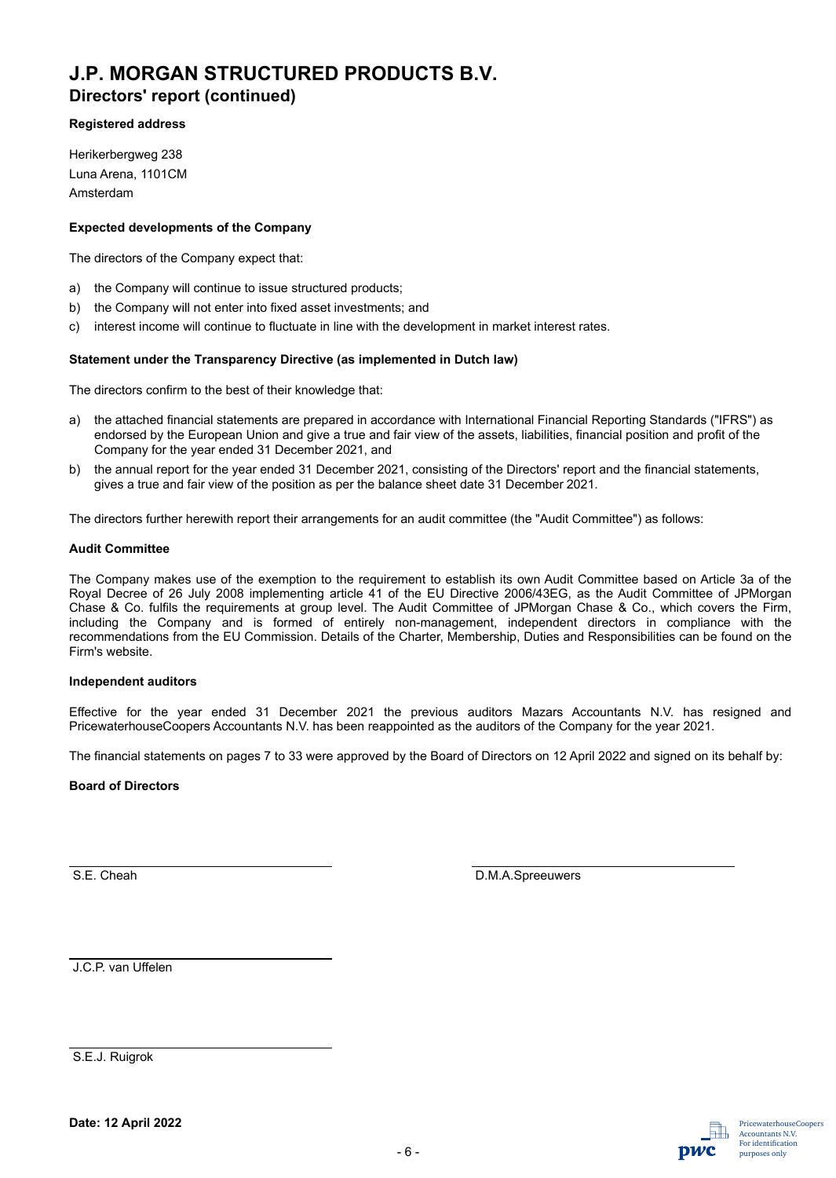# J.P. MORGAN STRUCTURED PRODUCTS B.V.

## Directors' report (continued)

**Registered address**

Herikerbergweg 238
Luna Arena, 1101CM
Amsterdam

**Expected developments of the Company**

The directors of the Company expect that:

a) the Company will continue to issue structured products;
b) the Company will not enter into fixed asset investments; and
c) interest income will continue to fluctuate in line with the development in market interest rates.

**Statement under the Transparency Directive (as implemented in Dutch law)**

The directors confirm to the best of their knowledge that:

a) the attached financial statements are prepared in accordance with International Financial Reporting Standards ("IFRS") as endorsed by the European Union and give a true and fair view of the assets, liabilities, financial position and profit of the Company for the year ended 31 December 2021, and
b) the annual report for the year ended 31 December 2021, consisting of the Directors' report and the financial statements, gives a true and fair view of the position as per the balance sheet date 31 December 2021.

The directors further herewith report their arrangements for an audit committee (the "Audit Committee") as follows:

**Audit Committee**

The Company makes use of the exemption to the requirement to establish its own Audit Committee based on Article 3a of the Royal Decree of 26 July 2008 implementing article 41 of the EU Directive 2006/43EG, as the Audit Committee of JPMorgan Chase & Co. fulfils the requirements at group level. The Audit Committee of JPMorgan Chase & Co., which covers the Firm, including the Company and is formed of entirely non-management, independent directors in compliance with the recommendations from the EU Commission. Details of the Charter, Membership, Duties and Responsibilities can be found on the Firm's website.

**Independent auditors**

Effective for the year ended 31 December 2021 the previous auditors Mazars Accountants N.V. has resigned and PricewaterhouseCoopers Accountants N.V. has been reappointed as the auditors of the Company for the year 2021.

The financial statements on pages 7 to 33 were approved by the Board of Directors on 12 April 2022 and signed on its behalf by:

**Board of Directors**

S.E. Cheah

D.M.A.Spreeuwers

J.C.P. van Uffelen

S.E.J. Ruigrok

**Date: 12 April 2022**

PricewaterhouseCoopers Accountants N.V. For identification purposes only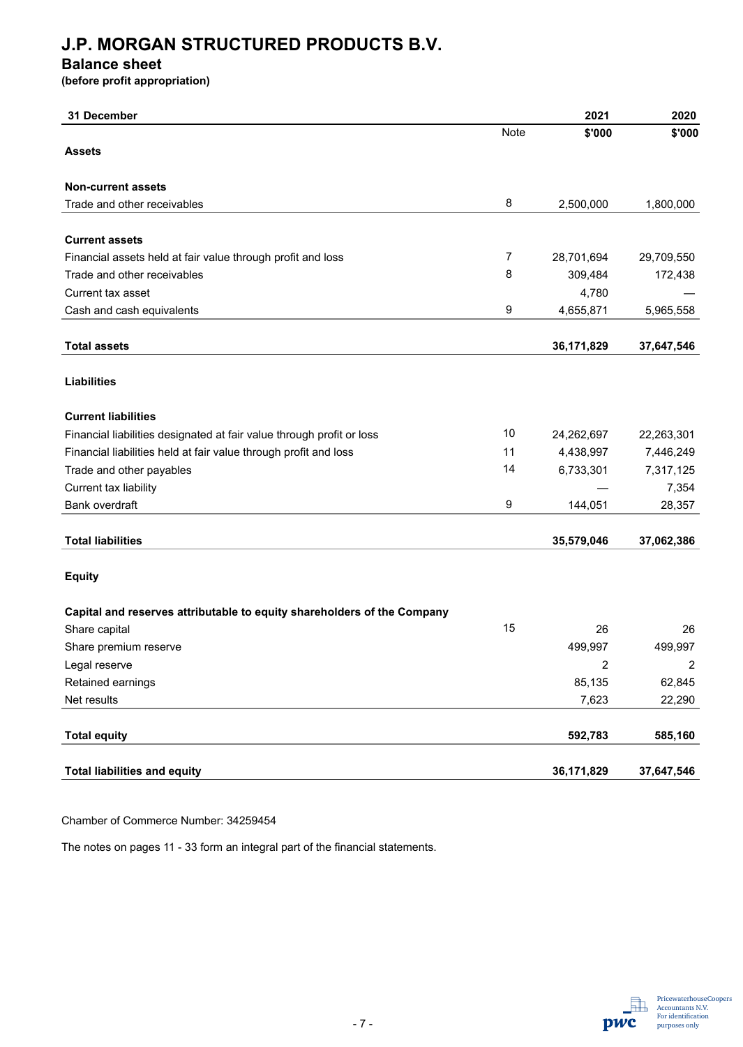# J.P. MORGAN STRUCTURED PRODUCTS B.V.

## Balance sheet

**(before profit appropriation)**

| 31 December | Note | 2021<br>$'000 | 2020<br>$'000 |
|---|---|---|---|
| **Assets** | | | |
| **Non-current assets** | | | |
| Trade and other receivables | 8 | 2,500,000 | 1,800,000 |
| **Current assets** | | | |
| Financial assets held at fair value through profit and loss | 7 | 28,701,694 | 29,709,550 |
| Trade and other receivables | 8 | 309,484 | 172,438 |
| Current tax asset | | 4,780 | — |
| Cash and cash equivalents | 9 | 4,655,871 | 5,965,558 |
| **Total assets** | | **36,171,829** | **37,647,546** |
| **Liabilities** | | | |
| **Current liabilities** | | | |
| Financial liabilities designated at fair value through profit or loss | 10 | 24,262,697 | 22,263,301 |
| Financial liabilities held at fair value through profit and loss | 11 | 4,438,997 | 7,446,249 |
| Trade and other payables | 14 | 6,733,301 | 7,317,125 |
| Current tax liability | | — | 7,354 |
| Bank overdraft | 9 | 144,051 | 28,357 |
| **Total liabilities** | | **35,579,046** | **37,062,386** |
| **Equity** | | | |
| **Capital and reserves attributable to equity shareholders of the Company** | | | |
| Share capital | 15 | 26 | 26 |
| Share premium reserve | | 499,997 | 499,997 |
| Legal reserve | | 2 | 2 |
| Retained earnings | | 85,135 | 62,845 |
| Net results | | 7,623 | 22,290 |
| **Total equity** | | **592,783** | **585,160** |
| **Total liabilities and equity** | | **36,171,829** | **37,647,546** |

Chamber of Commerce Number: 34259454

The notes on pages 11 - 33 form an integral part of the financial statements.

PricewaterhouseCoopers Accountants N.V. For identification purposes only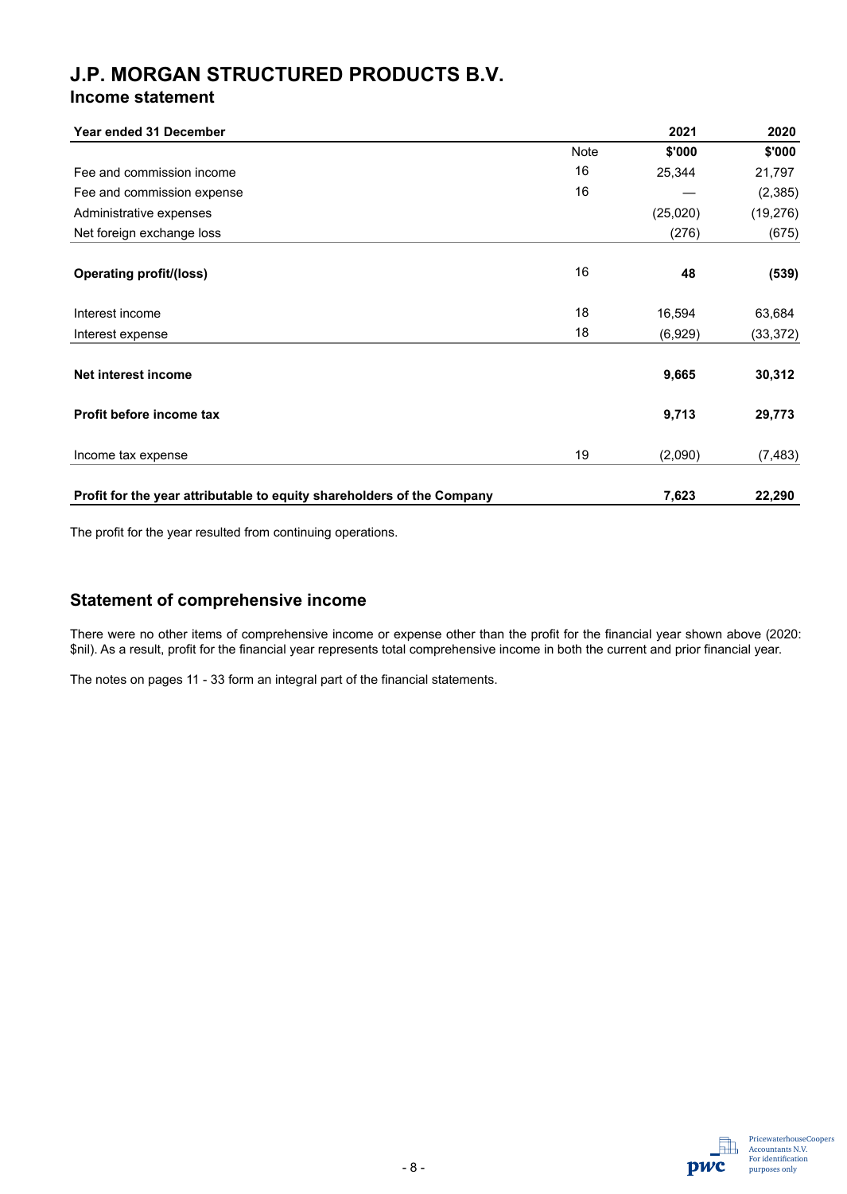# J.P. MORGAN STRUCTURED PRODUCTS B.V.

## Income statement

| Year ended 31 December | | 2021 | 2020 |
|---|---|---|---|
| | Note | $'000 | $'000 |
| Fee and commission income | 16 | 25,344 | 21,797 |
| Fee and commission expense | 16 | — | (2,385) |
| Administrative expenses | | (25,020) | (19,276) |
| Net foreign exchange loss | | (276) | (675) |
| **Operating profit/(loss)** | 16 | **48** | **(539)** |
| Interest income | 18 | 16,594 | 63,684 |
| Interest expense | 18 | (6,929) | (33,372) |
| **Net interest income** | | **9,665** | **30,312** |
| **Profit before income tax** | | **9,713** | **29,773** |
| Income tax expense | 19 | (2,090) | (7,483) |
| **Profit for the year attributable to equity shareholders of the Company** | | **7,623** | **22,290** |

The profit for the year resulted from continuing operations.

## Statement of comprehensive income

There were no other items of comprehensive income or expense other than the profit for the financial year shown above (2020: $nil). As a result, profit for the financial year represents total comprehensive income in both the current and prior financial year.

The notes on pages 11 - 33 form an integral part of the financial statements.

PricewaterhouseCoopers Accountants N.V. For identification purposes only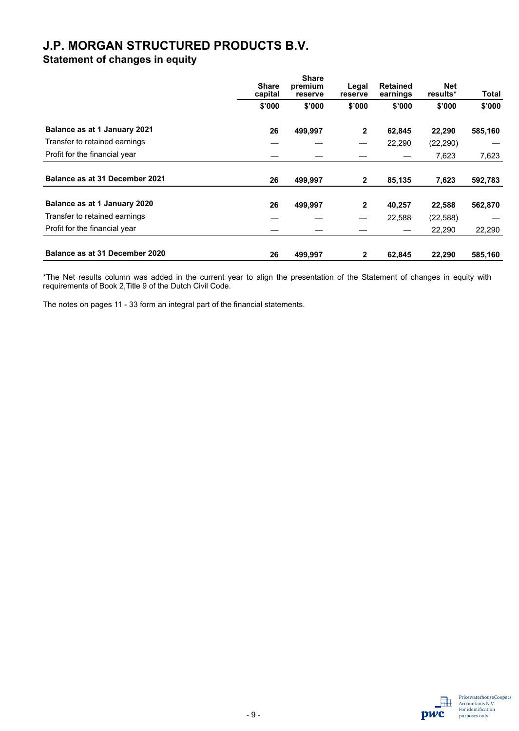# J.P. MORGAN STRUCTURED PRODUCTS B.V.

## Statement of changes in equity

| | Share capital | Share premium reserve | Legal reserve | Retained earnings | Net results* | Total |
|---|---|---|---|---|---|---|
| | $'000 | $'000 | $'000 | $'000 | $'000 | $'000 |
| **Balance as at 1 January 2021** | **26** | **499,997** | **2** | **62,845** | **22,290** | **585,160** |
| Transfer to retained earnings | — | — | — | 22,290 | (22,290) | — |
| Profit for the financial year | — | — | — | — | 7,623 | 7,623 |
| **Balance as at 31 December 2021** | **26** | **499,997** | **2** | **85,135** | **7,623** | **592,783** |
| **Balance as at 1 January 2020** | **26** | **499,997** | **2** | **40,257** | **22,588** | **562,870** |
| Transfer to retained earnings | — | — | — | 22,588 | (22,588) | — |
| Profit for the financial year | — | — | — | — | 22,290 | 22,290 |
| **Balance as at 31 December 2020** | **26** | **499,997** | **2** | **62,845** | **22,290** | **585,160** |

*The Net results column was added in the current year to align the presentation of the Statement of changes in equity with requirements of Book 2,Title 9 of the Dutch Civil Code.

The notes on pages 11 - 33 form an integral part of the financial statements.

PricewaterhouseCoopers Accountants N.V. For identification purposes only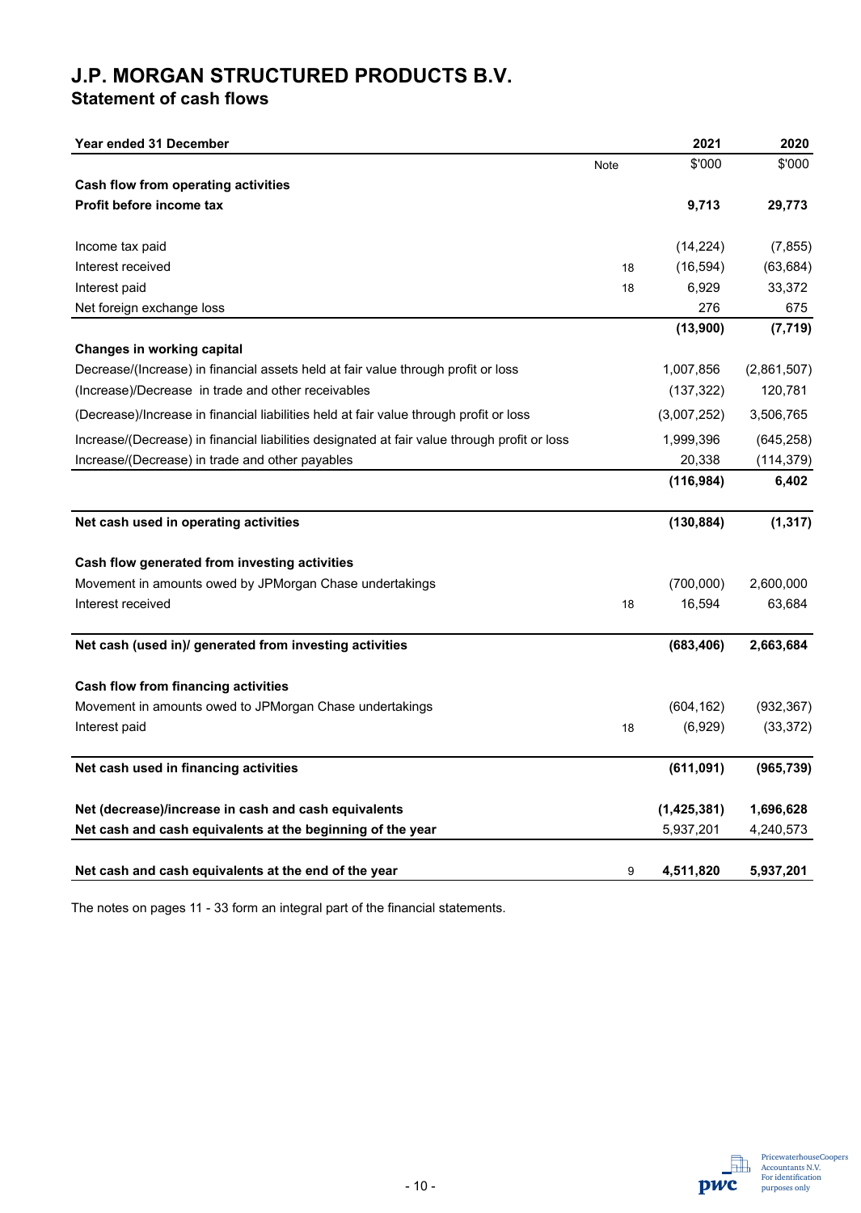# J.P. MORGAN STRUCTURED PRODUCTS B.V.

## Statement of cash flows

| Year ended 31 December | Note | 2021 | 2020 |
|---|---|---|---|
| | | $'000 | $'000 |
| **Cash flow from operating activities** | | | |
| **Profit before income tax** | | **9,713** | **29,773** |
| | | | |
| Income tax paid | | (14,224) | (7,855) |
| Interest received | 18 | (16,594) | (63,684) |
| Interest paid | 18 | 6,929 | 33,372 |
| Net foreign exchange loss | | 276 | 675 |
| | | **(13,900)** | **(7,719)** |
| **Changes in working capital** | | | |
| Decrease/(Increase) in financial assets held at fair value through profit or loss | | 1,007,856 | (2,861,507) |
| (Increase)/Decrease in trade and other receivables | | (137,322) | 120,781 |
| (Decrease)/Increase in financial liabilities held at fair value through profit or loss | | (3,007,252) | 3,506,765 |
| Increase/(Decrease) in financial liabilities designated at fair value through profit or loss | | 1,999,396 | (645,258) |
| Increase/(Decrease) in trade and other payables | | 20,338 | (114,379) |
| | | **(116,984)** | **6,402** |
| | | | |
| **Net cash used in operating activities** | | **(130,884)** | **(1,317)** |
| | | | |
| **Cash flow generated from investing activities** | | | |
| Movement in amounts owed by JPMorgan Chase undertakings | | (700,000) | 2,600,000 |
| Interest received | 18 | 16,594 | 63,684 |
| | | | |
| **Net cash (used in)/ generated from investing activities** | | **(683,406)** | **2,663,684** |
| | | | |
| **Cash flow from financing activities** | | | |
| Movement in amounts owed to JPMorgan Chase undertakings | | (604,162) | (932,367) |
| Interest paid | 18 | (6,929) | (33,372) |
| | | | |
| **Net cash used in financing activities** | | **(611,091)** | **(965,739)** |
| | | | |
| **Net (decrease)/increase in cash and cash equivalents** | | **(1,425,381)** | **1,696,628** |
| **Net cash and cash equivalents at the beginning of the year** | | 5,937,201 | 4,240,573 |
| | | | |
| **Net cash and cash equivalents at the end of the year** | 9 | **4,511,820** | **5,937,201** |

The notes on pages 11 - 33 form an integral part of the financial statements.

PricewaterhouseCoopers Accountants N.V. For identification purposes only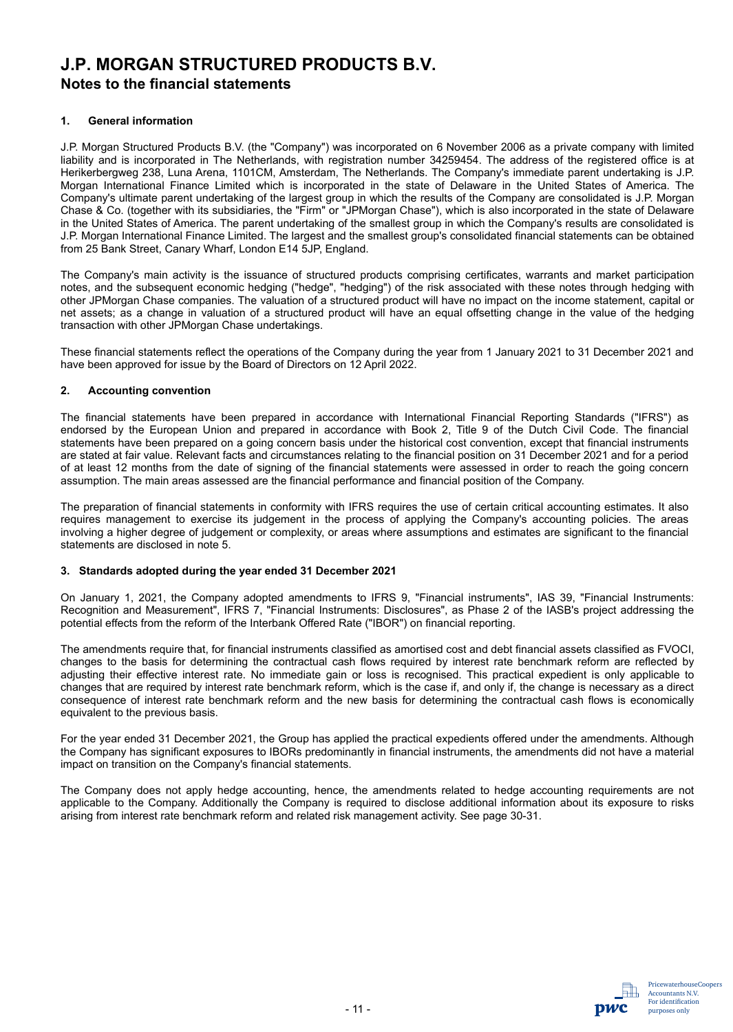# J.P. MORGAN STRUCTURED PRODUCTS B.V.

## Notes to the financial statements

### 1. General information

J.P. Morgan Structured Products B.V. (the "Company") was incorporated on 6 November 2006 as a private company with limited liability and is incorporated in The Netherlands, with registration number 34259454. The address of the registered office is at Herikerbergweg 238, Luna Arena, 1101CM, Amsterdam, The Netherlands. The Company's immediate parent undertaking is J.P. Morgan International Finance Limited which is incorporated in the state of Delaware in the United States of America. The Company's ultimate parent undertaking of the largest group in which the results of the Company are consolidated is J.P. Morgan Chase & Co. (together with its subsidiaries, the "Firm" or "JPMorgan Chase"), which is also incorporated in the state of Delaware in the United States of America. The parent undertaking of the smallest group in which the Company's results are consolidated is J.P. Morgan International Finance Limited. The largest and the smallest group's consolidated financial statements can be obtained from 25 Bank Street, Canary Wharf, London E14 5JP, England.

The Company's main activity is the issuance of structured products comprising certificates, warrants and market participation notes, and the subsequent economic hedging ("hedge", "hedging") of the risk associated with these notes through hedging with other JPMorgan Chase companies. The valuation of a structured product will have no impact on the income statement, capital or net assets; as a change in valuation of a structured product will have an equal offsetting change in the value of the hedging transaction with other JPMorgan Chase undertakings.

These financial statements reflect the operations of the Company during the year from 1 January 2021 to 31 December 2021 and have been approved for issue by the Board of Directors on 12 April 2022.

### 2. Accounting convention

The financial statements have been prepared in accordance with International Financial Reporting Standards ("IFRS") as endorsed by the European Union and prepared in accordance with Book 2, Title 9 of the Dutch Civil Code. The financial statements have been prepared on a going concern basis under the historical cost convention, except that financial instruments are stated at fair value. Relevant facts and circumstances relating to the financial position on 31 December 2021 and for a period of at least 12 months from the date of signing of the financial statements were assessed in order to reach the going concern assumption. The main areas assessed are the financial performance and financial position of the Company.

The preparation of financial statements in conformity with IFRS requires the use of certain critical accounting estimates. It also requires management to exercise its judgement in the process of applying the Company's accounting policies. The areas involving a higher degree of judgement or complexity, or areas where assumptions and estimates are significant to the financial statements are disclosed in note 5.

### 3. Standards adopted during the year ended 31 December 2021

On January 1, 2021, the Company adopted amendments to IFRS 9, "Financial instruments", IAS 39, "Financial Instruments: Recognition and Measurement", IFRS 7, "Financial Instruments: Disclosures", as Phase 2 of the IASB's project addressing the potential effects from the reform of the Interbank Offered Rate ("IBOR") on financial reporting.

The amendments require that, for financial instruments classified as amortised cost and debt financial assets classified as FVOCI, changes to the basis for determining the contractual cash flows required by interest rate benchmark reform are reflected by adjusting their effective interest rate. No immediate gain or loss is recognised. This practical expedient is only applicable to changes that are required by interest rate benchmark reform, which is the case if, and only if, the change is necessary as a direct consequence of interest rate benchmark reform and the new basis for determining the contractual cash flows is economically equivalent to the previous basis.

For the year ended 31 December 2021, the Group has applied the practical expedients offered under the amendments. Although the Company has significant exposures to IBORs predominantly in financial instruments, the amendments did not have a material impact on transition on the Company's financial statements.

The Company does not apply hedge accounting, hence, the amendments related to hedge accounting requirements are not applicable to the Company. Additionally the Company is required to disclose additional information about its exposure to risks arising from interest rate benchmark reform and related risk management activity. See page 30-31.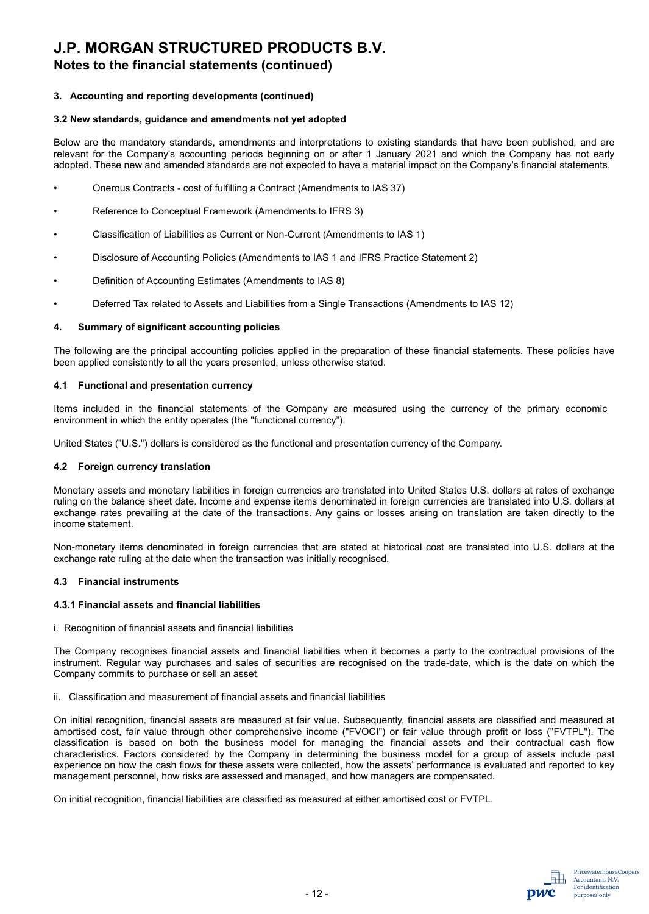# J.P. MORGAN STRUCTURED PRODUCTS B.V.

## Notes to the financial statements (continued)

### 3. Accounting and reporting developments (continued)

#### 3.2 New standards, guidance and amendments not yet adopted

Below are the mandatory standards, amendments and interpretations to existing standards that have been published, and are relevant for the Company's accounting periods beginning on or after 1 January 2021 and which the Company has not early adopted. These new and amended standards are not expected to have a material impact on the Company's financial statements.

- Onerous Contracts - cost of fulfilling a Contract (Amendments to IAS 37)
- Reference to Conceptual Framework (Amendments to IFRS 3)
- Classification of Liabilities as Current or Non-Current (Amendments to IAS 1)
- Disclosure of Accounting Policies (Amendments to IAS 1 and IFRS Practice Statement 2)
- Definition of Accounting Estimates (Amendments to IAS 8)
- Deferred Tax related to Assets and Liabilities from a Single Transactions (Amendments to IAS 12)

### 4. Summary of significant accounting policies

The following are the principal accounting policies applied in the preparation of these financial statements. These policies have been applied consistently to all the years presented, unless otherwise stated.

#### 4.1 Functional and presentation currency

Items included in the financial statements of the Company are measured using the currency of the primary economic environment in which the entity operates (the "functional currency").

United States ("U.S.") dollars is considered as the functional and presentation currency of the Company.

#### 4.2 Foreign currency translation

Monetary assets and monetary liabilities in foreign currencies are translated into United States U.S. dollars at rates of exchange ruling on the balance sheet date. Income and expense items denominated in foreign currencies are translated into U.S. dollars at exchange rates prevailing at the date of the transactions. Any gains or losses arising on translation are taken directly to the income statement.

Non-monetary items denominated in foreign currencies that are stated at historical cost are translated into U.S. dollars at the exchange rate ruling at the date when the transaction was initially recognised.

#### 4.3 Financial instruments

#### 4.3.1 Financial assets and financial liabilities

i. Recognition of financial assets and financial liabilities

The Company recognises financial assets and financial liabilities when it becomes a party to the contractual provisions of the instrument. Regular way purchases and sales of securities are recognised on the trade-date, which is the date on which the Company commits to purchase or sell an asset.

ii. Classification and measurement of financial assets and financial liabilities

On initial recognition, financial assets are measured at fair value. Subsequently, financial assets are classified and measured at amortised cost, fair value through other comprehensive income ("FVOCI") or fair value through profit or loss ("FVTPL"). The classification is based on both the business model for managing the financial assets and their contractual cash flow characteristics. Factors considered by the Company in determining the business model for a group of assets include past experience on how the cash flows for these assets were collected, how the assets' performance is evaluated and reported to key management personnel, how risks are assessed and managed, and how managers are compensated.

On initial recognition, financial liabilities are classified as measured at either amortised cost or FVTPL.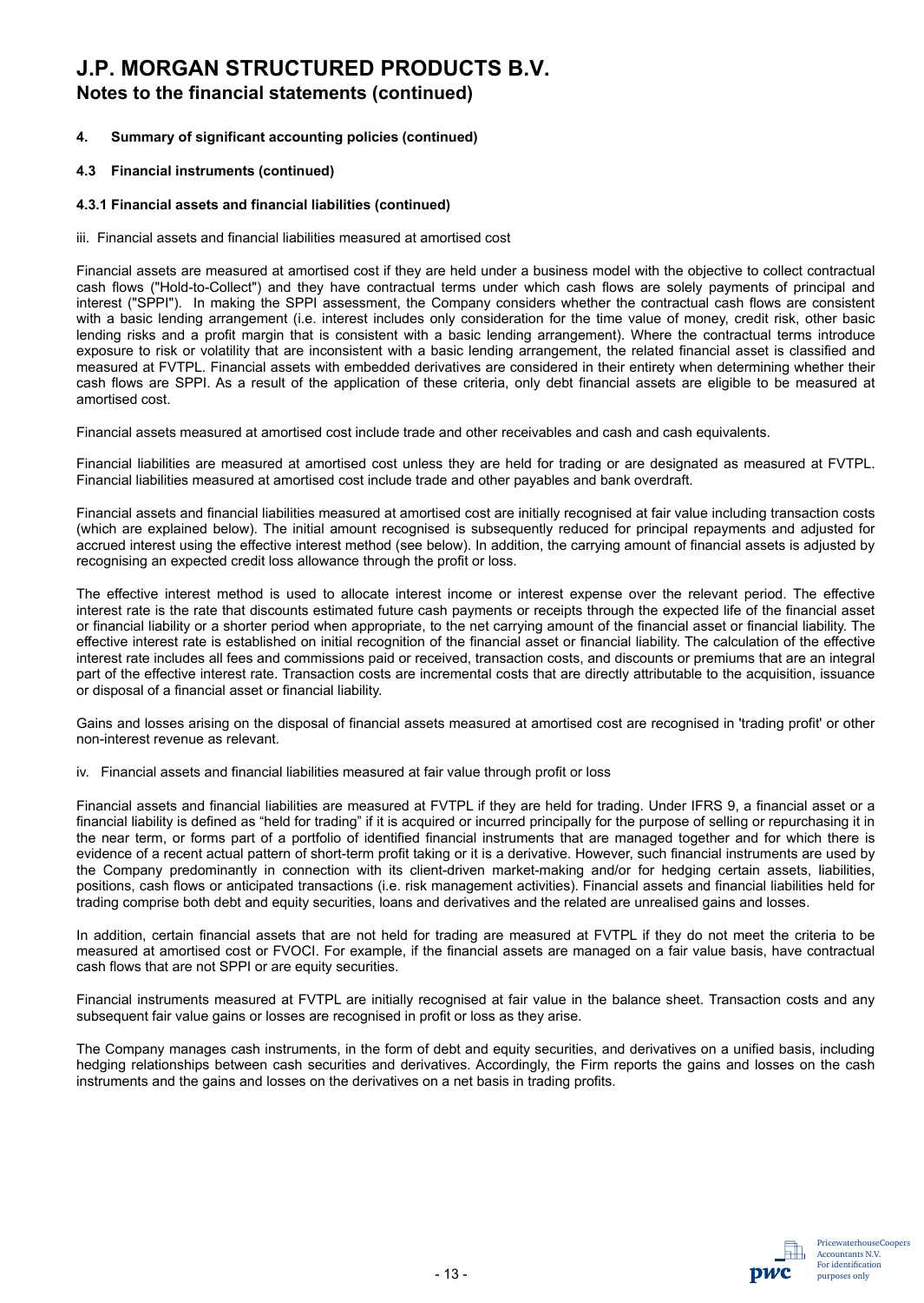# J.P. MORGAN STRUCTURED PRODUCTS B.V.

## Notes to the financial statements (continued)

### 4. Summary of significant accounting policies (continued)

### 4.3 Financial instruments (continued)

#### 4.3.1 Financial assets and financial liabilities (continued)

iii. Financial assets and financial liabilities measured at amortised cost

Financial assets are measured at amortised cost if they are held under a business model with the objective to collect contractual cash flows ("Hold-to-Collect") and they have contractual terms under which cash flows are solely payments of principal and interest ("SPPI"). In making the SPPI assessment, the Company considers whether the contractual cash flows are consistent with a basic lending arrangement (i.e. interest includes only consideration for the time value of money, credit risk, other basic lending risks and a profit margin that is consistent with a basic lending arrangement). Where the contractual terms introduce exposure to risk or volatility that are inconsistent with a basic lending arrangement, the related financial asset is classified and measured at FVTPL. Financial assets with embedded derivatives are considered in their entirety when determining whether their cash flows are SPPI. As a result of the application of these criteria, only debt financial assets are eligible to be measured at amortised cost.

Financial assets measured at amortised cost include trade and other receivables and cash and cash equivalents.

Financial liabilities are measured at amortised cost unless they are held for trading or are designated as measured at FVTPL. Financial liabilities measured at amortised cost include trade and other payables and bank overdraft.

Financial assets and financial liabilities measured at amortised cost are initially recognised at fair value including transaction costs (which are explained below). The initial amount recognised is subsequently reduced for principal repayments and adjusted for accrued interest using the effective interest method (see below). In addition, the carrying amount of financial assets is adjusted by recognising an expected credit loss allowance through the profit or loss.

The effective interest method is used to allocate interest income or interest expense over the relevant period. The effective interest rate is the rate that discounts estimated future cash payments or receipts through the expected life of the financial asset or financial liability or a shorter period when appropriate, to the net carrying amount of the financial asset or financial liability. The effective interest rate is established on initial recognition of the financial asset or financial liability. The calculation of the effective interest rate includes all fees and commissions paid or received, transaction costs, and discounts or premiums that are an integral part of the effective interest rate. Transaction costs are incremental costs that are directly attributable to the acquisition, issuance or disposal of a financial asset or financial liability.

Gains and losses arising on the disposal of financial assets measured at amortised cost are recognised in 'trading profit' or other non-interest revenue as relevant.

iv. Financial assets and financial liabilities measured at fair value through profit or loss

Financial assets and financial liabilities are measured at FVTPL if they are held for trading. Under IFRS 9, a financial asset or a financial liability is defined as "held for trading" if it is acquired or incurred principally for the purpose of selling or repurchasing it in the near term, or forms part of a portfolio of identified financial instruments that are managed together and for which there is evidence of a recent actual pattern of short-term profit taking or it is a derivative. However, such financial instruments are used by the Company predominantly in connection with its client-driven market-making and/or for hedging certain assets, liabilities, positions, cash flows or anticipated transactions (i.e. risk management activities). Financial assets and financial liabilities held for trading comprise both debt and equity securities, loans and derivatives and the related are unrealised gains and losses.

In addition, certain financial assets that are not held for trading are measured at FVTPL if they do not meet the criteria to be measured at amortised cost or FVOCI. For example, if the financial assets are managed on a fair value basis, have contractual cash flows that are not SPPI or are equity securities.

Financial instruments measured at FVTPL are initially recognised at fair value in the balance sheet. Transaction costs and any subsequent fair value gains or losses are recognised in profit or loss as they arise.

The Company manages cash instruments, in the form of debt and equity securities, and derivatives on a unified basis, including hedging relationships between cash securities and derivatives. Accordingly, the Firm reports the gains and losses on the cash instruments and the gains and losses on the derivatives on a net basis in trading profits.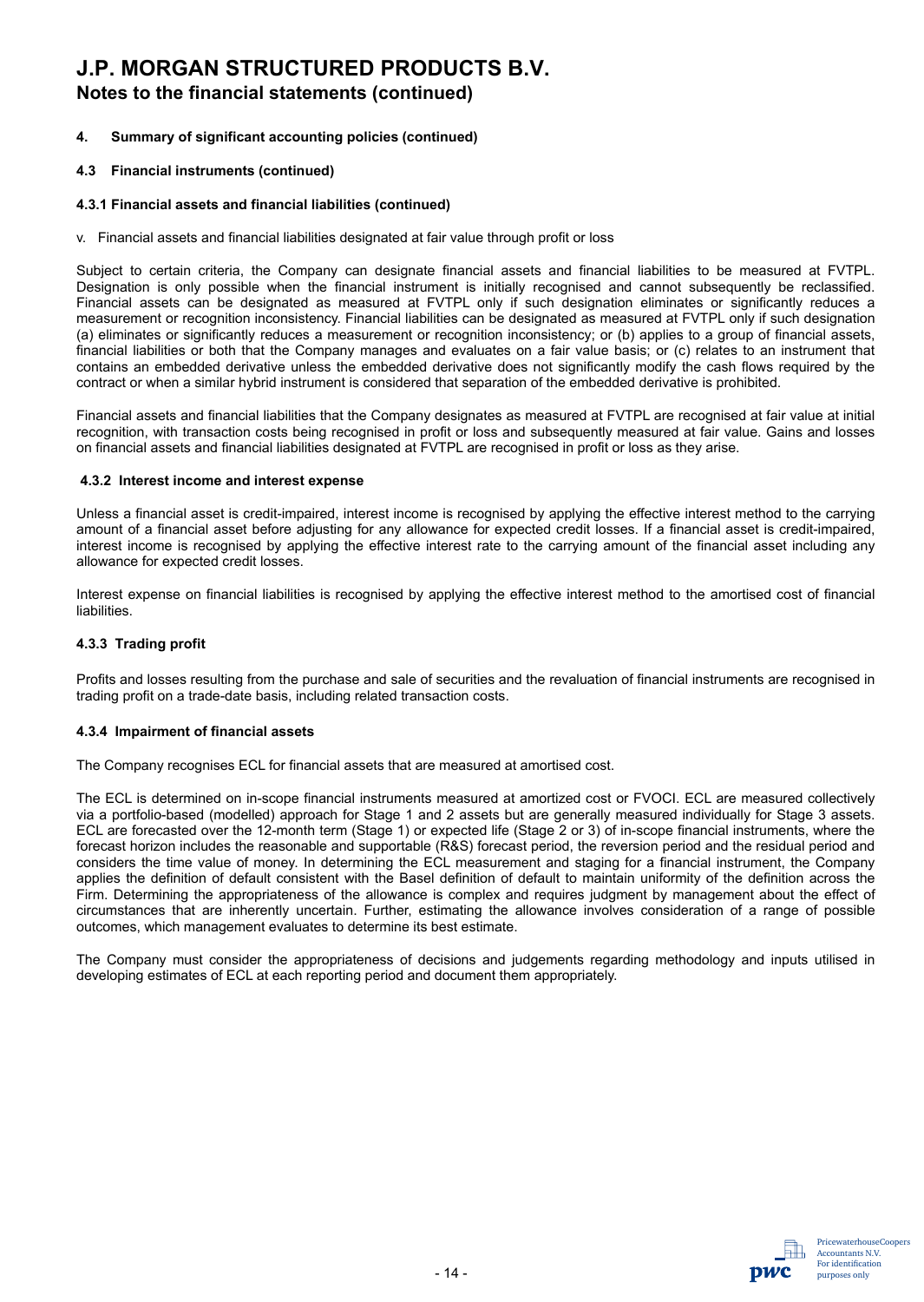# J.P. MORGAN STRUCTURED PRODUCTS B.V.

## Notes to the financial statements (continued)

### 4. Summary of significant accounting policies (continued)

### 4.3 Financial instruments (continued)

#### 4.3.1 Financial assets and financial liabilities (continued)

v. Financial assets and financial liabilities designated at fair value through profit or loss

Subject to certain criteria, the Company can designate financial assets and financial liabilities to be measured at FVTPL. Designation is only possible when the financial instrument is initially recognised and cannot subsequently be reclassified. Financial assets can be designated as measured at FVTPL only if such designation eliminates or significantly reduces a measurement or recognition inconsistency. Financial liabilities can be designated as measured at FVTPL only if such designation (a) eliminates or significantly reduces a measurement or recognition inconsistency; or (b) applies to a group of financial assets, financial liabilities or both that the Company manages and evaluates on a fair value basis; or (c) relates to an instrument that contains an embedded derivative unless the embedded derivative does not significantly modify the cash flows required by the contract or when a similar hybrid instrument is considered that separation of the embedded derivative is prohibited.

Financial assets and financial liabilities that the Company designates as measured at FVTPL are recognised at fair value at initial recognition, with transaction costs being recognised in profit or loss and subsequently measured at fair value. Gains and losses on financial assets and financial liabilities designated at FVTPL are recognised in profit or loss as they arise.

#### 4.3.2 Interest income and interest expense

Unless a financial asset is credit-impaired, interest income is recognised by applying the effective interest method to the carrying amount of a financial asset before adjusting for any allowance for expected credit losses. If a financial asset is credit-impaired, interest income is recognised by applying the effective interest rate to the carrying amount of the financial asset including any allowance for expected credit losses.

Interest expense on financial liabilities is recognised by applying the effective interest method to the amortised cost of financial liabilities.

#### 4.3.3 Trading profit

Profits and losses resulting from the purchase and sale of securities and the revaluation of financial instruments are recognised in trading profit on a trade-date basis, including related transaction costs.

#### 4.3.4 Impairment of financial assets

The Company recognises ECL for financial assets that are measured at amortised cost.

The ECL is determined on in-scope financial instruments measured at amortized cost or FVOCI. ECL are measured collectively via a portfolio-based (modelled) approach for Stage 1 and 2 assets but are generally measured individually for Stage 3 assets. ECL are forecasted over the 12-month term (Stage 1) or expected life (Stage 2 or 3) of in-scope financial instruments, where the forecast horizon includes the reasonable and supportable (R&S) forecast period, the reversion period and the residual period and considers the time value of money. In determining the ECL measurement and staging for a financial instrument, the Company applies the definition of default consistent with the Basel definition of default to maintain uniformity of the definition across the Firm. Determining the appropriateness of the allowance is complex and requires judgment by management about the effect of circumstances that are inherently uncertain. Further, estimating the allowance involves consideration of a range of possible outcomes, which management evaluates to determine its best estimate.

The Company must consider the appropriateness of decisions and judgements regarding methodology and inputs utilised in developing estimates of ECL at each reporting period and document them appropriately.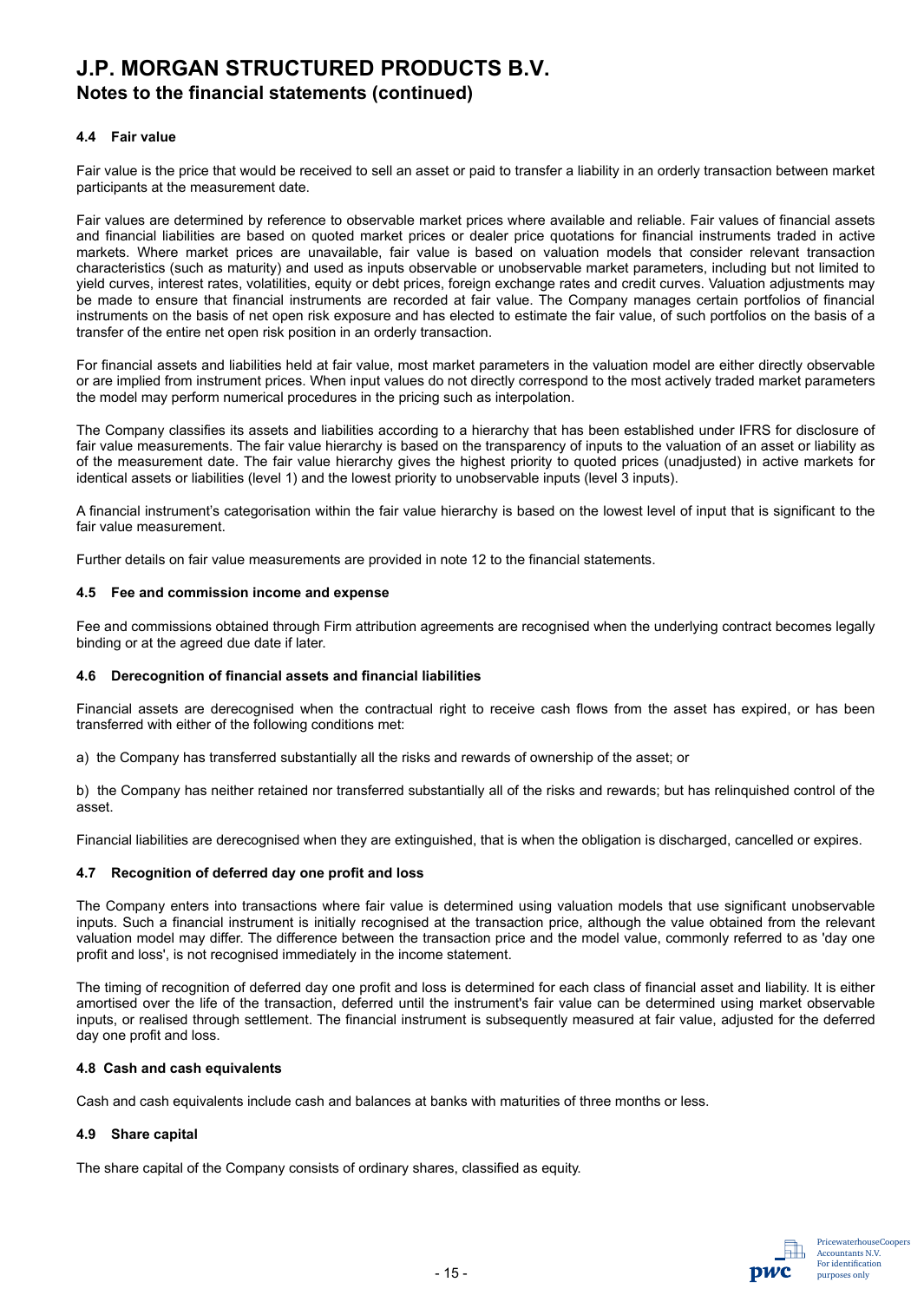# J.P. MORGAN STRUCTURED PRODUCTS B.V.

## Notes to the financial statements (continued)

### 4.4 Fair value

Fair value is the price that would be received to sell an asset or paid to transfer a liability in an orderly transaction between market participants at the measurement date.

Fair values are determined by reference to observable market prices where available and reliable. Fair values of financial assets and financial liabilities are based on quoted market prices or dealer price quotations for financial instruments traded in active markets. Where market prices are unavailable, fair value is based on valuation models that consider relevant transaction characteristics (such as maturity) and used as inputs observable or unobservable market parameters, including but not limited to yield curves, interest rates, volatilities, equity or debt prices, foreign exchange rates and credit curves. Valuation adjustments may be made to ensure that financial instruments are recorded at fair value. The Company manages certain portfolios of financial instruments on the basis of net open risk exposure and has elected to estimate the fair value, of such portfolios on the basis of a transfer of the entire net open risk position in an orderly transaction.

For financial assets and liabilities held at fair value, most market parameters in the valuation model are either directly observable or are implied from instrument prices. When input values do not directly correspond to the most actively traded market parameters the model may perform numerical procedures in the pricing such as interpolation.

The Company classifies its assets and liabilities according to a hierarchy that has been established under IFRS for disclosure of fair value measurements. The fair value hierarchy is based on the transparency of inputs to the valuation of an asset or liability as of the measurement date. The fair value hierarchy gives the highest priority to quoted prices (unadjusted) in active markets for identical assets or liabilities (level 1) and the lowest priority to unobservable inputs (level 3 inputs).

A financial instrument's categorisation within the fair value hierarchy is based on the lowest level of input that is significant to the fair value measurement.

Further details on fair value measurements are provided in note 12 to the financial statements.

### 4.5 Fee and commission income and expense

Fee and commissions obtained through Firm attribution agreements are recognised when the underlying contract becomes legally binding or at the agreed due date if later.

### 4.6 Derecognition of financial assets and financial liabilities

Financial assets are derecognised when the contractual right to receive cash flows from the asset has expired, or has been transferred with either of the following conditions met:

a) the Company has transferred substantially all the risks and rewards of ownership of the asset; or

b) the Company has neither retained nor transferred substantially all of the risks and rewards; but has relinquished control of the asset.

Financial liabilities are derecognised when they are extinguished, that is when the obligation is discharged, cancelled or expires.

### 4.7 Recognition of deferred day one profit and loss

The Company enters into transactions where fair value is determined using valuation models that use significant unobservable inputs. Such a financial instrument is initially recognised at the transaction price, although the value obtained from the relevant valuation model may differ. The difference between the transaction price and the model value, commonly referred to as 'day one profit and loss', is not recognised immediately in the income statement.

The timing of recognition of deferred day one profit and loss is determined for each class of financial asset and liability. It is either amortised over the life of the transaction, deferred until the instrument's fair value can be determined using market observable inputs, or realised through settlement. The financial instrument is subsequently measured at fair value, adjusted for the deferred day one profit and loss.

### 4.8 Cash and cash equivalents

Cash and cash equivalents include cash and balances at banks with maturities of three months or less.

### 4.9 Share capital

The share capital of the Company consists of ordinary shares, classified as equity.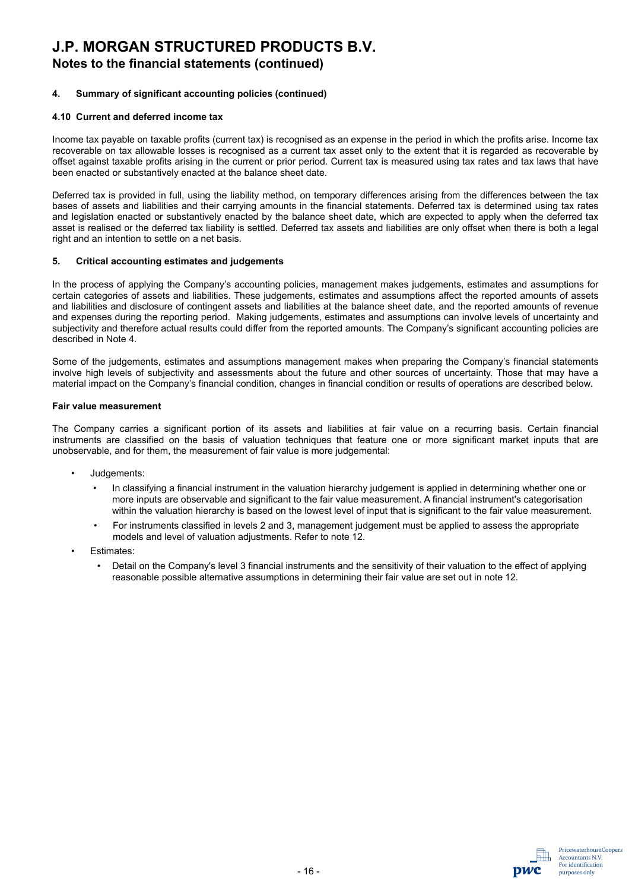# J.P. MORGAN STRUCTURED PRODUCTS B.V.
## Notes to the financial statements (continued)

### 4. Summary of significant accounting policies (continued)

#### 4.10 Current and deferred income tax

Income tax payable on taxable profits (current tax) is recognised as an expense in the period in which the profits arise. Income tax recoverable on tax allowable losses is recognised as a current tax asset only to the extent that it is regarded as recoverable by offset against taxable profits arising in the current or prior period. Current tax is measured using tax rates and tax laws that have been enacted or substantively enacted at the balance sheet date.

Deferred tax is provided in full, using the liability method, on temporary differences arising from the differences between the tax bases of assets and liabilities and their carrying amounts in the financial statements. Deferred tax is determined using tax rates and legislation enacted or substantively enacted by the balance sheet date, which are expected to apply when the deferred tax asset is realised or the deferred tax liability is settled. Deferred tax assets and liabilities are only offset when there is both a legal right and an intention to settle on a net basis.

### 5. Critical accounting estimates and judgements

In the process of applying the Company's accounting policies, management makes judgements, estimates and assumptions for certain categories of assets and liabilities. These judgements, estimates and assumptions affect the reported amounts of assets and liabilities and disclosure of contingent assets and liabilities at the balance sheet date, and the reported amounts of revenue and expenses during the reporting period. Making judgements, estimates and assumptions can involve levels of uncertainty and subjectivity and therefore actual results could differ from the reported amounts. The Company's significant accounting policies are described in Note 4.

Some of the judgements, estimates and assumptions management makes when preparing the Company's financial statements involve high levels of subjectivity and assessments about the future and other sources of uncertainty. Those that may have a material impact on the Company's financial condition, changes in financial condition or results of operations are described below.

**Fair value measurement**

The Company carries a significant portion of its assets and liabilities at fair value on a recurring basis. Certain financial instruments are classified on the basis of valuation techniques that feature one or more significant market inputs that are unobservable, and for them, the measurement of fair value is more judgemental:

- Judgements:
  - In classifying a financial instrument in the valuation hierarchy judgement is applied in determining whether one or more inputs are observable and significant to the fair value measurement. A financial instrument's categorisation within the valuation hierarchy is based on the lowest level of input that is significant to the fair value measurement.
  - For instruments classified in levels 2 and 3, management judgement must be applied to assess the appropriate models and level of valuation adjustments. Refer to note 12.
- Estimates:
  - Detail on the Company's level 3 financial instruments and the sensitivity of their valuation to the effect of applying reasonable possible alternative assumptions in determining their fair value are set out in note 12.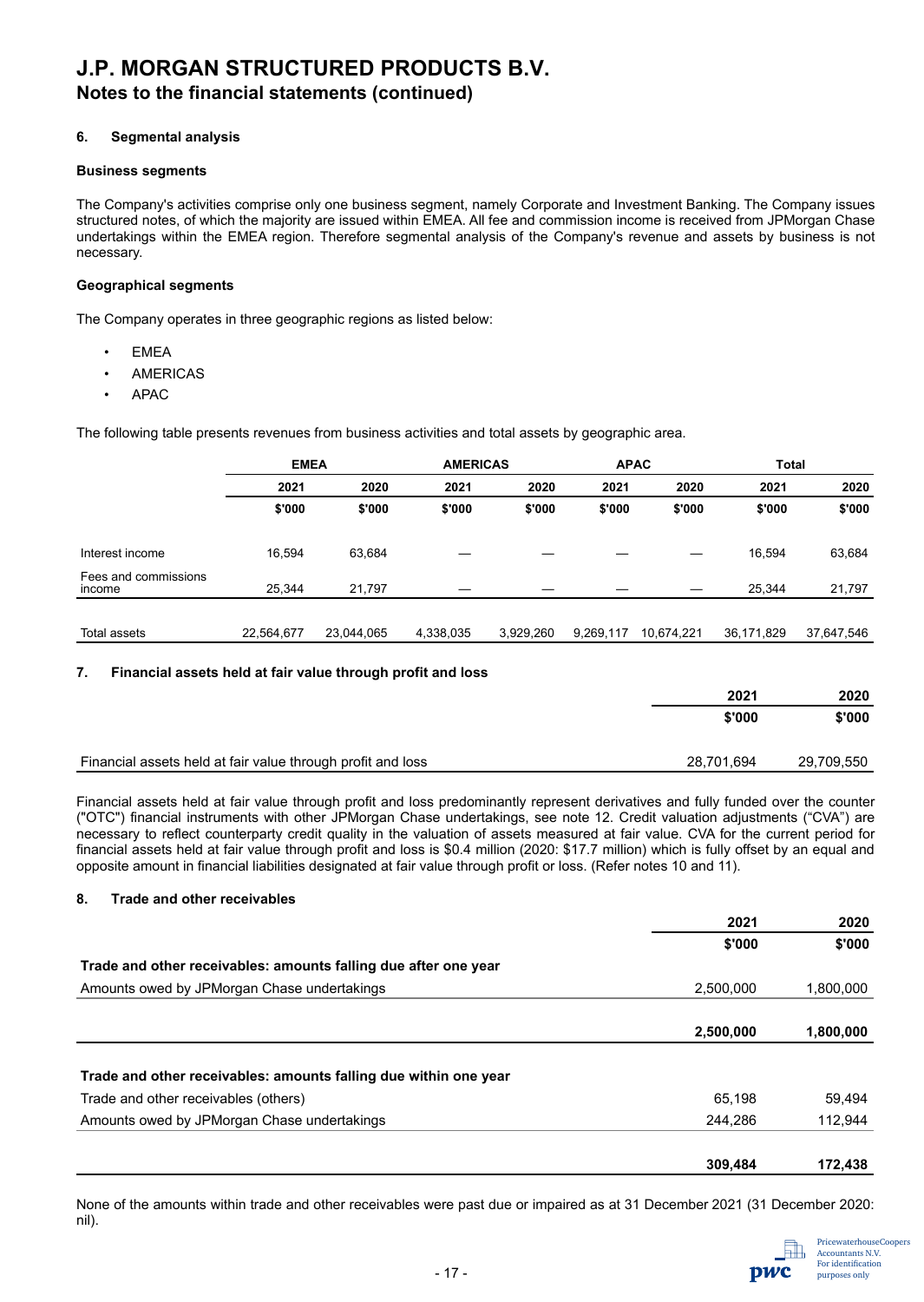# J.P. MORGAN STRUCTURED PRODUCTS B.V.
## Notes to the financial statements (continued)

### 6. Segmental analysis

**Business segments**

The Company's activities comprise only one business segment, namely Corporate and Investment Banking. The Company issues structured notes, of which the majority are issued within EMEA. All fee and commission income is received from JPMorgan Chase undertakings within the EMEA region. Therefore segmental analysis of the Company's revenue and assets by business is not necessary.

**Geographical segments**

The Company operates in three geographic regions as listed below:

- EMEA
- AMERICAS
- APAC

The following table presents revenues from business activities and total assets by geographic area.

| | EMEA | | AMERICAS | | APAC | | Total | |
|---|---|---|---|---|---|---|---|---|
| | 2021 | 2020 | 2021 | 2020 | 2021 | 2020 | 2021 | 2020 |
| | $'000 | $'000 | $'000 | $'000 | $'000 | $'000 | $'000 | $'000 |
| Interest income | 16,594 | 63,684 | — | — | — | — | 16,594 | 63,684 |
| Fees and commissions income | 25,344 | 21,797 | — | — | — | — | 25,344 | 21,797 |
| Total assets | 22,564,677 | 23,044,065 | 4,338,035 | 3,929,260 | 9,269,117 | 10,674,221 | 36,171,829 | 37,647,546 |

### 7. Financial assets held at fair value through profit and loss

| | 2021 | 2020 |
|---|---|---|
| | $'000 | $'000 |
| Financial assets held at fair value through profit and loss | 28,701,694 | 29,709,550 |

Financial assets held at fair value through profit and loss predominantly represent derivatives and fully funded over the counter ("OTC") financial instruments with other JPMorgan Chase undertakings, see note 12. Credit valuation adjustments ("CVA") are necessary to reflect counterparty credit quality in the valuation of assets measured at fair value. CVA for the current period for financial assets held at fair value through profit and loss is $0.4 million (2020: $17.7 million) which is fully offset by an equal and opposite amount in financial liabilities designated at fair value through profit or loss. (Refer notes 10 and 11).

### 8. Trade and other receivables

| | 2021 | 2020 |
|---|---|---|
| | $'000 | $'000 |
| **Trade and other receivables: amounts falling due after one year** | | |
| Amounts owed by JPMorgan Chase undertakings | 2,500,000 | 1,800,000 |
| | **2,500,000** | **1,800,000** |
| **Trade and other receivables: amounts falling due within one year** | | |
| Trade and other receivables (others) | 65,198 | 59,494 |
| Amounts owed by JPMorgan Chase undertakings | 244,286 | 112,944 |
| | **309,484** | **172,438** |

None of the amounts within trade and other receivables were past due or impaired as at 31 December 2021 (31 December 2020: nil).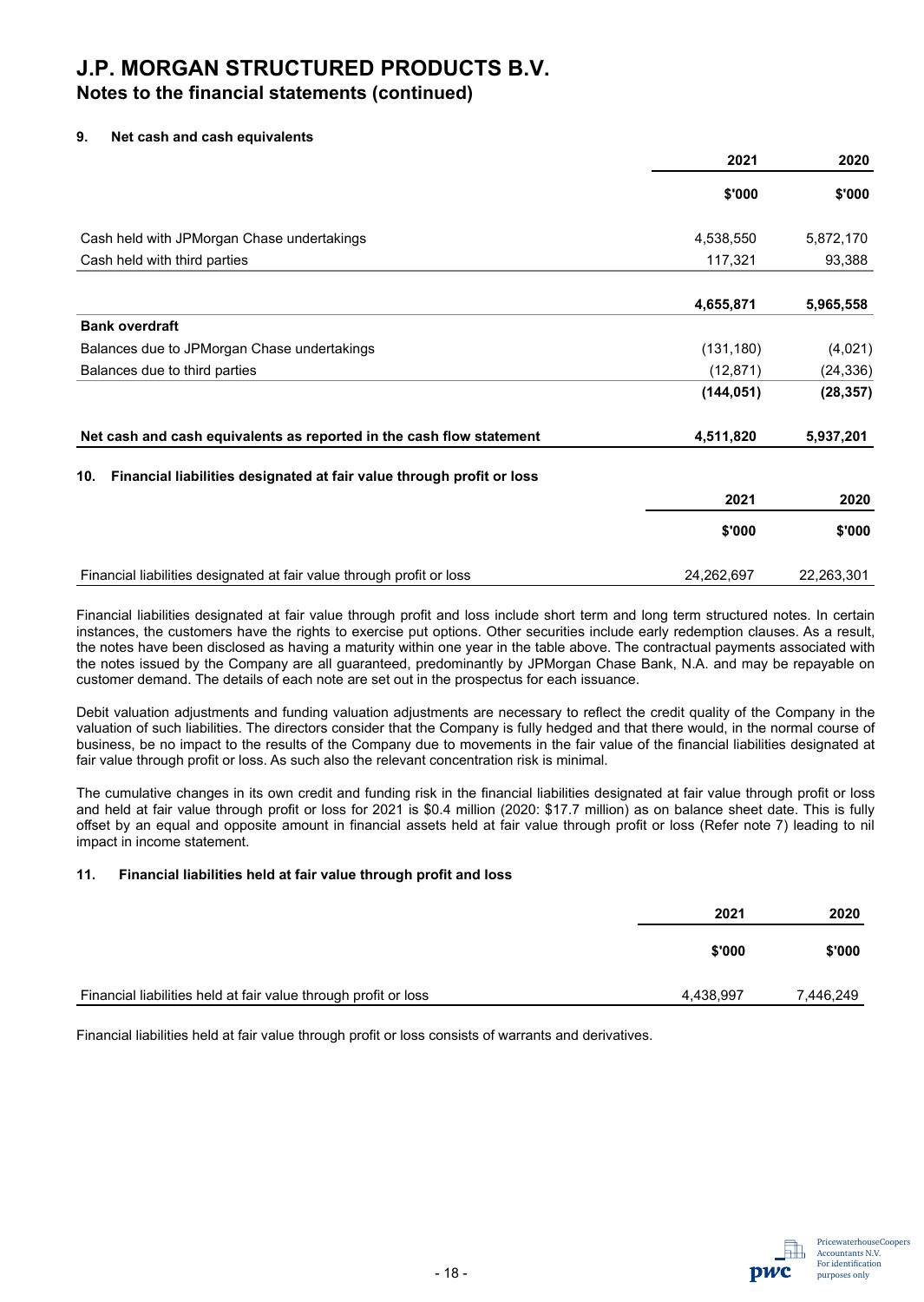# J.P. MORGAN STRUCTURED PRODUCTS B.V.

## Notes to the financial statements (continued)

### 9. Net cash and cash equivalents

| | 2021 | 2020 |
|---|---|---|
| | $'000 | $'000 |
| Cash held with JPMorgan Chase undertakings | 4,538,550 | 5,872,170 |
| Cash held with third parties | 117,321 | 93,388 |
| | **4,655,871** | **5,965,558** |
| **Bank overdraft** | | |
| Balances due to JPMorgan Chase undertakings | (131,180) | (4,021) |
| Balances due to third parties | (12,871) | (24,336) |
| | **(144,051)** | **(28,357)** |
| **Net cash and cash equivalents as reported in the cash flow statement** | **4,511,820** | **5,937,201** |

### 10. Financial liabilities designated at fair value through profit or loss

| | 2021 | 2020 |
|---|---|---|
| | $'000 | $'000 |
| Financial liabilities designated at fair value through profit or loss | 24,262,697 | 22,263,301 |

Financial liabilities designated at fair value through profit and loss include short term and long term structured notes. In certain instances, the customers have the rights to exercise put options. Other securities include early redemption clauses. As a result, the notes have been disclosed as having a maturity within one year in the table above. The contractual payments associated with the notes issued by the Company are all guaranteed, predominantly by JPMorgan Chase Bank, N.A. and may be repayable on customer demand. The details of each note are set out in the prospectus for each issuance.

Debit valuation adjustments and funding valuation adjustments are necessary to reflect the credit quality of the Company in the valuation of such liabilities. The directors consider that the Company is fully hedged and that there would, in the normal course of business, be no impact to the results of the Company due to movements in the fair value of the financial liabilities designated at fair value through profit or loss. As such also the relevant concentration risk is minimal.

The cumulative changes in its own credit and funding risk in the financial liabilities designated at fair value through profit or loss and held at fair value through profit or loss for 2021 is $0.4 million (2020: $17.7 million) as on balance sheet date. This is fully offset by an equal and opposite amount in financial assets held at fair value through profit or loss (Refer note 7) leading to nil impact in income statement.

### 11. Financial liabilities held at fair value through profit and loss

| | 2021 | 2020 |
|---|---|---|
| | $'000 | $'000 |
| Financial liabilities held at fair value through profit or loss | 4,438,997 | 7,446,249 |

Financial liabilities held at fair value through profit or loss consists of warrants and derivatives.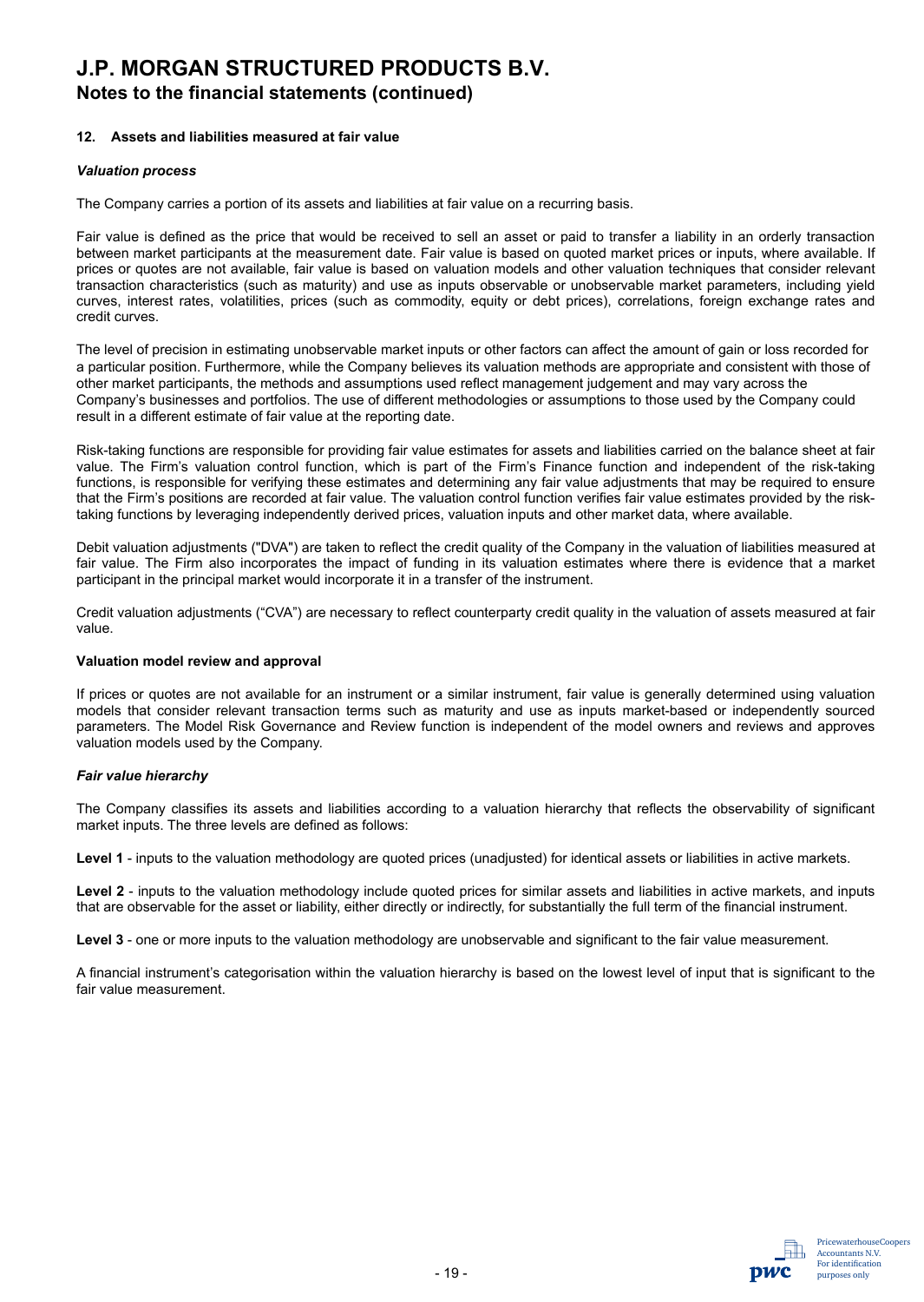## 12. Assets and liabilities measured at fair value

### *Valuation process*

The Company carries a portion of its assets and liabilities at fair value on a recurring basis.

Fair value is defined as the price that would be received to sell an asset or paid to transfer a liability in an orderly transaction between market participants at the measurement date. Fair value is based on quoted market prices or inputs, where available. If prices or quotes are not available, fair value is based on valuation models and other valuation techniques that consider relevant transaction characteristics (such as maturity) and use as inputs observable or unobservable market parameters, including yield curves, interest rates, volatilities, prices (such as commodity, equity or debt prices), correlations, foreign exchange rates and credit curves.

The level of precision in estimating unobservable market inputs or other factors can affect the amount of gain or loss recorded for a particular position. Furthermore, while the Company believes its valuation methods are appropriate and consistent with those of other market participants, the methods and assumptions used reflect management judgement and may vary across the Company's businesses and portfolios. The use of different methodologies or assumptions to those used by the Company could result in a different estimate of fair value at the reporting date.

Risk-taking functions are responsible for providing fair value estimates for assets and liabilities carried on the balance sheet at fair value. The Firm's valuation control function, which is part of the Firm's Finance function and independent of the risk-taking functions, is responsible for verifying these estimates and determining any fair value adjustments that may be required to ensure that the Firm's positions are recorded at fair value. The valuation control function verifies fair value estimates provided by the risk-taking functions by leveraging independently derived prices, valuation inputs and other market data, where available.

Debit valuation adjustments ("DVA") are taken to reflect the credit quality of the Company in the valuation of liabilities measured at fair value. The Firm also incorporates the impact of funding in its valuation estimates where there is evidence that a market participant in the principal market would incorporate it in a transfer of the instrument.

Credit valuation adjustments ("CVA") are necessary to reflect counterparty credit quality in the valuation of assets measured at fair value.

**Valuation model review and approval**

If prices or quotes are not available for an instrument or a similar instrument, fair value is generally determined using valuation models that consider relevant transaction terms such as maturity and use as inputs market-based or independently sourced parameters. The Model Risk Governance and Review function is independent of the model owners and reviews and approves valuation models used by the Company.

### *Fair value hierarchy*

The Company classifies its assets and liabilities according to a valuation hierarchy that reflects the observability of significant market inputs. The three levels are defined as follows:

**Level 1** - inputs to the valuation methodology are quoted prices (unadjusted) for identical assets or liabilities in active markets.

**Level 2** - inputs to the valuation methodology include quoted prices for similar assets and liabilities in active markets, and inputs that are observable for the asset or liability, either directly or indirectly, for substantially the full term of the financial instrument.

**Level 3** - one or more inputs to the valuation methodology are unobservable and significant to the fair value measurement.

A financial instrument's categorisation within the valuation hierarchy is based on the lowest level of input that is significant to the fair value measurement.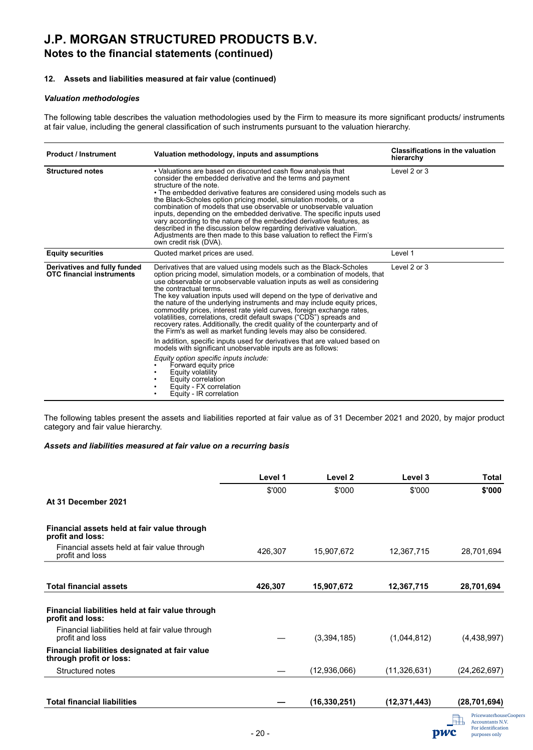# J.P. MORGAN STRUCTURED PRODUCTS B.V.
## Notes to the financial statements (continued)

### 12. Assets and liabilities measured at fair value (continued)

#### *Valuation methodologies*

The following table describes the valuation methodologies used by the Firm to measure its more significant products/ instruments at fair value, including the general classification of such instruments pursuant to the valuation hierarchy.

| Product / Instrument | Valuation methodology, inputs and assumptions | Classifications in the valuation hierarchy |
|---|---|---|
| **Structured notes** | • Valuations are based on discounted cash flow analysis that consider the embedded derivative and the terms and payment structure of the note.<br>• The embedded derivative features are considered using models such as the Black-Scholes option pricing model, simulation models, or a combination of models that use observable or unobservable valuation inputs, depending on the embedded derivative. The specific inputs used vary according to the nature of the embedded derivative features, as described in the discussion below regarding derivative valuation. Adjustments are then made to this base valuation to reflect the Firm's own credit risk (DVA). | Level 2 or 3 |
| **Equity securities** | Quoted market prices are used. | Level 1 |
| **Derivatives and fully funded OTC financial instruments** | Derivatives that are valued using models such as the Black-Scholes option pricing model, simulation models, or a combination of models, that use observable or unobservable valuation inputs as well as considering the contractual terms.<br>The key valuation inputs used will depend on the type of derivative and the nature of the underlying instruments and may include equity prices, commodity prices, interest rate yield curves, foreign exchange rates, volatilities, correlations, credit default swaps ("CDS") spreads and recovery rates. Additionally, the credit quality of the counterparty and of the Firm's as well as market funding levels may also be considered.<br>In addition, specific inputs used for derivatives that are valued based on models with significant unobservable inputs are as follows:<br>*Equity option specific inputs include:*<br>• Forward equity price<br>• Equity volatility<br>• Equity correlation<br>• Equity - FX correlation<br>• Equity - IR correlation | Level 2 or 3 |

The following tables present the assets and liabilities reported at fair value as of 31 December 2021 and 2020, by major product category and fair value hierarchy.

#### *Assets and liabilities measured at fair value on a recurring basis*

| | Level 1 | Level 2 | Level 3 | Total |
|---|---|---|---|---|
| | $'000 | $'000 | $'000 | **$'000** |
| **At 31 December 2021** | | | | |
| **Financial assets held at fair value through profit and loss:** | | | | |
| Financial assets held at fair value through profit and loss | 426,307 | 15,907,672 | 12,367,715 | 28,701,694 |
| **Total financial assets** | **426,307** | **15,907,672** | **12,367,715** | **28,701,694** |
| **Financial liabilities held at fair value through profit and loss:** | | | | |
| Financial liabilities held at fair value through profit and loss | — | (3,394,185) | (1,044,812) | (4,438,997) |
| **Financial liabilities designated at fair value through profit or loss:** | | | | |
| Structured notes | — | (12,936,066) | (11,326,631) | (24,262,697) |
| **Total financial liabilities** | **—** | **(16,330,251)** | **(12,371,443)** | **(28,701,694)** |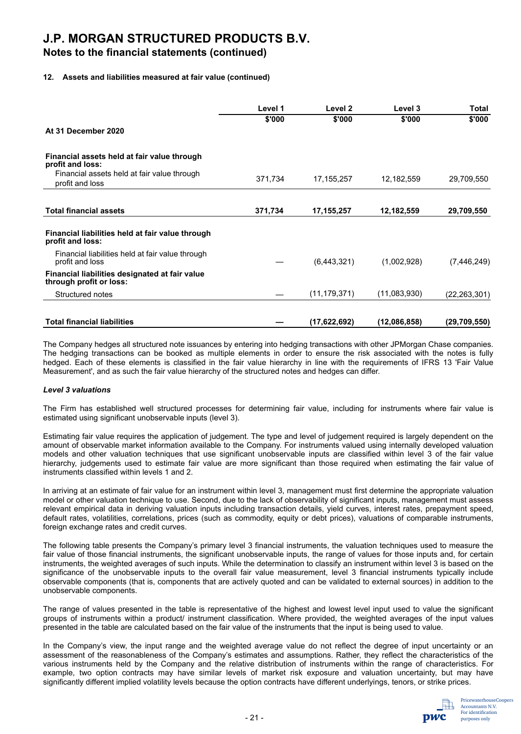# J.P. MORGAN STRUCTURED PRODUCTS B.V.

## Notes to the financial statements (continued)

### 12. Assets and liabilities measured at fair value (continued)

| | Level 1 | Level 2 | Level 3 | Total |
|---|---|---|---|---|
| | $'000 | $'000 | $'000 | $'000 |
| **At 31 December 2020** | | | | |
| **Financial assets held at fair value through profit and loss:** | | | | |
| Financial assets held at fair value through profit and loss | 371,734 | 17,155,257 | 12,182,559 | 29,709,550 |
| **Total financial assets** | **371,734** | **17,155,257** | **12,182,559** | **29,709,550** |
| **Financial liabilities held at fair value through profit and loss:** | | | | |
| Financial liabilities held at fair value through profit and loss | — | (6,443,321) | (1,002,928) | (7,446,249) |
| **Financial liabilities designated at fair value through profit or loss:** | | | | |
| Structured notes | — | (11,179,371) | (11,083,930) | (22,263,301) |
| **Total financial liabilities** | **—** | **(17,622,692)** | **(12,086,858)** | **(29,709,550)** |

The Company hedges all structured note issuances by entering into hedging transactions with other JPMorgan Chase companies. The hedging transactions can be booked as multiple elements in order to ensure the risk associated with the notes is fully hedged. Each of these elements is classified in the fair value hierarchy in line with the requirements of IFRS 13 'Fair Value Measurement', and as such the fair value hierarchy of the structured notes and hedges can differ.

***Level 3 valuations***

The Firm has established well structured processes for determining fair value, including for instruments where fair value is estimated using significant unobservable inputs (level 3).

Estimating fair value requires the application of judgement. The type and level of judgement required is largely dependent on the amount of observable market information available to the Company. For instruments valued using internally developed valuation models and other valuation techniques that use significant unobservable inputs are classified within level 3 of the fair value hierarchy, judgements used to estimate fair value are more significant than those required when estimating the fair value of instruments classified within levels 1 and 2.

In arriving at an estimate of fair value for an instrument within level 3, management must first determine the appropriate valuation model or other valuation technique to use. Second, due to the lack of observability of significant inputs, management must assess relevant empirical data in deriving valuation inputs including transaction details, yield curves, interest rates, prepayment speed, default rates, volatilities, correlations, prices (such as commodity, equity or debt prices), valuations of comparable instruments, foreign exchange rates and credit curves.

The following table presents the Company's primary level 3 financial instruments, the valuation techniques used to measure the fair value of those financial instruments, the significant unobservable inputs, the range of values for those inputs and, for certain instruments, the weighted averages of such inputs. While the determination to classify an instrument within level 3 is based on the significance of the unobservable inputs to the overall fair value measurement, level 3 financial instruments typically include observable components (that is, components that are actively quoted and can be validated to external sources) in addition to the unobservable components.

The range of values presented in the table is representative of the highest and lowest level input used to value the significant groups of instruments within a product/ instrument classification. Where provided, the weighted averages of the input values presented in the table are calculated based on the fair value of the instruments that the input is being used to value.

In the Company's view, the input range and the weighted average value do not reflect the degree of input uncertainty or an assessment of the reasonableness of the Company's estimates and assumptions. Rather, they reflect the characteristics of the various instruments held by the Company and the relative distribution of instruments within the range of characteristics. For example, two option contracts may have similar levels of market risk exposure and valuation uncertainty, but may have significantly different implied volatility levels because the option contracts have different underlyings, tenors, or strike prices.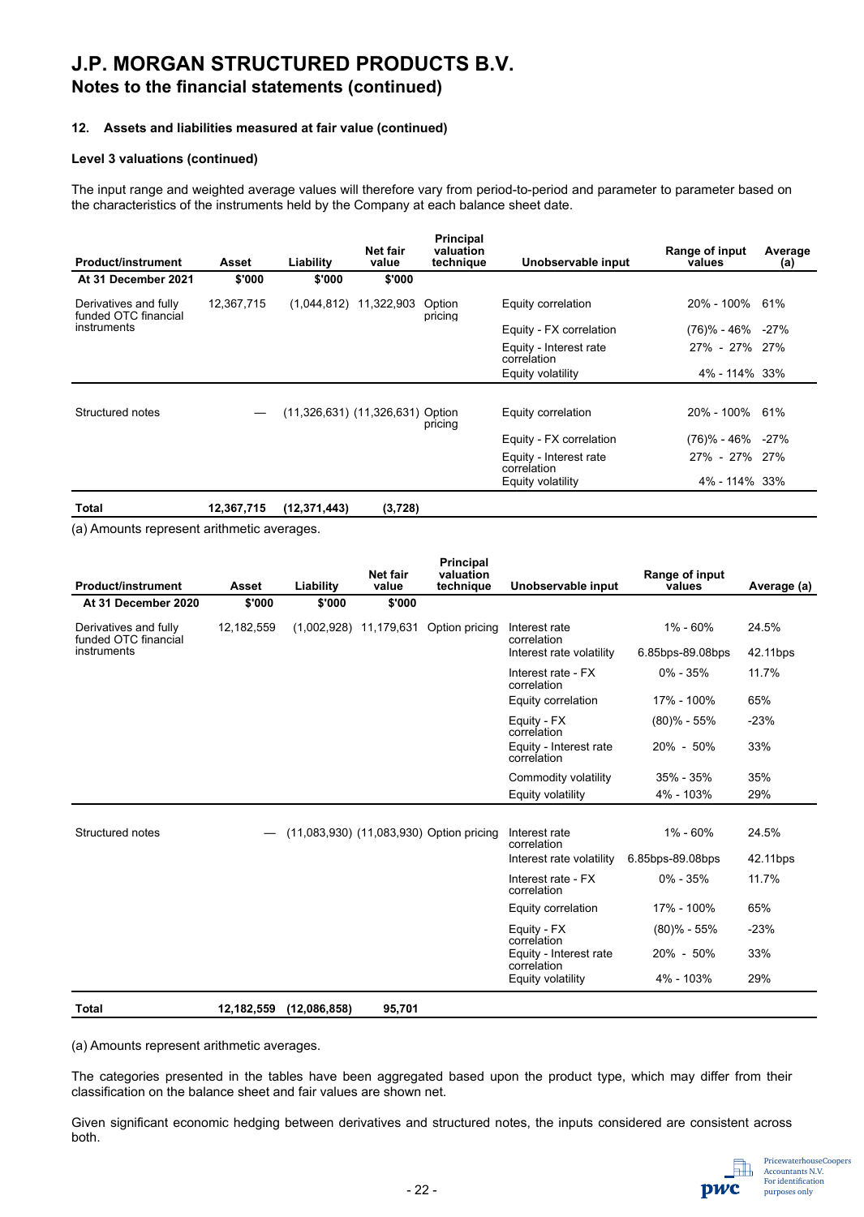# J.P. MORGAN STRUCTURED PRODUCTS B.V.

## Notes to the financial statements (continued)

### 12. Assets and liabilities measured at fair value (continued)

#### Level 3 valuations (continued)

The input range and weighted average values will therefore vary from period-to-period and parameter to parameter based on the characteristics of the instruments held by the Company at each balance sheet date.

| Product/instrument | Asset | Liability | Net fair value | Principal valuation technique | Unobservable input | Range of input values | Average (a) |
|---|---|---|---|---|---|---|---|
| **At 31 December 2021** | **$'000** | **$'000** | **$'000** | | | | |
| Derivatives and fully funded OTC financial instruments | 12,367,715 | (1,044,812) | 11,322,903 | Option pricing | Equity correlation | 20% - 100% | 61% |
| | | | | | Equity - FX correlation | (76)% - 46% | -27% |
| | | | | | Equity - Interest rate correlation | 27% - 27% | 27% |
| | | | | | Equity volatility | 4% - 114% | 33% |
| Structured notes | — | (11,326,631) | (11,326,631) | Option pricing | Equity correlation | 20% - 100% | 61% |
| | | | | | Equity - FX correlation | (76)% - 46% | -27% |
| | | | | | Equity - Interest rate correlation | 27% - 27% | 27% |
| | | | | | Equity volatility | 4% - 114% | 33% |
| **Total** | **12,367,715** | **(12,371,443)** | **(3,728)** | | | | |

(a) Amounts represent arithmetic averages.

| Product/instrument | Asset | Liability | Net fair value | Principal valuation technique | Unobservable input | Range of input values | Average (a) |
|---|---|---|---|---|---|---|---|
| **At 31 December 2020** | **$'000** | **$'000** | **$'000** | | | | |
| Derivatives and fully funded OTC financial instruments | 12,182,559 | (1,002,928) | 11,179,631 | Option pricing | Interest rate correlation | 1% - 60% | 24.5% |
| | | | | | Interest rate volatility | 6.85bps-89.08bps | 42.11bps |
| | | | | | Interest rate - FX correlation | 0% - 35% | 11.7% |
| | | | | | Equity correlation | 17% - 100% | 65% |
| | | | | | Equity - FX correlation | (80)% - 55% | -23% |
| | | | | | Equity - Interest rate correlation | 20% - 50% | 33% |
| | | | | | Commodity volatility | 35% - 35% | 35% |
| | | | | | Equity volatility | 4% - 103% | 29% |
| Structured notes | — | (11,083,930) | (11,083,930) | Option pricing | Interest rate correlation | 1% - 60% | 24.5% |
| | | | | | Interest rate volatility | 6.85bps-89.08bps | 42.11bps |
| | | | | | Interest rate - FX correlation | 0% - 35% | 11.7% |
| | | | | | Equity correlation | 17% - 100% | 65% |
| | | | | | Equity - FX correlation | (80)% - 55% | -23% |
| | | | | | Equity - Interest rate correlation | 20% - 50% | 33% |
| | | | | | Equity volatility | 4% - 103% | 29% |
| **Total** | **12,182,559** | **(12,086,858)** | **95,701** | | | | |

(a) Amounts represent arithmetic averages.

The categories presented in the tables have been aggregated based upon the product type, which may differ from their classification on the balance sheet and fair values are shown net.

Given significant economic hedging between derivatives and structured notes, the inputs considered are consistent across both.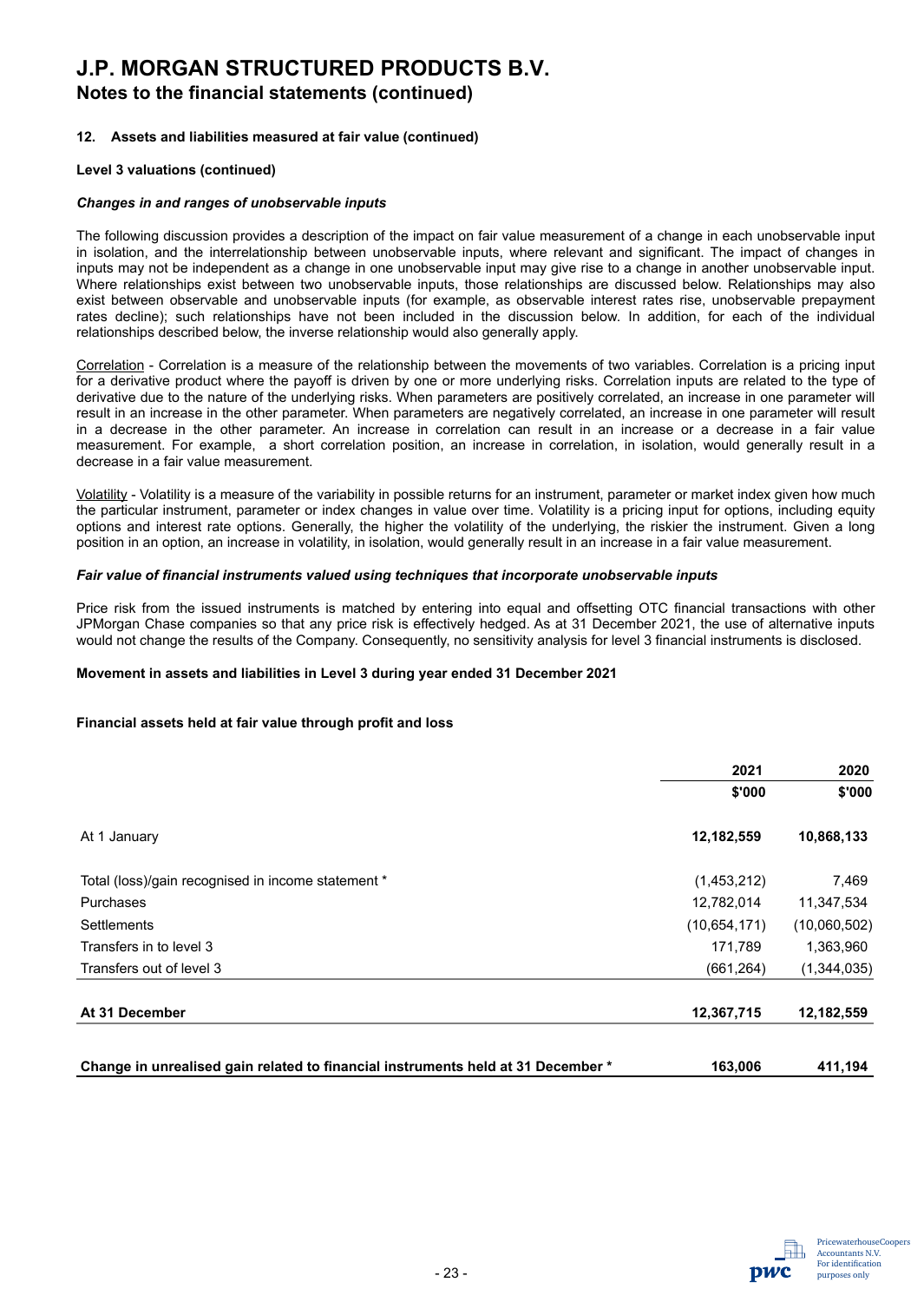# J.P. MORGAN STRUCTURED PRODUCTS B.V.

## Notes to the financial statements (continued)

### 12. Assets and liabilities measured at fair value (continued)

**Level 3 valuations (continued)**

***Changes in and ranges of unobservable inputs***

The following discussion provides a description of the impact on fair value measurement of a change in each unobservable input in isolation, and the interrelationship between unobservable inputs, where relevant and significant. The impact of changes in inputs may not be independent as a change in one unobservable input may give rise to a change in another unobservable input. Where relationships exist between two unobservable inputs, those relationships are discussed below. Relationships may also exist between observable and unobservable inputs (for example, as observable interest rates rise, unobservable prepayment rates decline); such relationships have not been included in the discussion below. In addition, for each of the individual relationships described below, the inverse relationship would also generally apply.

Correlation - Correlation is a measure of the relationship between the movements of two variables. Correlation is a pricing input for a derivative product where the payoff is driven by one or more underlying risks. Correlation inputs are related to the type of derivative due to the nature of the underlying risks. When parameters are positively correlated, an increase in one parameter will result in an increase in the other parameter. When parameters are negatively correlated, an increase in one parameter will result in a decrease in the other parameter. An increase in correlation can result in an increase or a decrease in a fair value measurement. For example, a short correlation position, an increase in correlation, in isolation, would generally result in a decrease in a fair value measurement.

Volatility - Volatility is a measure of the variability in possible returns for an instrument, parameter or market index given how much the particular instrument, parameter or index changes in value over time. Volatility is a pricing input for options, including equity options and interest rate options. Generally, the higher the volatility of the underlying, the riskier the instrument. Given a long position in an option, an increase in volatility, in isolation, would generally result in an increase in a fair value measurement.

***Fair value of financial instruments valued using techniques that incorporate unobservable inputs***

Price risk from the issued instruments is matched by entering into equal and offsetting OTC financial transactions with other JPMorgan Chase companies so that any price risk is effectively hedged. As at 31 December 2021, the use of alternative inputs would not change the results of the Company. Consequently, no sensitivity analysis for level 3 financial instruments is disclosed.

**Movement in assets and liabilities in Level 3 during year ended 31 December 2021**

**Financial assets held at fair value through profit and loss**

| | 2021 | 2020 |
|---|---|---|
| | $'000 | $'000 |
| At 1 January | **12,182,559** | **10,868,133** |
| Total (loss)/gain recognised in income statement * | (1,453,212) | 7,469 |
| Purchases | 12,782,014 | 11,347,534 |
| Settlements | (10,654,171) | (10,060,502) |
| Transfers in to level 3 | 171,789 | 1,363,960 |
| Transfers out of level 3 | (661,264) | (1,344,035) |
| **At 31 December** | **12,367,715** | **12,182,559** |
| **Change in unrealised gain related to financial instruments held at 31 December *** | **163,006** | **411,194** |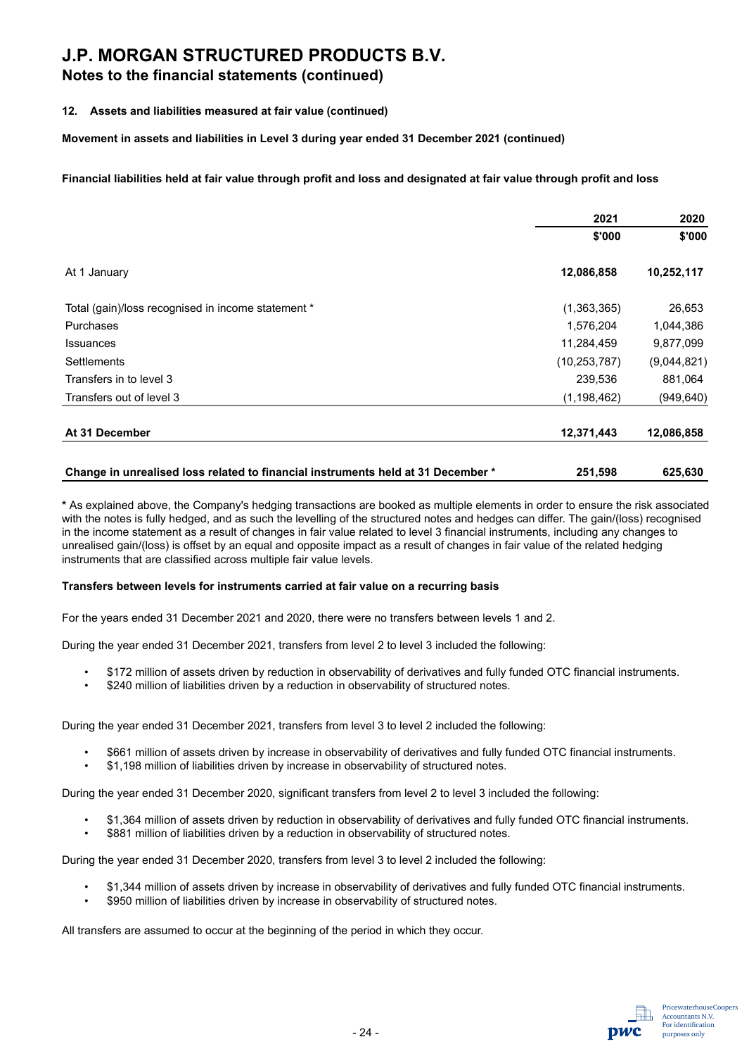# J.P. MORGAN STRUCTURED PRODUCTS B.V.
## Notes to the financial statements (continued)

**12. Assets and liabilities measured at fair value (continued)**

**Movement in assets and liabilities in Level 3 during year ended 31 December 2021 (continued)**

**Financial liabilities held at fair value through profit and loss and designated at fair value through profit and loss**

| | 2021 | 2020 |
|---|---|---|
| | $'000 | $'000 |
| At 1 January | **12,086,858** | **10,252,117** |
| Total (gain)/loss recognised in income statement * | (1,363,365) | 26,653 |
| Purchases | 1,576,204 | 1,044,386 |
| Issuances | 11,284,459 | 9,877,099 |
| Settlements | (10,253,787) | (9,044,821) |
| Transfers in to level 3 | 239,536 | 881,064 |
| Transfers out of level 3 | (1,198,462) | (949,640) |
| **At 31 December** | **12,371,443** | **12,086,858** |
| **Change in unrealised loss related to financial instruments held at 31 December *** | **251,598** | **625,630** |

**\*** As explained above, the Company's hedging transactions are booked as multiple elements in order to ensure the risk associated with the notes is fully hedged, and as such the levelling of the structured notes and hedges can differ. The gain/(loss) recognised in the income statement as a result of changes in fair value related to level 3 financial instruments, including any changes to unrealised gain/(loss) is offset by an equal and opposite impact as a result of changes in fair value of the related hedging instruments that are classified across multiple fair value levels.

**Transfers between levels for instruments carried at fair value on a recurring basis**

For the years ended 31 December 2021 and 2020, there were no transfers between levels 1 and 2.

During the year ended 31 December 2021, transfers from level 2 to level 3 included the following:

- $172 million of assets driven by reduction in observability of derivatives and fully funded OTC financial instruments.
- $240 million of liabilities driven by a reduction in observability of structured notes.

During the year ended 31 December 2021, transfers from level 3 to level 2 included the following:

- $661 million of assets driven by increase in observability of derivatives and fully funded OTC financial instruments.
- $1,198 million of liabilities driven by increase in observability of structured notes.

During the year ended 31 December 2020, significant transfers from level 2 to level 3 included the following:

- $1,364 million of assets driven by reduction in observability of derivatives and fully funded OTC financial instruments.
- $881 million of liabilities driven by a reduction in observability of structured notes.

During the year ended 31 December 2020, transfers from level 3 to level 2 included the following:

- $1,344 million of assets driven by increase in observability of derivatives and fully funded OTC financial instruments.
- $950 million of liabilities driven by increase in observability of structured notes.

All transfers are assumed to occur at the beginning of the period in which they occur.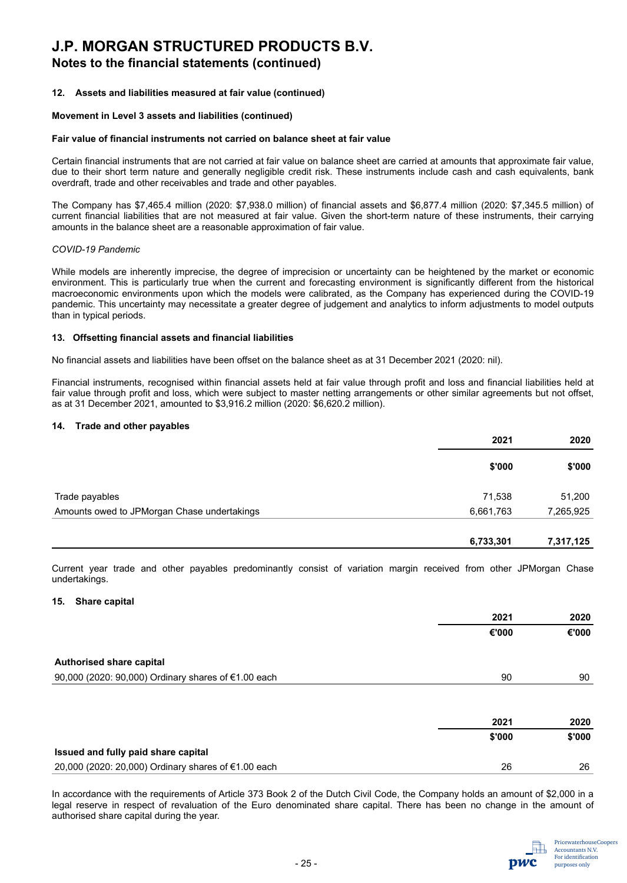# J.P. MORGAN STRUCTURED PRODUCTS B.V.
## Notes to the financial statements (continued)

### 12. Assets and liabilities measured at fair value (continued)

**Movement in Level 3 assets and liabilities (continued)**

**Fair value of financial instruments not carried on balance sheet at fair value**

Certain financial instruments that are not carried at fair value on balance sheet are carried at amounts that approximate fair value, due to their short term nature and generally negligible credit risk. These instruments include cash and cash equivalents, bank overdraft, trade and other receivables and trade and other payables.

The Company has $7,465.4 million (2020: $7,938.0 million) of financial assets and $6,877.4 million (2020: $7,345.5 million) of current financial liabilities that are not measured at fair value. Given the short-term nature of these instruments, their carrying amounts in the balance sheet are a reasonable approximation of fair value.

*COVID-19 Pandemic*

While models are inherently imprecise, the degree of imprecision or uncertainty can be heightened by the market or economic environment. This is particularly true when the current and forecasting environment is significantly different from the historical macroeconomic environments upon which the models were calibrated, as the Company has experienced during the COVID-19 pandemic. This uncertainty may necessitate a greater degree of judgement and analytics to inform adjustments to model outputs than in typical periods.

### 13. Offsetting financial assets and financial liabilities

No financial assets and liabilities have been offset on the balance sheet as at 31 December 2021 (2020: nil).

Financial instruments, recognised within financial assets held at fair value through profit and loss and financial liabilities held at fair value through profit and loss, which were subject to master netting arrangements or other similar agreements but not offset, as at 31 December 2021, amounted to $3,916.2 million (2020: $6,620.2 million).

### 14. Trade and other payables

| | 2021 | 2020 |
|---|---|---|
| | **$'000** | **$'000** |
| Trade payables | 71,538 | 51,200 |
| Amounts owed to JPMorgan Chase undertakings | 6,661,763 | 7,265,925 |
| | **6,733,301** | **7,317,125** |

Current year trade and other payables predominantly consist of variation margin received from other JPMorgan Chase undertakings.

### 15. Share capital

| | 2021 | 2020 |
|---|---|---|
| | **€'000** | **€'000** |
| **Authorised share capital** | | |
| 90,000 (2020: 90,000) Ordinary shares of €1.00 each | 90 | 90 |

| | 2021 | 2020 |
|---|---|---|
| | **$'000** | **$'000** |
| **Issued and fully paid share capital** | | |
| 20,000 (2020: 20,000) Ordinary shares of €1.00 each | 26 | 26 |

In accordance with the requirements of Article 373 Book 2 of the Dutch Civil Code, the Company holds an amount of $2,000 in a legal reserve in respect of revaluation of the Euro denominated share capital. There has been no change in the amount of authorised share capital during the year.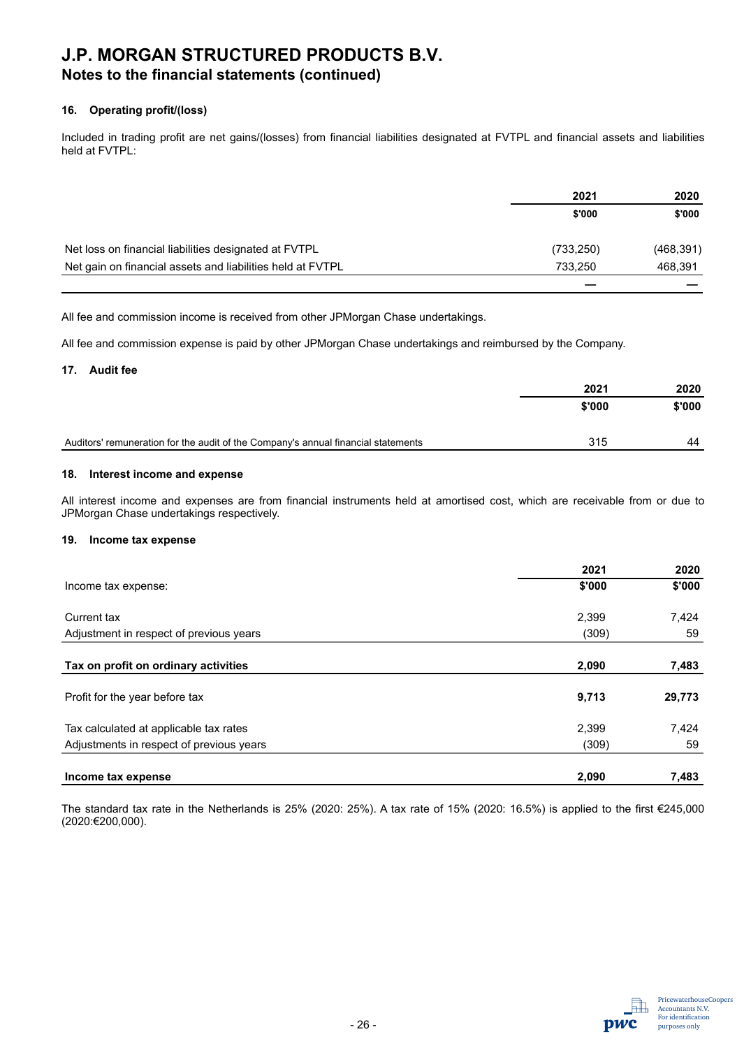# J.P. MORGAN STRUCTURED PRODUCTS B.V.

## Notes to the financial statements (continued)

### 16. Operating profit/(loss)

Included in trading profit are net gains/(losses) from financial liabilities designated at FVTPL and financial assets and liabilities held at FVTPL:

| | 2021 | 2020 |
|---|---|---|
| | $'000 | $'000 |
| Net loss on financial liabilities designated at FVTPL | (733,250) | (468,391) |
| Net gain on financial assets and liabilities held at FVTPL | 733,250 | 468,391 |
| | — | — |

All fee and commission income is received from other JPMorgan Chase undertakings.

All fee and commission expense is paid by other JPMorgan Chase undertakings and reimbursed by the Company.

### 17. Audit fee

| | 2021 | 2020 |
|---|---|---|
| | $'000 | $'000 |
| Auditors' remuneration for the audit of the Company's annual financial statements | 315 | 44 |

### 18. Interest income and expense

All interest income and expenses are from financial instruments held at amortised cost, which are receivable from or due to JPMorgan Chase undertakings respectively.

### 19. Income tax expense

| | 2021 | 2020 |
|---|---|---|
| Income tax expense: | $'000 | $'000 |
| Current tax | 2,399 | 7,424 |
| Adjustment in respect of previous years | (309) | 59 |
| **Tax on profit on ordinary activities** | **2,090** | **7,483** |
| Profit for the year before tax | **9,713** | **29,773** |
| Tax calculated at applicable tax rates | 2,399 | 7,424 |
| Adjustments in respect of previous years | (309) | 59 |
| **Income tax expense** | **2,090** | **7,483** |

The standard tax rate in the Netherlands is 25% (2020: 25%). A tax rate of 15% (2020: 16.5%) is applied to the first €245,000 (2020:€200,000).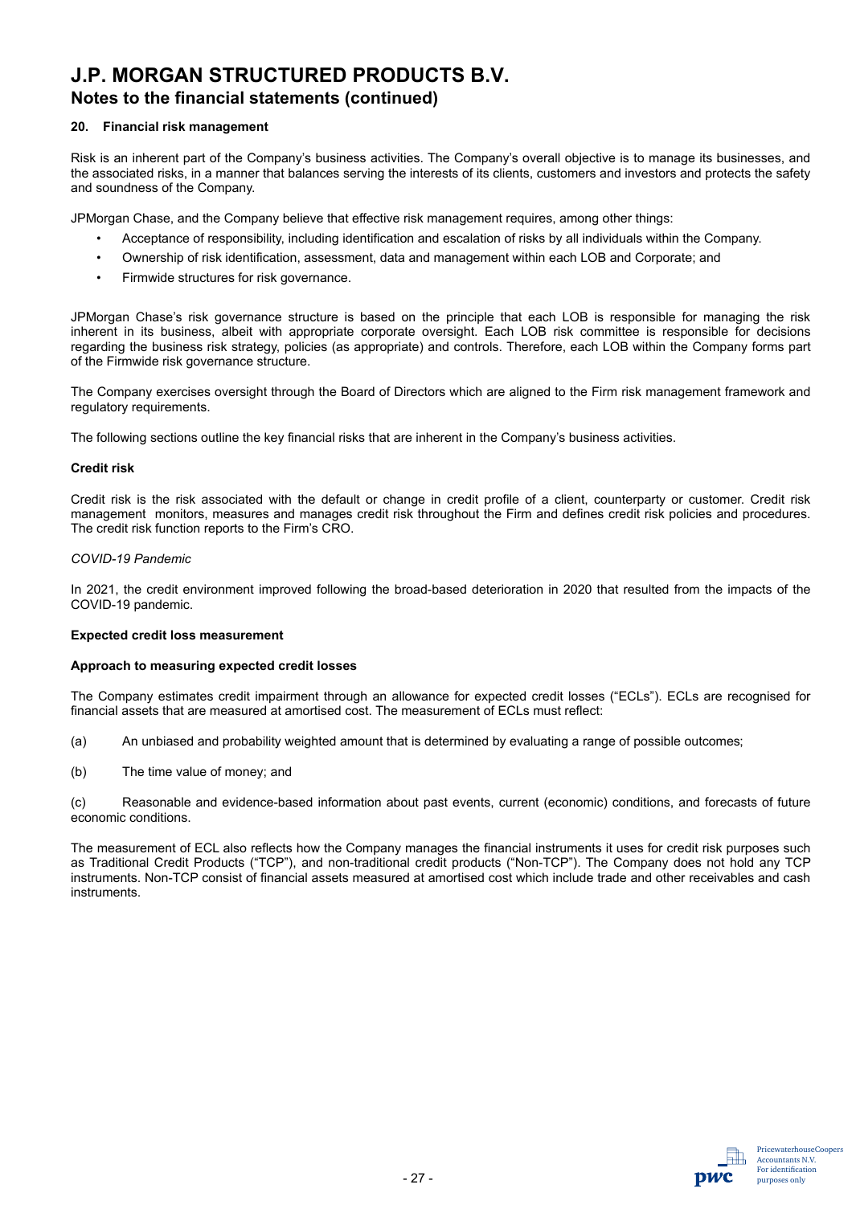# J.P. MORGAN STRUCTURED PRODUCTS B.V.

## Notes to the financial statements (continued)

### 20. Financial risk management

Risk is an inherent part of the Company's business activities. The Company's overall objective is to manage its businesses, and the associated risks, in a manner that balances serving the interests of its clients, customers and investors and protects the safety and soundness of the Company.

JPMorgan Chase, and the Company believe that effective risk management requires, among other things:

- Acceptance of responsibility, including identification and escalation of risks by all individuals within the Company.
- Ownership of risk identification, assessment, data and management within each LOB and Corporate; and
- Firmwide structures for risk governance.

JPMorgan Chase's risk governance structure is based on the principle that each LOB is responsible for managing the risk inherent in its business, albeit with appropriate corporate oversight. Each LOB risk committee is responsible for decisions regarding the business risk strategy, policies (as appropriate) and controls. Therefore, each LOB within the Company forms part of the Firmwide risk governance structure.

The Company exercises oversight through the Board of Directors which are aligned to the Firm risk management framework and regulatory requirements.

The following sections outline the key financial risks that are inherent in the Company's business activities.

**Credit risk**

Credit risk is the risk associated with the default or change in credit profile of a client, counterparty or customer. Credit risk management monitors, measures and manages credit risk throughout the Firm and defines credit risk policies and procedures. The credit risk function reports to the Firm's CRO.

*COVID-19 Pandemic*

In 2021, the credit environment improved following the broad-based deterioration in 2020 that resulted from the impacts of the COVID-19 pandemic.

**Expected credit loss measurement**

**Approach to measuring expected credit losses**

The Company estimates credit impairment through an allowance for expected credit losses ("ECLs"). ECLs are recognised for financial assets that are measured at amortised cost. The measurement of ECLs must reflect:

(a) An unbiased and probability weighted amount that is determined by evaluating a range of possible outcomes;

(b) The time value of money; and

(c) Reasonable and evidence-based information about past events, current (economic) conditions, and forecasts of future economic conditions.

The measurement of ECL also reflects how the Company manages the financial instruments it uses for credit risk purposes such as Traditional Credit Products ("TCP"), and non-traditional credit products ("Non-TCP"). The Company does not hold any TCP instruments. Non-TCP consist of financial assets measured at amortised cost which include trade and other receivables and cash instruments.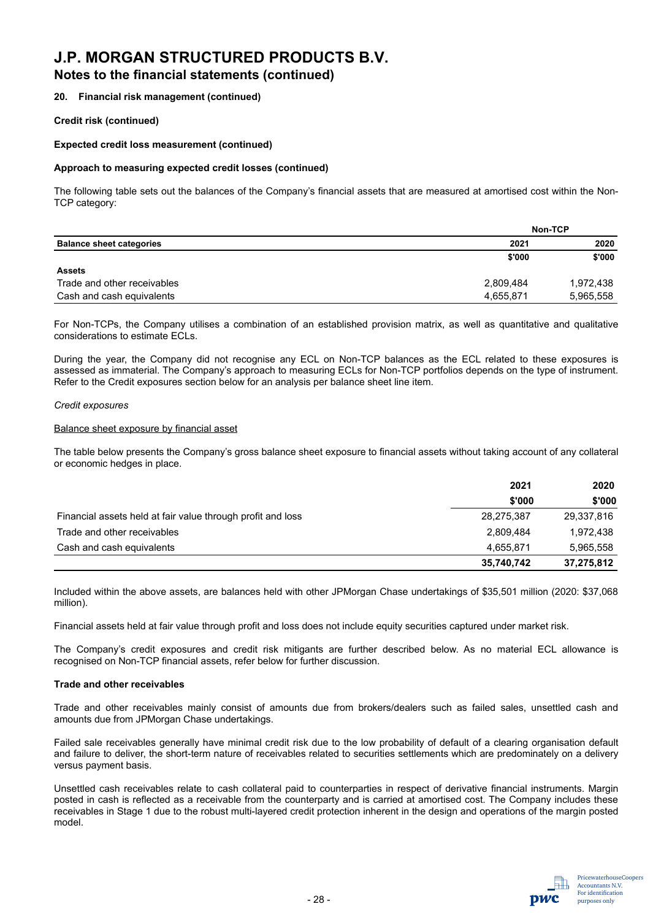# J.P. MORGAN STRUCTURED PRODUCTS B.V.

## Notes to the financial statements (continued)

### 20. Financial risk management (continued)

**Credit risk (continued)**

**Expected credit loss measurement (continued)**

**Approach to measuring expected credit losses (continued)**

The following table sets out the balances of the Company's financial assets that are measured at amortised cost within the Non-TCP category:

| | Non-TCP | |
|---|---|---|
| **Balance sheet categories** | **2021** | **2020** |
| | **\$'000** | **\$'000** |
| **Assets** | | |
| Trade and other receivables | 2,809,484 | 1,972,438 |
| Cash and cash equivalents | 4,655,871 | 5,965,558 |

For Non-TCPs, the Company utilises a combination of an established provision matrix, as well as quantitative and qualitative considerations to estimate ECLs.

During the year, the Company did not recognise any ECL on Non-TCP balances as the ECL related to these exposures is assessed as immaterial. The Company's approach to measuring ECLs for Non-TCP portfolios depends on the type of instrument. Refer to the Credit exposures section below for an analysis per balance sheet line item.

*Credit exposures*

Balance sheet exposure by financial asset

The table below presents the Company's gross balance sheet exposure to financial assets without taking account of any collateral or economic hedges in place.

| | 2021 | 2020 |
|---|---|---|
| | **\$'000** | **\$'000** |
| Financial assets held at fair value through profit and loss | 28,275,387 | 29,337,816 |
| Trade and other receivables | 2,809,484 | 1,972,438 |
| Cash and cash equivalents | 4,655,871 | 5,965,558 |
| | **35,740,742** | **37,275,812** |

Included within the above assets, are balances held with other JPMorgan Chase undertakings of \$35,501 million (2020: \$37,068 million).

Financial assets held at fair value through profit and loss does not include equity securities captured under market risk.

The Company's credit exposures and credit risk mitigants are further described below. As no material ECL allowance is recognised on Non-TCP financial assets, refer below for further discussion.

**Trade and other receivables**

Trade and other receivables mainly consist of amounts due from brokers/dealers such as failed sales, unsettled cash and amounts due from JPMorgan Chase undertakings.

Failed sale receivables generally have minimal credit risk due to the low probability of default of a clearing organisation default and failure to deliver, the short-term nature of receivables related to securities settlements which are predominately on a delivery versus payment basis.

Unsettled cash receivables relate to cash collateral paid to counterparties in respect of derivative financial instruments. Margin posted in cash is reflected as a receivable from the counterparty and is carried at amortised cost. The Company includes these receivables in Stage 1 due to the robust multi-layered credit protection inherent in the design and operations of the margin posted model.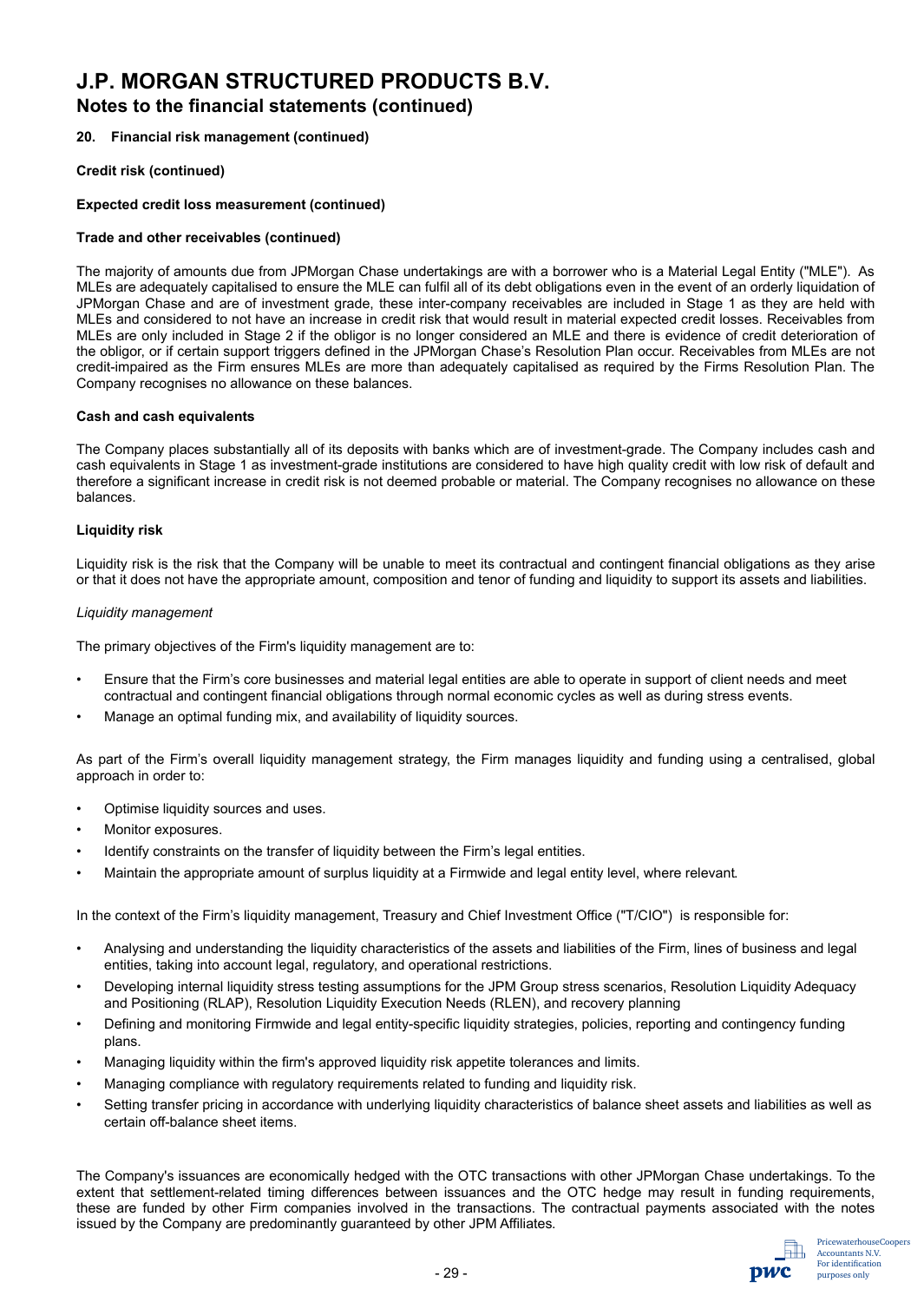# J.P. MORGAN STRUCTURED PRODUCTS B.V.

## Notes to the financial statements (continued)

### 20. Financial risk management (continued)

**Credit risk (continued)**

**Expected credit loss measurement (continued)**

**Trade and other receivables (continued)**

The majority of amounts due from JPMorgan Chase undertakings are with a borrower who is a Material Legal Entity ("MLE"). As MLEs are adequately capitalised to ensure the MLE can fulfil all of its debt obligations even in the event of an orderly liquidation of JPMorgan Chase and are of investment grade, these inter-company receivables are included in Stage 1 as they are held with MLEs and considered to not have an increase in credit risk that would result in material expected credit losses. Receivables from MLEs are only included in Stage 2 if the obligor is no longer considered an MLE and there is evidence of credit deterioration of the obligor, or if certain support triggers defined in the JPMorgan Chase's Resolution Plan occur. Receivables from MLEs are not credit-impaired as the Firm ensures MLEs are more than adequately capitalised as required by the Firms Resolution Plan. The Company recognises no allowance on these balances.

**Cash and cash equivalents**

The Company places substantially all of its deposits with banks which are of investment-grade. The Company includes cash and cash equivalents in Stage 1 as investment-grade institutions are considered to have high quality credit with low risk of default and therefore a significant increase in credit risk is not deemed probable or material. The Company recognises no allowance on these balances.

**Liquidity risk**

Liquidity risk is the risk that the Company will be unable to meet its contractual and contingent financial obligations as they arise or that it does not have the appropriate amount, composition and tenor of funding and liquidity to support its assets and liabilities.

*Liquidity management*

The primary objectives of the Firm's liquidity management are to:

- Ensure that the Firm's core businesses and material legal entities are able to operate in support of client needs and meet contractual and contingent financial obligations through normal economic cycles as well as during stress events.
- Manage an optimal funding mix, and availability of liquidity sources.

As part of the Firm's overall liquidity management strategy, the Firm manages liquidity and funding using a centralised, global approach in order to:

- Optimise liquidity sources and uses.
- Monitor exposures.
- Identify constraints on the transfer of liquidity between the Firm's legal entities.
- Maintain the appropriate amount of surplus liquidity at a Firmwide and legal entity level, where relevant.

In the context of the Firm's liquidity management, Treasury and Chief Investment Office ("T/CIO") is responsible for:

- Analysing and understanding the liquidity characteristics of the assets and liabilities of the Firm, lines of business and legal entities, taking into account legal, regulatory, and operational restrictions.
- Developing internal liquidity stress testing assumptions for the JPM Group stress scenarios, Resolution Liquidity Adequacy and Positioning (RLAP), Resolution Liquidity Execution Needs (RLEN), and recovery planning
- Defining and monitoring Firmwide and legal entity-specific liquidity strategies, policies, reporting and contingency funding plans.
- Managing liquidity within the firm's approved liquidity risk appetite tolerances and limits.
- Managing compliance with regulatory requirements related to funding and liquidity risk.
- Setting transfer pricing in accordance with underlying liquidity characteristics of balance sheet assets and liabilities as well as certain off-balance sheet items.

The Company's issuances are economically hedged with the OTC transactions with other JPMorgan Chase undertakings. To the extent that settlement-related timing differences between issuances and the OTC hedge may result in funding requirements, these are funded by other Firm companies involved in the transactions. The contractual payments associated with the notes issued by the Company are predominantly guaranteed by other JPM Affiliates.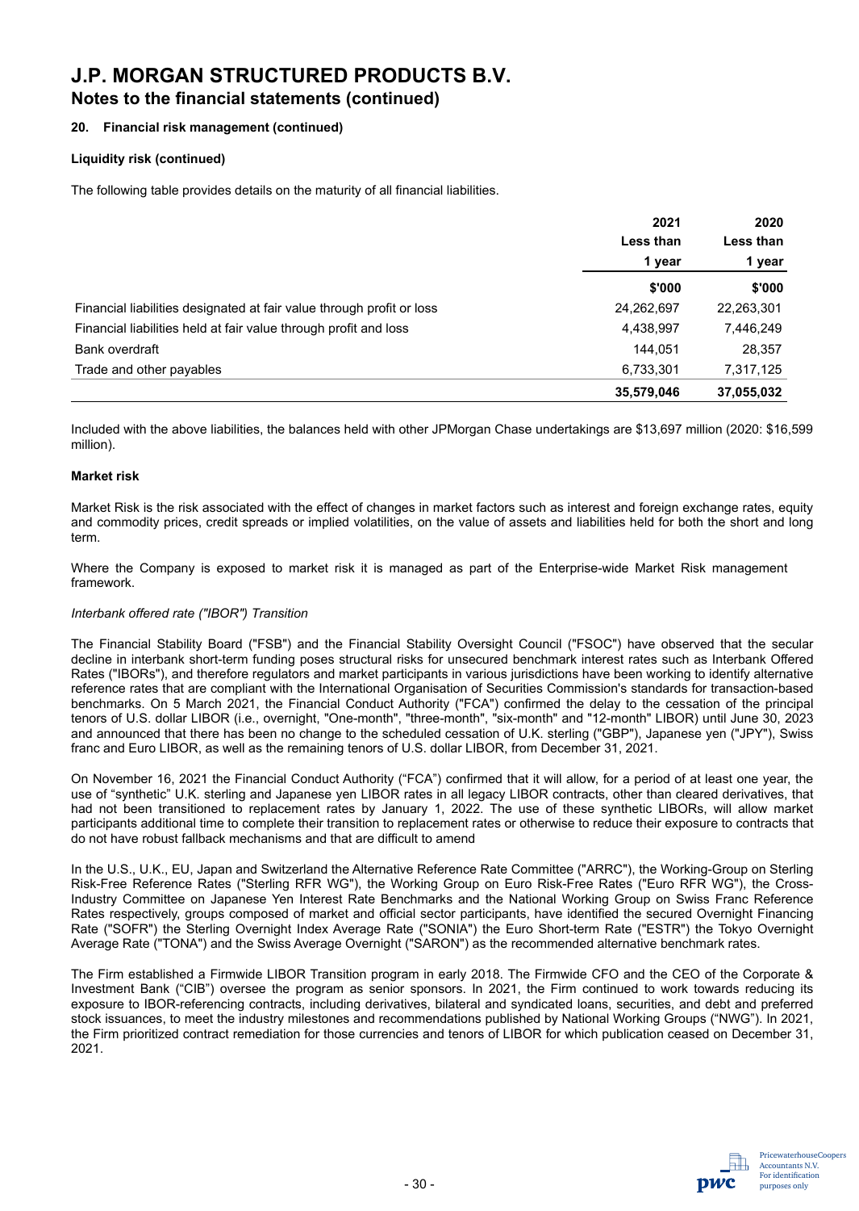# J.P. MORGAN STRUCTURED PRODUCTS B.V.

## Notes to the financial statements (continued)

### 20. Financial risk management (continued)

**Liquidity risk (continued)**

The following table provides details on the maturity of all financial liabilities.

| | 2021 Less than 1 year | 2020 Less than 1 year |
|---|---|---|
| | $'000 | $'000 |
| Financial liabilities designated at fair value through profit or loss | 24,262,697 | 22,263,301 |
| Financial liabilities held at fair value through profit and loss | 4,438,997 | 7,446,249 |
| Bank overdraft | 144,051 | 28,357 |
| Trade and other payables | 6,733,301 | 7,317,125 |
| | **35,579,046** | **37,055,032** |

Included with the above liabilities, the balances held with other JPMorgan Chase undertakings are $13,697 million (2020: $16,599 million).

**Market risk**

Market Risk is the risk associated with the effect of changes in market factors such as interest and foreign exchange rates, equity and commodity prices, credit spreads or implied volatilities, on the value of assets and liabilities held for both the short and long term.

Where the Company is exposed to market risk it is managed as part of the Enterprise-wide Market Risk management framework.

*Interbank offered rate ("IBOR") Transition*

The Financial Stability Board ("FSB") and the Financial Stability Oversight Council ("FSOC") have observed that the secular decline in interbank short-term funding poses structural risks for unsecured benchmark interest rates such as Interbank Offered Rates ("IBORs"), and therefore regulators and market participants in various jurisdictions have been working to identify alternative reference rates that are compliant with the International Organisation of Securities Commission's standards for transaction-based benchmarks. On 5 March 2021, the Financial Conduct Authority ("FCA") confirmed the delay to the cessation of the principal tenors of U.S. dollar LIBOR (i.e., overnight, "One-month", "three-month", "six-month" and "12-month" LIBOR) until June 30, 2023 and announced that there has been no change to the scheduled cessation of U.K. sterling ("GBP"), Japanese yen ("JPY"), Swiss franc and Euro LIBOR, as well as the remaining tenors of U.S. dollar LIBOR, from December 31, 2021.

On November 16, 2021 the Financial Conduct Authority ("FCA") confirmed that it will allow, for a period of at least one year, the use of "synthetic" U.K. sterling and Japanese yen LIBOR rates in all legacy LIBOR contracts, other than cleared derivatives, that had not been transitioned to replacement rates by January 1, 2022. The use of these synthetic LIBORs, will allow market participants additional time to complete their transition to replacement rates or otherwise to reduce their exposure to contracts that do not have robust fallback mechanisms and that are difficult to amend

In the U.S., U.K., EU, Japan and Switzerland the Alternative Reference Rate Committee ("ARRC"), the Working-Group on Sterling Risk-Free Reference Rates ("Sterling RFR WG"), the Working Group on Euro Risk-Free Rates ("Euro RFR WG"), the Cross-Industry Committee on Japanese Yen Interest Rate Benchmarks and the National Working Group on Swiss Franc Reference Rates respectively, groups composed of market and official sector participants, have identified the secured Overnight Financing Rate ("SOFR") the Sterling Overnight Index Average Rate ("SONIA") the Euro Short-term Rate ("ESTR") the Tokyo Overnight Average Rate ("TONA") and the Swiss Average Overnight ("SARON") as the recommended alternative benchmark rates.

The Firm established a Firmwide LIBOR Transition program in early 2018. The Firmwide CFO and the CEO of the Corporate & Investment Bank ("CIB") oversee the program as senior sponsors. In 2021, the Firm continued to work towards reducing its exposure to IBOR-referencing contracts, including derivatives, bilateral and syndicated loans, securities, and debt and preferred stock issuances, to meet the industry milestones and recommendations published by National Working Groups ("NWG"). In 2021, the Firm prioritized contract remediation for those currencies and tenors of LIBOR for which publication ceased on December 31, 2021.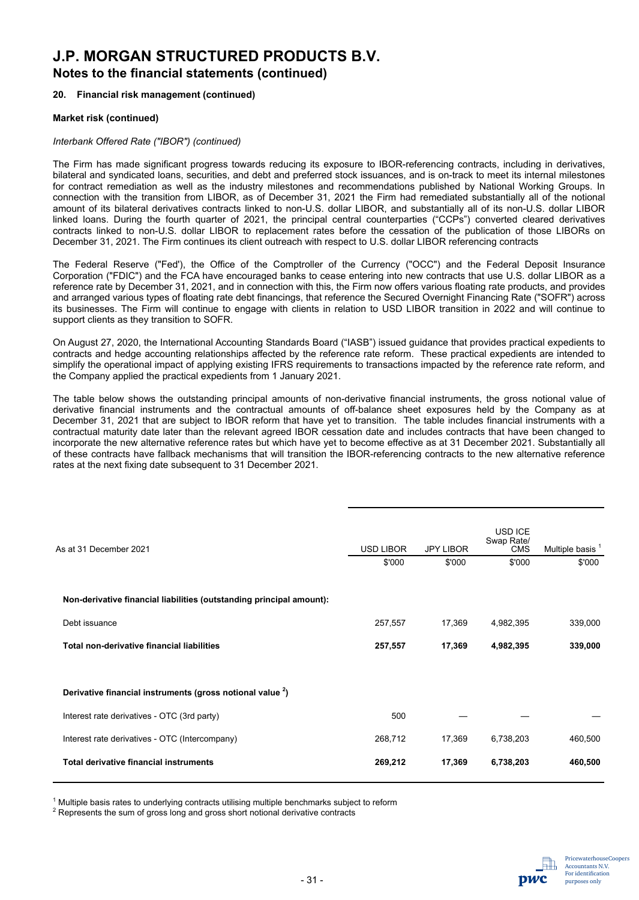# J.P. MORGAN STRUCTURED PRODUCTS B.V.

## Notes to the financial statements (continued)

### 20. Financial risk management (continued)

#### Market risk (continued)

*Interbank Offered Rate ("IBOR") (continued)*

The Firm has made significant progress towards reducing its exposure to IBOR-referencing contracts, including in derivatives, bilateral and syndicated loans, securities, and debt and preferred stock issuances, and is on-track to meet its internal milestones for contract remediation as well as the industry milestones and recommendations published by National Working Groups. In connection with the transition from LIBOR, as of December 31, 2021 the Firm had remediated substantially all of the notional amount of its bilateral derivatives contracts linked to non-U.S. dollar LIBOR, and substantially all of its non-U.S. dollar LIBOR linked loans. During the fourth quarter of 2021, the principal central counterparties ("CCPs") converted cleared derivatives contracts linked to non-U.S. dollar LIBOR to replacement rates before the cessation of the publication of those LIBORs on December 31, 2021. The Firm continues its client outreach with respect to U.S. dollar LIBOR referencing contracts

The Federal Reserve ("Fed'), the Office of the Comptroller of the Currency ("OCC") and the Federal Deposit Insurance Corporation ("FDIC") and the FCA have encouraged banks to cease entering into new contracts that use U.S. dollar LIBOR as a reference rate by December 31, 2021, and in connection with this, the Firm now offers various floating rate products, and provides and arranged various types of floating rate debt financings, that reference the Secured Overnight Financing Rate ("SOFR") across its businesses. The Firm will continue to engage with clients in relation to USD LIBOR transition in 2022 and will continue to support clients as they transition to SOFR.

On August 27, 2020, the International Accounting Standards Board ("IASB") issued guidance that provides practical expedients to contracts and hedge accounting relationships affected by the reference rate reform. These practical expedients are intended to simplify the operational impact of applying existing IFRS requirements to transactions impacted by the reference rate reform, and the Company applied the practical expedients from 1 January 2021.

The table below shows the outstanding principal amounts of non-derivative financial instruments, the gross notional value of derivative financial instruments and the contractual amounts of off-balance sheet exposures held by the Company as at December 31, 2021 that are subject to IBOR reform that have yet to transition. The table includes financial instruments with a contractual maturity date later than the relevant agreed IBOR cessation date and includes contracts that have been changed to incorporate the new alternative reference rates but which have yet to become effective as at 31 December 2021. Substantially all of these contracts have fallback mechanisms that will transition the IBOR-referencing contracts to the new alternative reference rates at the next fixing date subsequent to 31 December 2021.

| As at 31 December 2021 | USD LIBOR | JPY LIBOR | USD ICE Swap Rate/ CMS | Multiple basis [1] |
|---|---|---|---|---|
| | $'000 | $'000 | $'000 | $'000 |
| **Non-derivative financial liabilities (outstanding principal amount):** | | | | |
| Debt issuance | 257,557 | 17,369 | 4,982,395 | 339,000 |
| **Total non-derivative financial liabilities** | **257,557** | **17,369** | **4,982,395** | **339,000** |
| **Derivative financial instruments (gross notional value [2])** | | | | |
| Interest rate derivatives - OTC (3rd party) | 500 | — | — | — |
| Interest rate derivatives - OTC (Intercompany) | 268,712 | 17,369 | 6,738,203 | 460,500 |
| **Total derivative financial instruments** | **269,212** | **17,369** | **6,738,203** | **460,500** |

[1] Multiple basis rates to underlying contracts utilising multiple benchmarks subject to reform

[2] Represents the sum of gross long and gross short notional derivative contracts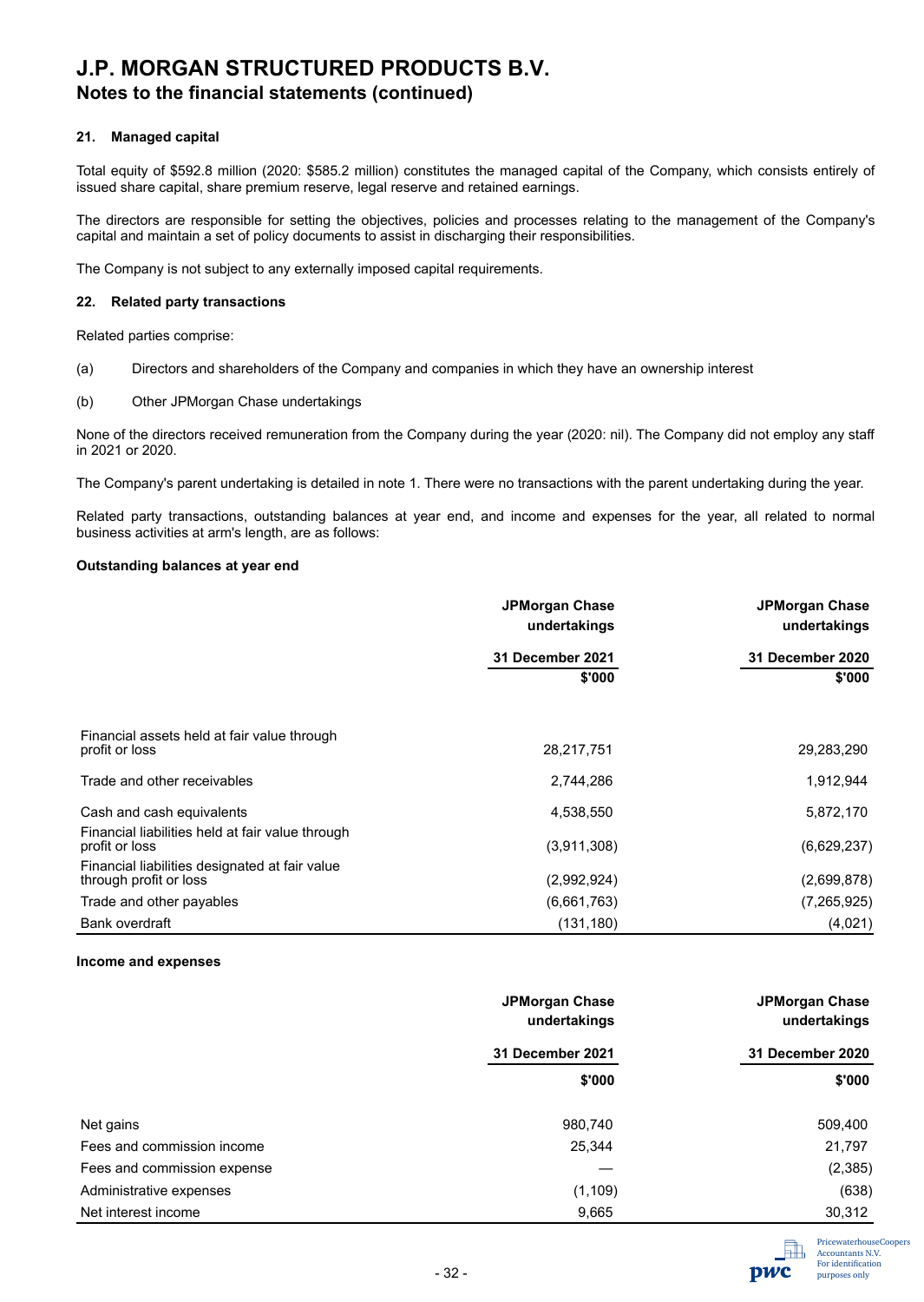# J.P. MORGAN STRUCTURED PRODUCTS B.V.

## Notes to the financial statements (continued)

### 21. Managed capital

Total equity of $592.8 million (2020: $585.2 million) constitutes the managed capital of the Company, which consists entirely of issued share capital, share premium reserve, legal reserve and retained earnings.

The directors are responsible for setting the objectives, policies and processes relating to the management of the Company's capital and maintain a set of policy documents to assist in discharging their responsibilities.

The Company is not subject to any externally imposed capital requirements.

### 22. Related party transactions

Related parties comprise:

(a) Directors and shareholders of the Company and companies in which they have an ownership interest

(b) Other JPMorgan Chase undertakings

None of the directors received remuneration from the Company during the year (2020: nil). The Company did not employ any staff in 2021 or 2020.

The Company's parent undertaking is detailed in note 1. There were no transactions with the parent undertaking during the year.

Related party transactions, outstanding balances at year end, and income and expenses for the year, all related to normal business activities at arm's length, are as follows:

**Outstanding balances at year end**

| | JPMorgan Chase undertakings | JPMorgan Chase undertakings |
|---|---|---|
| | 31 December 2021 | 31 December 2020 |
| | $'000 | $'000 |
| Financial assets held at fair value through profit or loss | 28,217,751 | 29,283,290 |
| Trade and other receivables | 2,744,286 | 1,912,944 |
| Cash and cash equivalents | 4,538,550 | 5,872,170 |
| Financial liabilities held at fair value through profit or loss | (3,911,308) | (6,629,237) |
| Financial liabilities designated at fair value through profit or loss | (2,992,924) | (2,699,878) |
| Trade and other payables | (6,661,763) | (7,265,925) |
| Bank overdraft | (131,180) | (4,021) |

**Income and expenses**

| | JPMorgan Chase undertakings | JPMorgan Chase undertakings |
|---|---|---|
| | 31 December 2021 | 31 December 2020 |
| | $'000 | $'000 |
| Net gains | 980,740 | 509,400 |
| Fees and commission income | 25,344 | 21,797 |
| Fees and commission expense | — | (2,385) |
| Administrative expenses | (1,109) | (638) |
| Net interest income | 9,665 | 30,312 |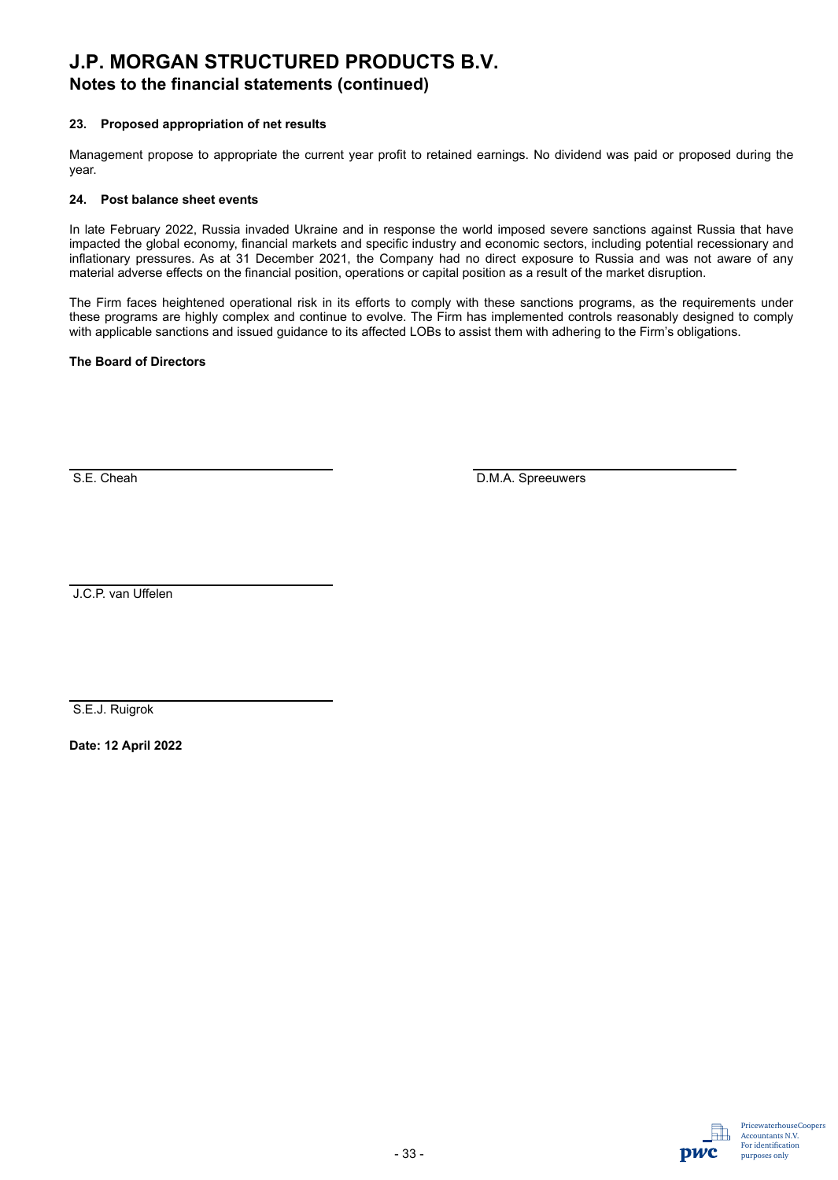# J.P. MORGAN STRUCTURED PRODUCTS B.V.

## Notes to the financial statements (continued)

### 23. Proposed appropriation of net results

Management propose to appropriate the current year profit to retained earnings. No dividend was paid or proposed during the year.

### 24. Post balance sheet events

In late February 2022, Russia invaded Ukraine and in response the world imposed severe sanctions against Russia that have impacted the global economy, financial markets and specific industry and economic sectors, including potential recessionary and inflationary pressures. As at 31 December 2021, the Company had no direct exposure to Russia and was not aware of any material adverse effects on the financial position, operations or capital position as a result of the market disruption.

The Firm faces heightened operational risk in its efforts to comply with these sanctions programs, as the requirements under these programs are highly complex and continue to evolve. The Firm has implemented controls reasonably designed to comply with applicable sanctions and issued guidance to its affected LOBs to assist them with adhering to the Firm's obligations.

**The Board of Directors**

S.E. Cheah

D.M.A. Spreeuwers

J.C.P. van Uffelen

S.E.J. Ruigrok

**Date: 12 April 2022**

PricewaterhouseCoopers Accountants N.V. For identification purposes only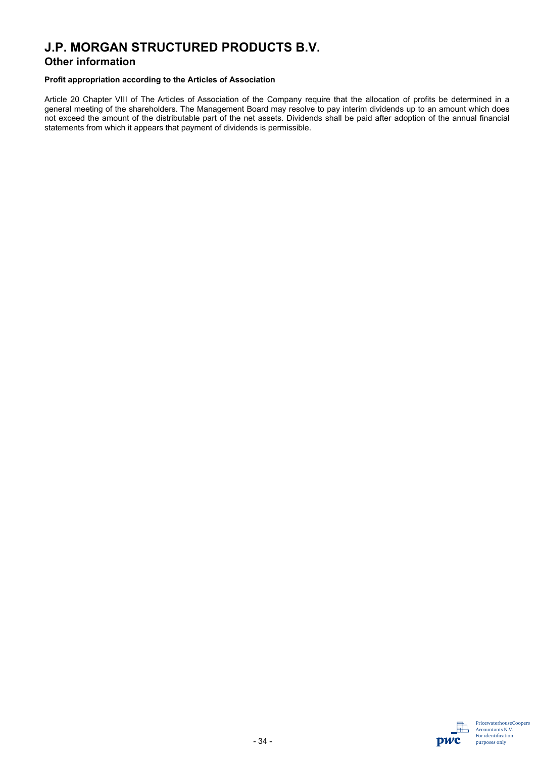# J.P. MORGAN STRUCTURED PRODUCTS B.V.

## Other information

**Profit appropriation according to the Articles of Association**

Article 20 Chapter VIII of The Articles of Association of the Company require that the allocation of profits be determined in a general meeting of the shareholders. The Management Board may resolve to pay interim dividends up to an amount which does not exceed the amount of the distributable part of the net assets. Dividends shall be paid after adoption of the annual financial statements from which it appears that payment of dividends is permissible.

PricewaterhouseCoopers Accountants N.V. For identification purposes only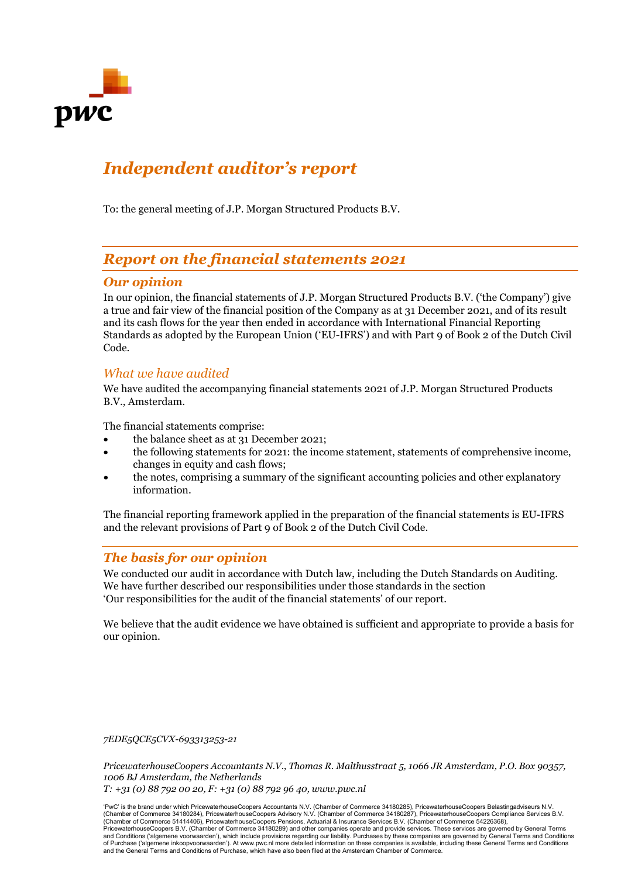# *Independent auditor's report*

To: the general meeting of J.P. Morgan Structured Products B.V.

## *Report on the financial statements 2021*

### *Our opinion*

In our opinion, the financial statements of J.P. Morgan Structured Products B.V. ('the Company') give a true and fair view of the financial position of the Company as at 31 December 2021, and of its result and its cash flows for the year then ended in accordance with International Financial Reporting Standards as adopted by the European Union ('EU-IFRS') and with Part 9 of Book 2 of the Dutch Civil Code.

### *What we have audited*

We have audited the accompanying financial statements 2021 of J.P. Morgan Structured Products B.V., Amsterdam.

The financial statements comprise:

- the balance sheet as at 31 December 2021;
- the following statements for 2021: the income statement, statements of comprehensive income, changes in equity and cash flows;
- the notes, comprising a summary of the significant accounting policies and other explanatory information.

The financial reporting framework applied in the preparation of the financial statements is EU-IFRS and the relevant provisions of Part 9 of Book 2 of the Dutch Civil Code.

### *The basis for our opinion*

We conducted our audit in accordance with Dutch law, including the Dutch Standards on Auditing. We have further described our responsibilities under those standards in the section 'Our responsibilities for the audit of the financial statements' of our report.

We believe that the audit evidence we have obtained is sufficient and appropriate to provide a basis for our opinion.

*7EDE5QCE5CVX-693313253-21*

*PricewaterhouseCoopers Accountants N.V., Thomas R. Malthusstraat 5, 1066 JR Amsterdam, P.O. Box 90357, 1006 BJ Amsterdam, the Netherlands*
*T: +31 (0) 88 792 00 20, F: +31 (0) 88 792 96 40, www.pwc.nl*

'PwC' is the brand under which PricewaterhouseCoopers Accountants N.V. (Chamber of Commerce 34180285), PricewaterhouseCoopers Belastingadviseurs N.V. (Chamber of Commerce 34180284), PricewaterhouseCoopers Advisory N.V. (Chamber of Commerce 34180287), PricewaterhouseCoopers Compliance Services B.V. (Chamber of Commerce 51414406), PricewaterhouseCoopers Pensions, Actuarial & Insurance Services B.V. (Chamber of Commerce 54226368), PricewaterhouseCoopers B.V. (Chamber of Commerce 34180289) and other companies operate and provide services. These services are governed by General Terms and Conditions ('algemene voorwaarden'), which include provisions regarding our liability. Purchases by these companies are governed by General Terms and Conditions of Purchase ('algemene inkoopvoorwaarden'). At www.pwc.nl more detailed information on these companies is available, including these General Terms and Conditions and the General Terms and Conditions of Purchase, which have also been filed at the Amsterdam Chamber of Commerce.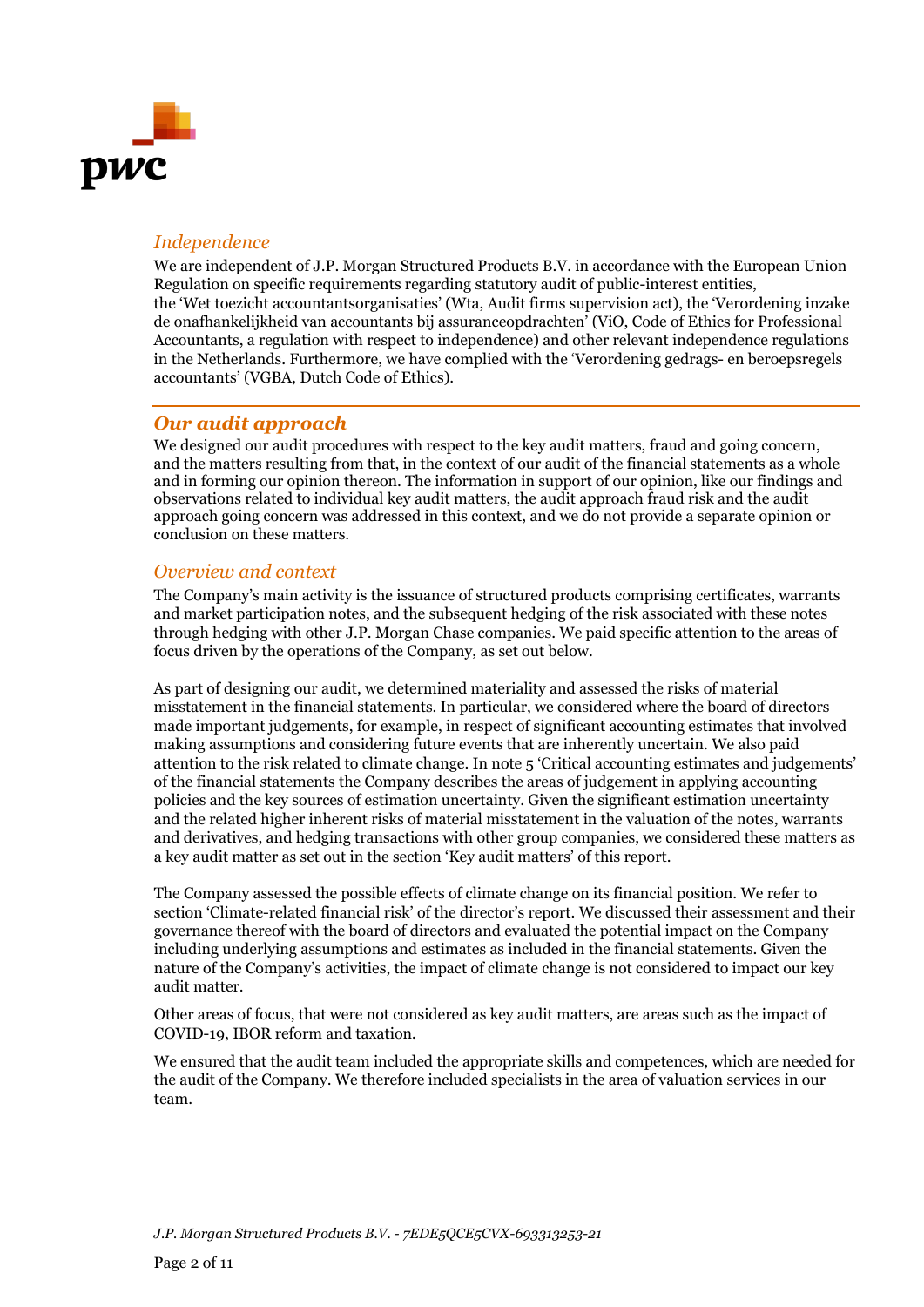### *Independence*

We are independent of J.P. Morgan Structured Products B.V. in accordance with the European Union Regulation on specific requirements regarding statutory audit of public-interest entities, the 'Wet toezicht accountantsorganisaties' (Wta, Audit firms supervision act), the 'Verordening inzake de onafhankelijkheid van accountants bij assuranceopdrachten' (ViO, Code of Ethics for Professional Accountants, a regulation with respect to independence) and other relevant independence regulations in the Netherlands. Furthermore, we have complied with the 'Verordening gedrags- en beroepsregels accountants' (VGBA, Dutch Code of Ethics).

## ***Our audit approach***

We designed our audit procedures with respect to the key audit matters, fraud and going concern, and the matters resulting from that, in the context of our audit of the financial statements as a whole and in forming our opinion thereon. The information in support of our opinion, like our findings and observations related to individual key audit matters, the audit approach fraud risk and the audit approach going concern was addressed in this context, and we do not provide a separate opinion or conclusion on these matters.

### *Overview and context*

The Company's main activity is the issuance of structured products comprising certificates, warrants and market participation notes, and the subsequent hedging of the risk associated with these notes through hedging with other J.P. Morgan Chase companies. We paid specific attention to the areas of focus driven by the operations of the Company, as set out below.

As part of designing our audit, we determined materiality and assessed the risks of material misstatement in the financial statements. In particular, we considered where the board of directors made important judgements, for example, in respect of significant accounting estimates that involved making assumptions and considering future events that are inherently uncertain. We also paid attention to the risk related to climate change. In note 5 'Critical accounting estimates and judgements' of the financial statements the Company describes the areas of judgement in applying accounting policies and the key sources of estimation uncertainty. Given the significant estimation uncertainty and the related higher inherent risks of material misstatement in the valuation of the notes, warrants and derivatives, and hedging transactions with other group companies, we considered these matters as a key audit matter as set out in the section 'Key audit matters' of this report.

The Company assessed the possible effects of climate change on its financial position. We refer to section 'Climate-related financial risk' of the director's report. We discussed their assessment and their governance thereof with the board of directors and evaluated the potential impact on the Company including underlying assumptions and estimates as included in the financial statements. Given the nature of the Company's activities, the impact of climate change is not considered to impact our key audit matter.

Other areas of focus, that were not considered as key audit matters, are areas such as the impact of COVID-19, IBOR reform and taxation.

We ensured that the audit team included the appropriate skills and competences, which are needed for the audit of the Company. We therefore included specialists in the area of valuation services in our team.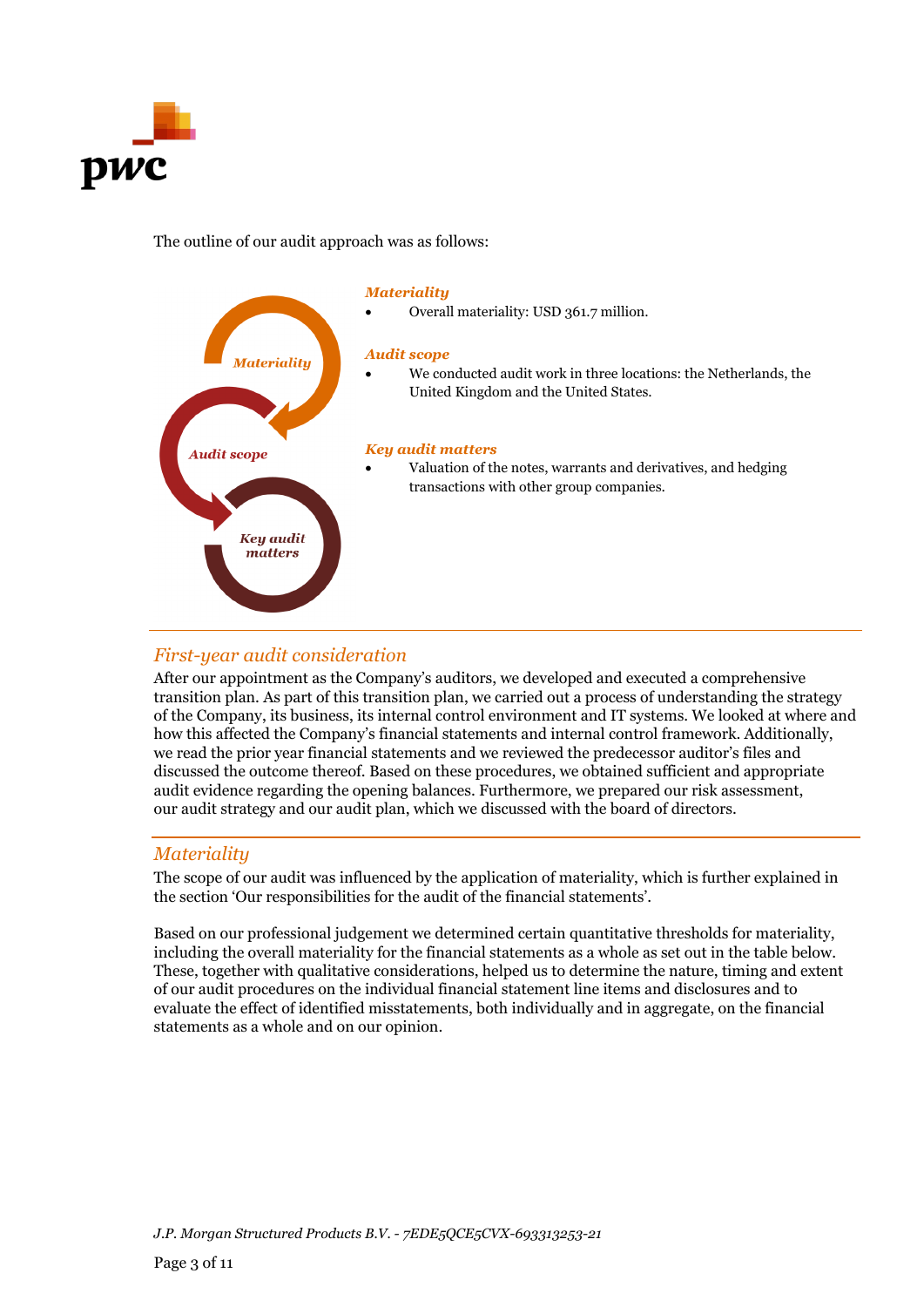The outline of our audit approach was as follows:

***Materiality***

- Overall materiality: USD 361.7 million.

***Audit scope***

- We conducted audit work in three locations: the Netherlands, the United Kingdom and the United States.

***Key audit matters***

- Valuation of the notes, warrants and derivatives, and hedging transactions with other group companies.

## *First-year audit consideration*

After our appointment as the Company's auditors, we developed and executed a comprehensive transition plan. As part of this transition plan, we carried out a process of understanding the strategy of the Company, its business, its internal control environment and IT systems. We looked at where and how this affected the Company's financial statements and internal control framework. Additionally, we read the prior year financial statements and we reviewed the predecessor auditor's files and discussed the outcome thereof. Based on these procedures, we obtained sufficient and appropriate audit evidence regarding the opening balances. Furthermore, we prepared our risk assessment, our audit strategy and our audit plan, which we discussed with the board of directors.

## *Materiality*

The scope of our audit was influenced by the application of materiality, which is further explained in the section 'Our responsibilities for the audit of the financial statements'.

Based on our professional judgement we determined certain quantitative thresholds for materiality, including the overall materiality for the financial statements as a whole as set out in the table below. These, together with qualitative considerations, helped us to determine the nature, timing and extent of our audit procedures on the individual financial statement line items and disclosures and to evaluate the effect of identified misstatements, both individually and in aggregate, on the financial statements as a whole and on our opinion.

*J.P. Morgan Structured Products B.V. - 7EDE5QCE5CVX-693313253-21*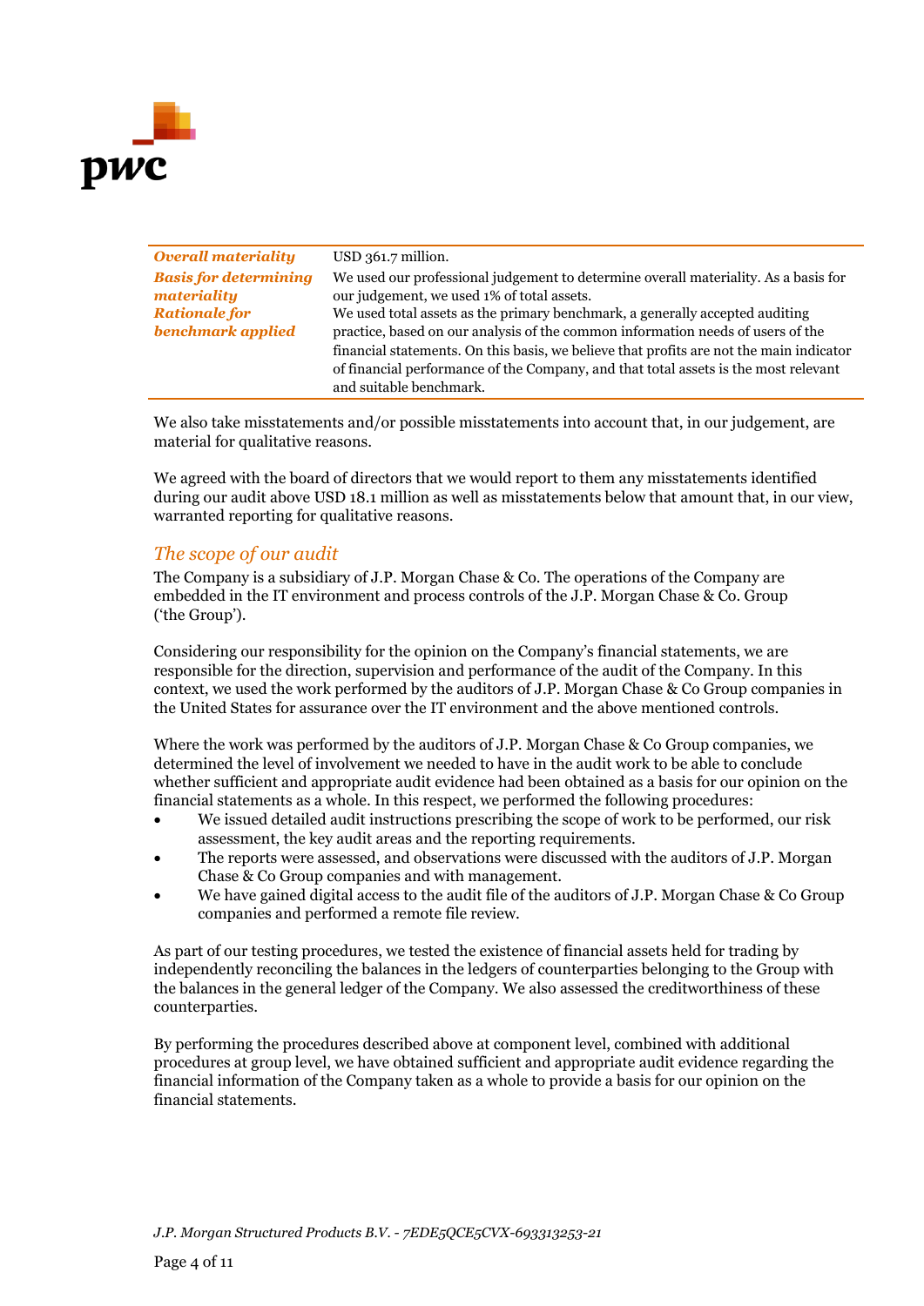| | |
|---|---|
| ***Overall materiality*** | USD 361.7 million. |
| ***Basis for determining materiality*** | We used our professional judgement to determine overall materiality. As a basis for our judgement, we used 1% of total assets. |
| ***Rationale for benchmark applied*** | We used total assets as the primary benchmark, a generally accepted auditing practice, based on our analysis of the common information needs of users of the financial statements. On this basis, we believe that profits are not the main indicator of financial performance of the Company, and that total assets is the most relevant and suitable benchmark. |

We also take misstatements and/or possible misstatements into account that, in our judgement, are material for qualitative reasons.

We agreed with the board of directors that we would report to them any misstatements identified during our audit above USD 18.1 million as well as misstatements below that amount that, in our view, warranted reporting for qualitative reasons.

## *The scope of our audit*

The Company is a subsidiary of J.P. Morgan Chase & Co. The operations of the Company are embedded in the IT environment and process controls of the J.P. Morgan Chase & Co. Group ('the Group').

Considering our responsibility for the opinion on the Company's financial statements, we are responsible for the direction, supervision and performance of the audit of the Company. In this context, we used the work performed by the auditors of J.P. Morgan Chase & Co Group companies in the United States for assurance over the IT environment and the above mentioned controls.

Where the work was performed by the auditors of J.P. Morgan Chase & Co Group companies, we determined the level of involvement we needed to have in the audit work to be able to conclude whether sufficient and appropriate audit evidence had been obtained as a basis for our opinion on the financial statements as a whole. In this respect, we performed the following procedures:

- We issued detailed audit instructions prescribing the scope of work to be performed, our risk assessment, the key audit areas and the reporting requirements.
- The reports were assessed, and observations were discussed with the auditors of J.P. Morgan Chase & Co Group companies and with management.
- We have gained digital access to the audit file of the auditors of J.P. Morgan Chase & Co Group companies and performed a remote file review.

As part of our testing procedures, we tested the existence of financial assets held for trading by independently reconciling the balances in the ledgers of counterparties belonging to the Group with the balances in the general ledger of the Company. We also assessed the creditworthiness of these counterparties.

By performing the procedures described above at component level, combined with additional procedures at group level, we have obtained sufficient and appropriate audit evidence regarding the financial information of the Company taken as a whole to provide a basis for our opinion on the financial statements.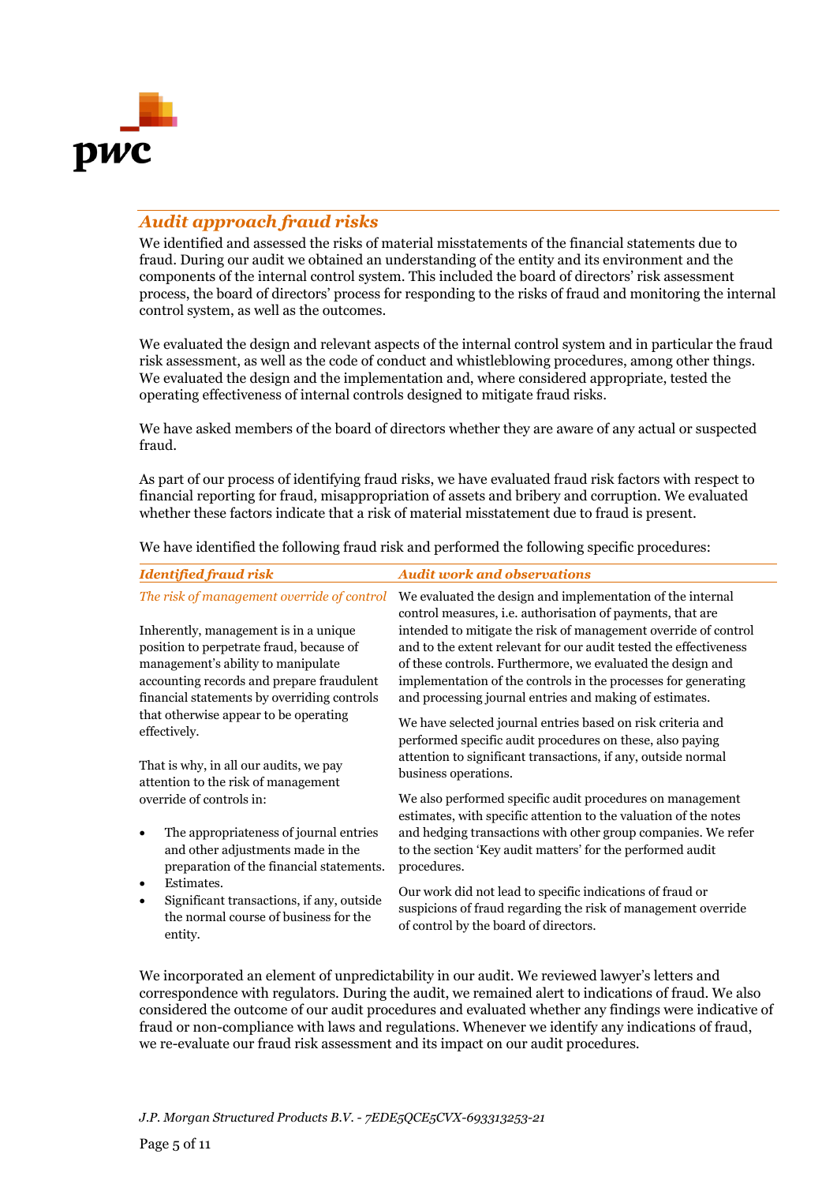## *Audit approach fraud risks*

We identified and assessed the risks of material misstatements of the financial statements due to fraud. During our audit we obtained an understanding of the entity and its environment and the components of the internal control system. This included the board of directors' risk assessment process, the board of directors' process for responding to the risks of fraud and monitoring the internal control system, as well as the outcomes.

We evaluated the design and relevant aspects of the internal control system and in particular the fraud risk assessment, as well as the code of conduct and whistleblowing procedures, among other things. We evaluated the design and the implementation and, where considered appropriate, tested the operating effectiveness of internal controls designed to mitigate fraud risks.

We have asked members of the board of directors whether they are aware of any actual or suspected fraud.

As part of our process of identifying fraud risks, we have evaluated fraud risk factors with respect to financial reporting for fraud, misappropriation of assets and bribery and corruption. We evaluated whether these factors indicate that a risk of material misstatement due to fraud is present.

We have identified the following fraud risk and performed the following specific procedures:

| *Identified fraud risk* | *Audit work and observations* |
|---|---|
| *The risk of management override of control*<br><br>Inherently, management is in a unique position to perpetrate fraud, because of management's ability to manipulate accounting records and prepare fraudulent financial statements by overriding controls that otherwise appear to be operating effectively.<br><br>That is why, in all our audits, we pay attention to the risk of management override of controls in:<br><br>• The appropriateness of journal entries and other adjustments made in the preparation of the financial statements.<br>• Estimates.<br>• Significant transactions, if any, outside the normal course of business for the entity. | We evaluated the design and implementation of the internal control measures, i.e. authorisation of payments, that are intended to mitigate the risk of management override of control and to the extent relevant for our audit tested the effectiveness of these controls. Furthermore, we evaluated the design and implementation of the controls in the processes for generating and processing journal entries and making of estimates.<br><br>We have selected journal entries based on risk criteria and performed specific audit procedures on these, also paying attention to significant transactions, if any, outside normal business operations.<br><br>We also performed specific audit procedures on management estimates, with specific attention to the valuation of the notes and hedging transactions with other group companies. We refer to the section 'Key audit matters' for the performed audit procedures.<br><br>Our work did not lead to specific indications of fraud or suspicions of fraud regarding the risk of management override of control by the board of directors. |

We incorporated an element of unpredictability in our audit. We reviewed lawyer's letters and correspondence with regulators. During the audit, we remained alert to indications of fraud. We also considered the outcome of our audit procedures and evaluated whether any findings were indicative of fraud or non-compliance with laws and regulations. Whenever we identify any indications of fraud, we re-evaluate our fraud risk assessment and its impact on our audit procedures.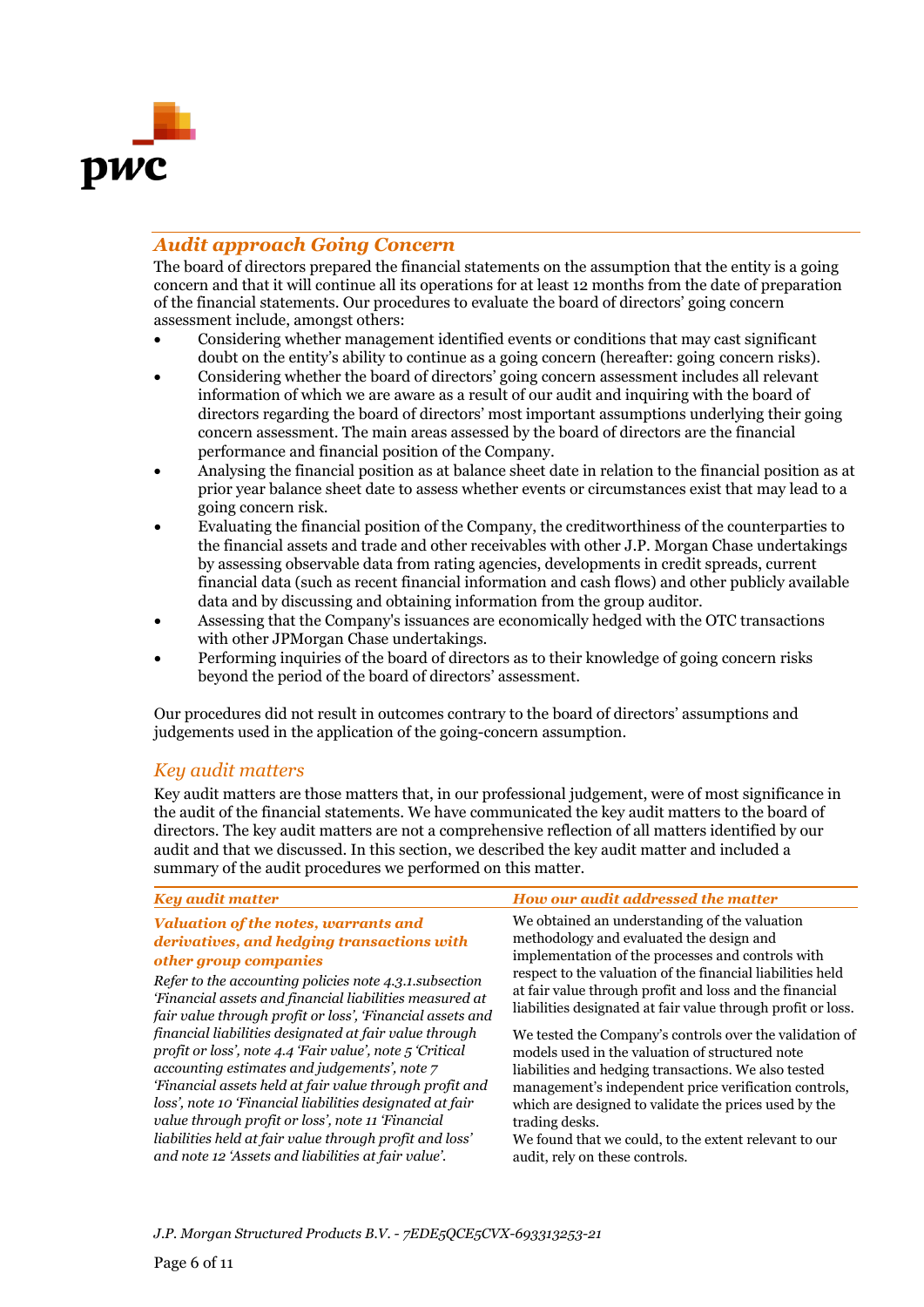## *Audit approach Going Concern*

The board of directors prepared the financial statements on the assumption that the entity is a going concern and that it will continue all its operations for at least 12 months from the date of preparation of the financial statements. Our procedures to evaluate the board of directors' going concern assessment include, amongst others:

- Considering whether management identified events or conditions that may cast significant doubt on the entity's ability to continue as a going concern (hereafter: going concern risks).
- Considering whether the board of directors' going concern assessment includes all relevant information of which we are aware as a result of our audit and inquiring with the board of directors regarding the board of directors' most important assumptions underlying their going concern assessment. The main areas assessed by the board of directors are the financial performance and financial position of the Company.
- Analysing the financial position as at balance sheet date in relation to the financial position as at prior year balance sheet date to assess whether events or circumstances exist that may lead to a going concern risk.
- Evaluating the financial position of the Company, the creditworthiness of the counterparties to the financial assets and trade and other receivables with other J.P. Morgan Chase undertakings by assessing observable data from rating agencies, developments in credit spreads, current financial data (such as recent financial information and cash flows) and other publicly available data and by discussing and obtaining information from the group auditor.
- Assessing that the Company's issuances are economically hedged with the OTC transactions with other JPMorgan Chase undertakings.
- Performing inquiries of the board of directors as to their knowledge of going concern risks beyond the period of the board of directors' assessment.

Our procedures did not result in outcomes contrary to the board of directors' assumptions and judgements used in the application of the going-concern assumption.

## *Key audit matters*

Key audit matters are those matters that, in our professional judgement, were of most significance in the audit of the financial statements. We have communicated the key audit matters to the board of directors. The key audit matters are not a comprehensive reflection of all matters identified by our audit and that we discussed. In this section, we described the key audit matter and included a summary of the audit procedures we performed on this matter.

| *Key audit matter* | *How our audit addressed the matter* |
|---|---|
| ***Valuation of the notes, warrants and derivatives, and hedging transactions with other group companies***<br><br>*Refer to the accounting policies note 4.3.1.subsection 'Financial assets and financial liabilities measured at fair value through profit or loss', 'Financial assets and financial liabilities designated at fair value through profit or loss', note 4.4 'Fair value', note 5 'Critical accounting estimates and judgements', note 7 'Financial assets held at fair value through profit and loss', note 10 'Financial liabilities designated at fair value through profit or loss', note 11 'Financial liabilities held at fair value through profit and loss' and note 12 'Assets and liabilities at fair value'.* | We obtained an understanding of the valuation methodology and evaluated the design and implementation of the processes and controls with respect to the valuation of the financial liabilities held at fair value through profit and loss and the financial liabilities designated at fair value through profit or loss.<br><br>We tested the Company's controls over the validation of models used in the valuation of structured note liabilities and hedging transactions. We also tested management's independent price verification controls, which are designed to validate the prices used by the trading desks.<br>We found that we could, to the extent relevant to our audit, rely on these controls. |

*J.P. Morgan Structured Products B.V. - 7EDE5QCE5CVX-693313253-21*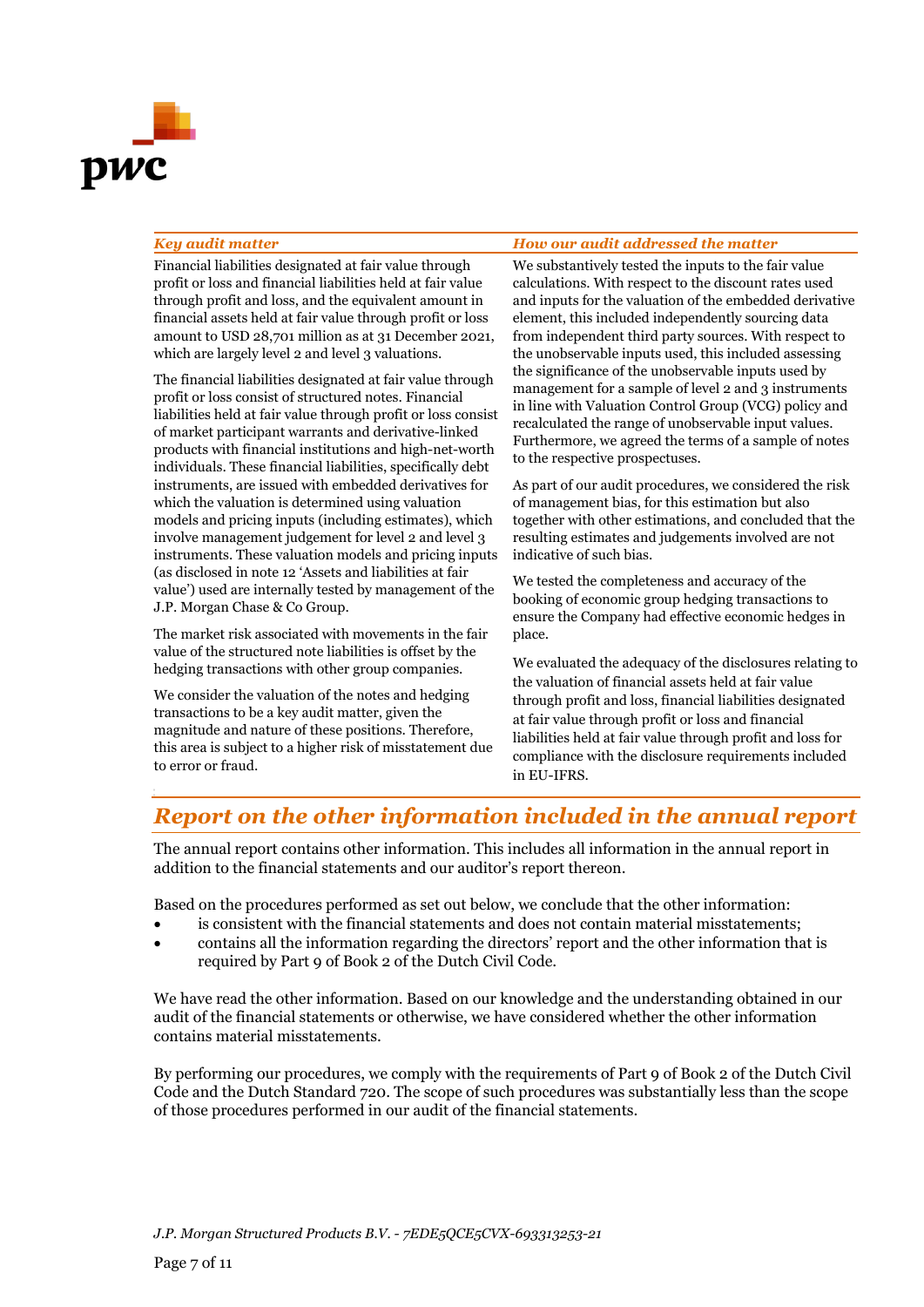| *Key audit matter* | *How our audit addressed the matter* |
|---|---|
| Financial liabilities designated at fair value through profit or loss and financial liabilities held at fair value through profit and loss, and the equivalent amount in financial assets held at fair value through profit or loss amount to USD 28,701 million as at 31 December 2021, which are largely level 2 and level 3 valuations.<br><br>The financial liabilities designated at fair value through profit or loss consist of structured notes. Financial liabilities held at fair value through profit or loss consist of market participant warrants and derivative-linked products with financial institutions and high-net-worth individuals. These financial liabilities, specifically debt instruments, are issued with embedded derivatives for which the valuation is determined using valuation models and pricing inputs (including estimates), which involve management judgement for level 2 and level 3 instruments. These valuation models and pricing inputs (as disclosed in note 12 'Assets and liabilities at fair value') used are internally tested by management of the J.P. Morgan Chase & Co Group.<br><br>The market risk associated with movements in the fair value of the structured note liabilities is offset by the hedging transactions with other group companies.<br><br>We consider the valuation of the notes and hedging transactions to be a key audit matter, given the magnitude and nature of these positions. Therefore, this area is subject to a higher risk of misstatement due to error or fraud. | We substantively tested the inputs to the fair value calculations. With respect to the discount rates used and inputs for the valuation of the embedded derivative element, this included independently sourcing data from independent third party sources. With respect to the unobservable inputs used, this included assessing the significance of the unobservable inputs used by management for a sample of level 2 and 3 instruments in line with Valuation Control Group (VCG) policy and recalculated the range of unobservable input values. Furthermore, we agreed the terms of a sample of notes to the respective prospectuses.<br><br>As part of our audit procedures, we considered the risk of management bias, for this estimation but also together with other estimations, and concluded that the resulting estimates and judgements involved are not indicative of such bias.<br><br>We tested the completeness and accuracy of the booking of economic group hedging transactions to ensure the Company had effective economic hedges in place.<br><br>We evaluated the adequacy of the disclosures relating to the valuation of financial assets held at fair value through profit and loss, financial liabilities designated at fair value through profit or loss and financial liabilities held at fair value through profit and loss for compliance with the disclosure requirements included in EU-IFRS. |

## *Report on the other information included in the annual report*

The annual report contains other information. This includes all information in the annual report in addition to the financial statements and our auditor's report thereon.

Based on the procedures performed as set out below, we conclude that the other information:

- is consistent with the financial statements and does not contain material misstatements;
- contains all the information regarding the directors' report and the other information that is required by Part 9 of Book 2 of the Dutch Civil Code.

We have read the other information. Based on our knowledge and the understanding obtained in our audit of the financial statements or otherwise, we have considered whether the other information contains material misstatements.

By performing our procedures, we comply with the requirements of Part 9 of Book 2 of the Dutch Civil Code and the Dutch Standard 720. The scope of such procedures was substantially less than the scope of those procedures performed in our audit of the financial statements.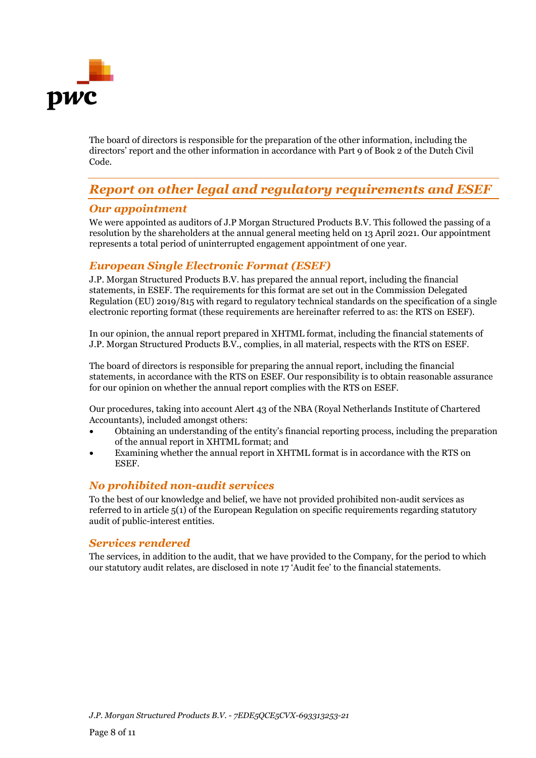The board of directors is responsible for the preparation of the other information, including the directors' report and the other information in accordance with Part 9 of Book 2 of the Dutch Civil Code.

## *Report on other legal and regulatory requirements and ESEF*

### *Our appointment*

We were appointed as auditors of J.P Morgan Structured Products B.V. This followed the passing of a resolution by the shareholders at the annual general meeting held on 13 April 2021. Our appointment represents a total period of uninterrupted engagement appointment of one year.

### *European Single Electronic Format (ESEF)*

J.P. Morgan Structured Products B.V. has prepared the annual report, including the financial statements, in ESEF. The requirements for this format are set out in the Commission Delegated Regulation (EU) 2019/815 with regard to regulatory technical standards on the specification of a single electronic reporting format (these requirements are hereinafter referred to as: the RTS on ESEF).

In our opinion, the annual report prepared in XHTML format, including the financial statements of J.P. Morgan Structured Products B.V., complies, in all material, respects with the RTS on ESEF.

The board of directors is responsible for preparing the annual report, including the financial statements, in accordance with the RTS on ESEF. Our responsibility is to obtain reasonable assurance for our opinion on whether the annual report complies with the RTS on ESEF.

Our procedures, taking into account Alert 43 of the NBA (Royal Netherlands Institute of Chartered Accountants), included amongst others:

- Obtaining an understanding of the entity's financial reporting process, including the preparation of the annual report in XHTML format; and
- Examining whether the annual report in XHTML format is in accordance with the RTS on ESEF.

### *No prohibited non-audit services*

To the best of our knowledge and belief, we have not provided prohibited non-audit services as referred to in article 5(1) of the European Regulation on specific requirements regarding statutory audit of public-interest entities.

### *Services rendered*

The services, in addition to the audit, that we have provided to the Company, for the period to which our statutory audit relates, are disclosed in note 17 'Audit fee' to the financial statements.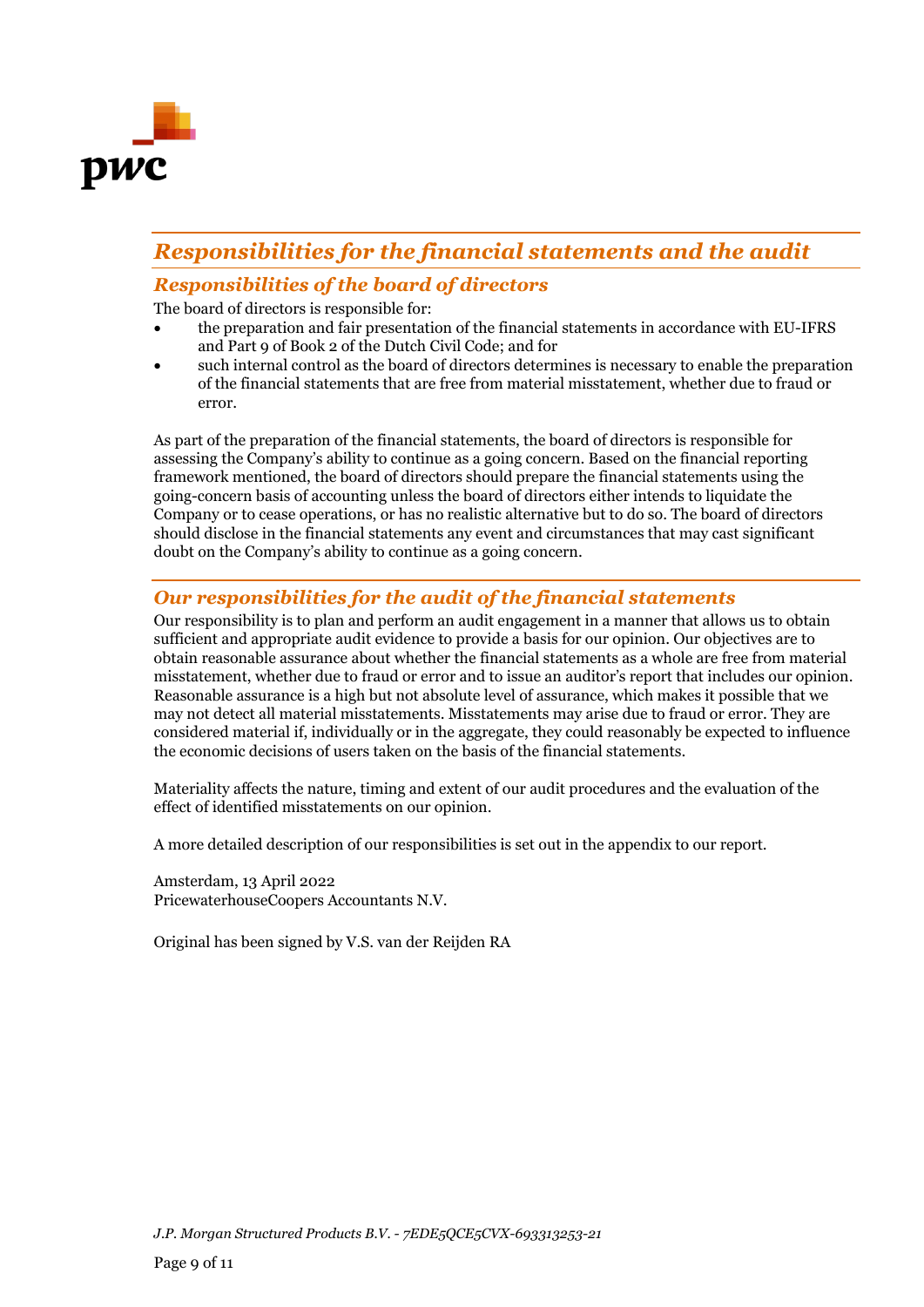## *Responsibilities for the financial statements and the audit*

### *Responsibilities of the board of directors*

The board of directors is responsible for:

- the preparation and fair presentation of the financial statements in accordance with EU-IFRS and Part 9 of Book 2 of the Dutch Civil Code; and for
- such internal control as the board of directors determines is necessary to enable the preparation of the financial statements that are free from material misstatement, whether due to fraud or error.

As part of the preparation of the financial statements, the board of directors is responsible for assessing the Company's ability to continue as a going concern. Based on the financial reporting framework mentioned, the board of directors should prepare the financial statements using the going-concern basis of accounting unless the board of directors either intends to liquidate the Company or to cease operations, or has no realistic alternative but to do so. The board of directors should disclose in the financial statements any event and circumstances that may cast significant doubt on the Company's ability to continue as a going concern.

### *Our responsibilities for the audit of the financial statements*

Our responsibility is to plan and perform an audit engagement in a manner that allows us to obtain sufficient and appropriate audit evidence to provide a basis for our opinion. Our objectives are to obtain reasonable assurance about whether the financial statements as a whole are free from material misstatement, whether due to fraud or error and to issue an auditor's report that includes our opinion. Reasonable assurance is a high but not absolute level of assurance, which makes it possible that we may not detect all material misstatements. Misstatements may arise due to fraud or error. They are considered material if, individually or in the aggregate, they could reasonably be expected to influence the economic decisions of users taken on the basis of the financial statements.

Materiality affects the nature, timing and extent of our audit procedures and the evaluation of the effect of identified misstatements on our opinion.

A more detailed description of our responsibilities is set out in the appendix to our report.

Amsterdam, 13 April 2022
PricewaterhouseCoopers Accountants N.V.

Original has been signed by V.S. van der Reijden RA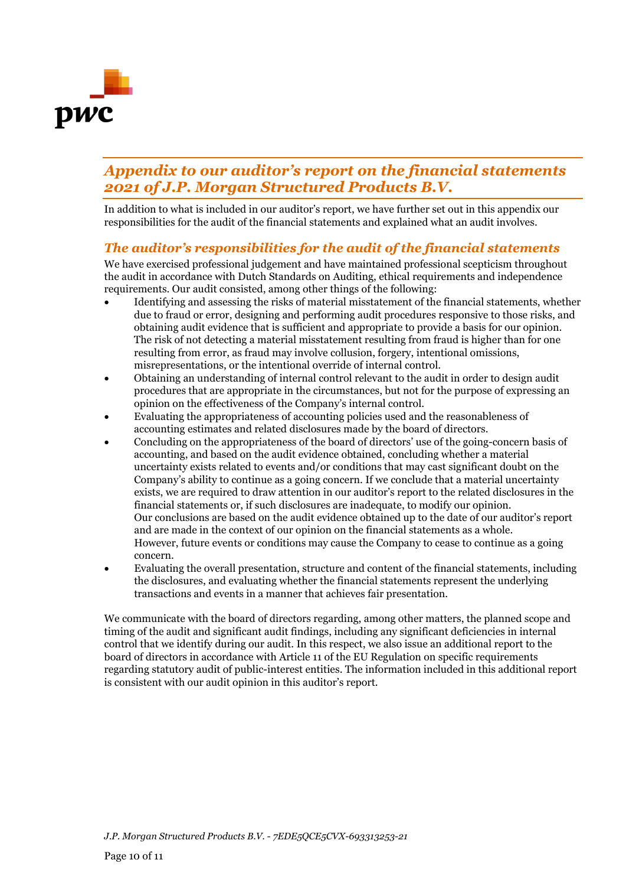## *Appendix to our auditor's report on the financial statements 2021 of J.P. Morgan Structured Products B.V.*

In addition to what is included in our auditor's report, we have further set out in this appendix our responsibilities for the audit of the financial statements and explained what an audit involves.

### *The auditor's responsibilities for the audit of the financial statements*

We have exercised professional judgement and have maintained professional scepticism throughout the audit in accordance with Dutch Standards on Auditing, ethical requirements and independence requirements. Our audit consisted, among other things of the following:

- Identifying and assessing the risks of material misstatement of the financial statements, whether due to fraud or error, designing and performing audit procedures responsive to those risks, and obtaining audit evidence that is sufficient and appropriate to provide a basis for our opinion. The risk of not detecting a material misstatement resulting from fraud is higher than for one resulting from error, as fraud may involve collusion, forgery, intentional omissions, misrepresentations, or the intentional override of internal control.
- Obtaining an understanding of internal control relevant to the audit in order to design audit procedures that are appropriate in the circumstances, but not for the purpose of expressing an opinion on the effectiveness of the Company's internal control.
- Evaluating the appropriateness of accounting policies used and the reasonableness of accounting estimates and related disclosures made by the board of directors.
- Concluding on the appropriateness of the board of directors' use of the going-concern basis of accounting, and based on the audit evidence obtained, concluding whether a material uncertainty exists related to events and/or conditions that may cast significant doubt on the Company's ability to continue as a going concern. If we conclude that a material uncertainty exists, we are required to draw attention in our auditor's report to the related disclosures in the financial statements or, if such disclosures are inadequate, to modify our opinion. Our conclusions are based on the audit evidence obtained up to the date of our auditor's report and are made in the context of our opinion on the financial statements as a whole. However, future events or conditions may cause the Company to cease to continue as a going concern.
- Evaluating the overall presentation, structure and content of the financial statements, including the disclosures, and evaluating whether the financial statements represent the underlying transactions and events in a manner that achieves fair presentation.

We communicate with the board of directors regarding, among other matters, the planned scope and timing of the audit and significant audit findings, including any significant deficiencies in internal control that we identify during our audit. In this respect, we also issue an additional report to the board of directors in accordance with Article 11 of the EU Regulation on specific requirements regarding statutory audit of public-interest entities. The information included in this additional report is consistent with our audit opinion in this auditor's report.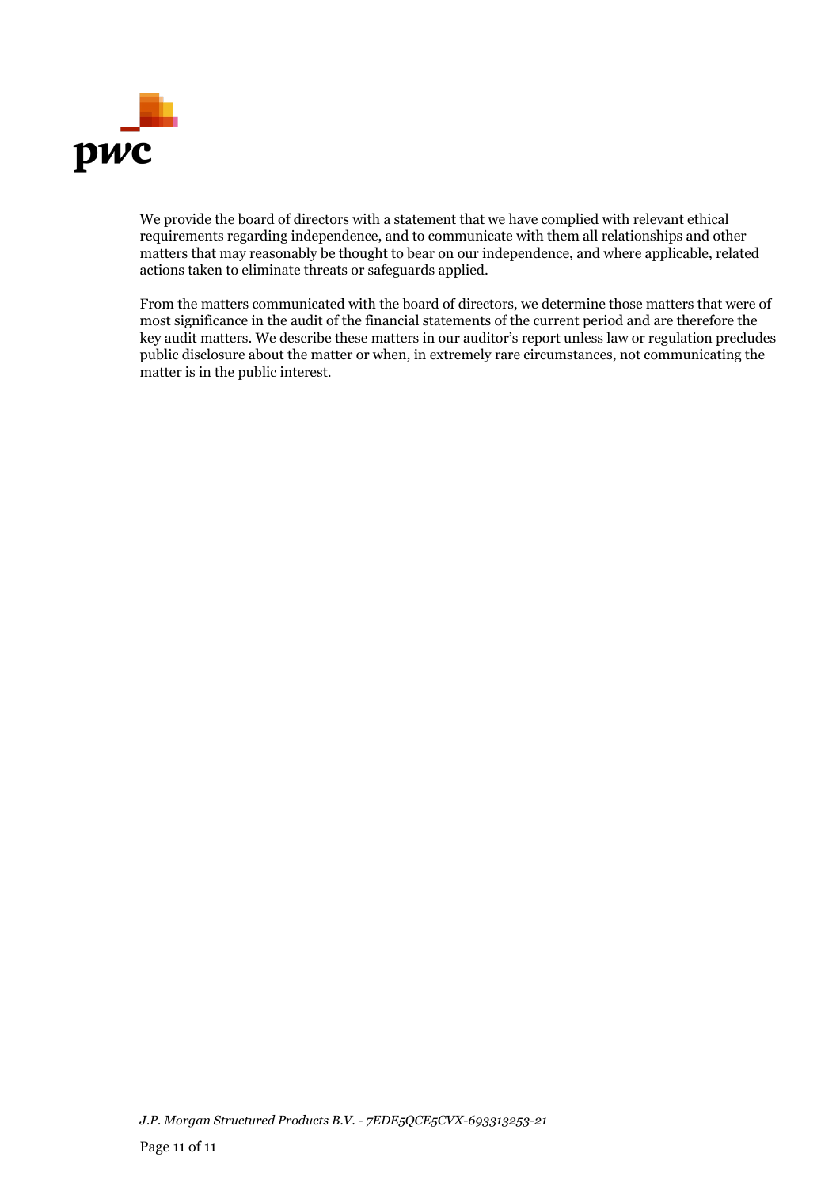We provide the board of directors with a statement that we have complied with relevant ethical requirements regarding independence, and to communicate with them all relationships and other matters that may reasonably be thought to bear on our independence, and where applicable, related actions taken to eliminate threats or safeguards applied.

From the matters communicated with the board of directors, we determine those matters that were of most significance in the audit of the financial statements of the current period and are therefore the key audit matters. We describe these matters in our auditor's report unless law or regulation precludes public disclosure about the matter or when, in extremely rare circumstances, not communicating the matter is in the public interest.